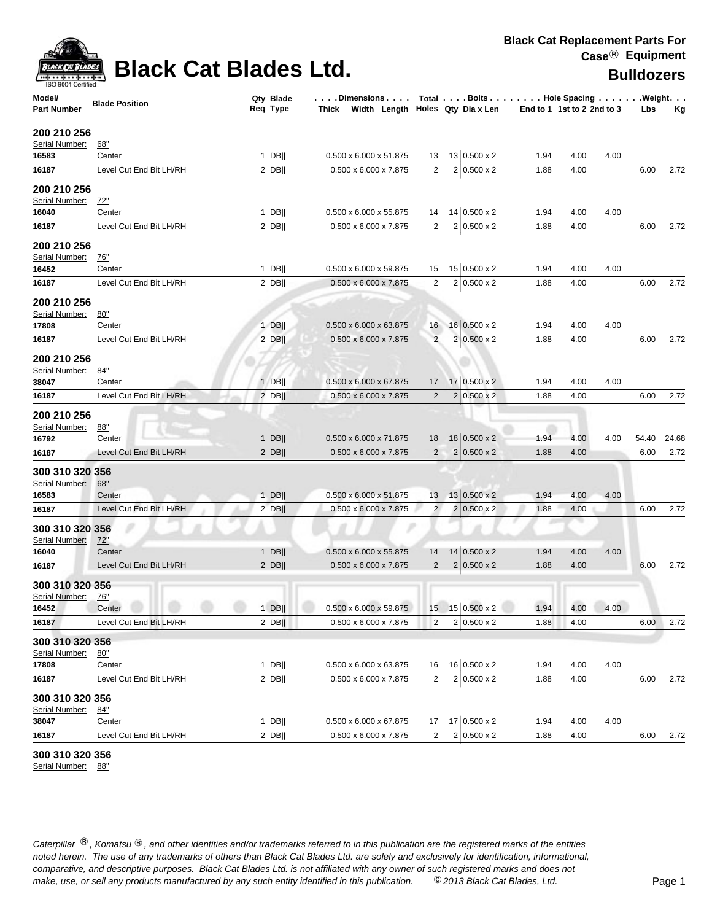# Black Cat Blades Ltd.

**Black Cat Replacement Parts For Case® Equipment**

**Bulldozers**

| Model/ Part Number | Blade Position | Qty Req | Blade Type | Dimensions Thick x Width x Length | Total Holes | Bolts Qty | Bolts Dia x Len | Hole Spacing End to 1 | Hole Spacing 1st to 2 | Hole Spacing 2nd to 3 | Weight Lbs | Weight Kg |
|---|---|---|---|---|---|---|---|---|---|---|---|---|
| **200 210 256** | | | | | | | | | | | | |
| Serial Number: | 68" | | | | | | | | | | | |
| **16583** | Center | 1 | DB\|\| | 0.500 x 6.000 x 51.875 | 13 | 13 | 0.500 x 2 | 1.94 | 4.00 | 4.00 | | |
| **16187** | Level Cut End Bit LH/RH | 2 | DB\|\| | 0.500 x 6.000 x 7.875 | 2 | 2 | 0.500 x 2 | 1.88 | 4.00 | | 6.00 | 2.72 |
| **200 210 256** | | | | | | | | | | | | |
| Serial Number: | 72" | | | | | | | | | | | |
| **16040** | Center | 1 | DB\|\| | 0.500 x 6.000 x 55.875 | 14 | 14 | 0.500 x 2 | 1.94 | 4.00 | 4.00 | | |
| **16187** | Level Cut End Bit LH/RH | 2 | DB\|\| | 0.500 x 6.000 x 7.875 | 2 | 2 | 0.500 x 2 | 1.88 | 4.00 | | 6.00 | 2.72 |
| **200 210 256** | | | | | | | | | | | | |
| Serial Number: | 76" | | | | | | | | | | | |
| **16452** | Center | 1 | DB\|\| | 0.500 x 6.000 x 59.875 | 15 | 15 | 0.500 x 2 | 1.94 | 4.00 | 4.00 | | |
| **16187** | Level Cut End Bit LH/RH | 2 | DB\|\| | 0.500 x 6.000 x 7.875 | 2 | 2 | 0.500 x 2 | 1.88 | 4.00 | | 6.00 | 2.72 |
| **200 210 256** | | | | | | | | | | | | |
| Serial Number: | 80" | | | | | | | | | | | |
| **17808** | Center | 1 | DB\|\| | 0.500 x 6.000 x 63.875 | 16 | 16 | 0.500 x 2 | 1.94 | 4.00 | 4.00 | | |
| **16187** | Level Cut End Bit LH/RH | 2 | DB\|\| | 0.500 x 6.000 x 7.875 | 2 | 2 | 0.500 x 2 | 1.88 | 4.00 | | 6.00 | 2.72 |
| **200 210 256** | | | | | | | | | | | | |
| Serial Number: | 84" | | | | | | | | | | | |
| **38047** | Center | 1 | DB\|\| | 0.500 x 6.000 x 67.875 | 17 | 17 | 0.500 x 2 | 1.94 | 4.00 | 4.00 | | |
| **16187** | Level Cut End Bit LH/RH | 2 | DB\|\| | 0.500 x 6.000 x 7.875 | 2 | 2 | 0.500 x 2 | 1.88 | 4.00 | | 6.00 | 2.72 |
| **200 210 256** | | | | | | | | | | | | |
| Serial Number: | 88" | | | | | | | | | | | |
| **16792** | Center | 1 | DB\|\| | 0.500 x 6.000 x 71.875 | 18 | 18 | 0.500 x 2 | 1.94 | 4.00 | 4.00 | 54.40 | 24.68 |
| **16187** | Level Cut End Bit LH/RH | 2 | DB\|\| | 0.500 x 6.000 x 7.875 | 2 | 2 | 0.500 x 2 | 1.88 | 4.00 | | 6.00 | 2.72 |
| **300 310 320 356** | | | | | | | | | | | | |
| Serial Number: | 68" | | | | | | | | | | | |
| **16583** | Center | 1 | DB\|\| | 0.500 x 6.000 x 51.875 | 13 | 13 | 0.500 x 2 | 1.94 | 4.00 | 4.00 | | |
| **16187** | Level Cut End Bit LH/RH | 2 | DB\|\| | 0.500 x 6.000 x 7.875 | 2 | 2 | 0.500 x 2 | 1.88 | 4.00 | | 6.00 | 2.72 |
| **300 310 320 356** | | | | | | | | | | | | |
| Serial Number: | 72" | | | | | | | | | | | |
| **16040** | Center | 1 | DB\|\| | 0.500 x 6.000 x 55.875 | 14 | 14 | 0.500 x 2 | 1.94 | 4.00 | 4.00 | | |
| **16187** | Level Cut End Bit LH/RH | 2 | DB\|\| | 0.500 x 6.000 x 7.875 | 2 | 2 | 0.500 x 2 | 1.88 | 4.00 | | 6.00 | 2.72 |
| **300 310 320 356** | | | | | | | | | | | | |
| Serial Number: | 76" | | | | | | | | | | | |
| **16452** | Center | 1 | DB\|\| | 0.500 x 6.000 x 59.875 | 15 | 15 | 0.500 x 2 | 1.94 | 4.00 | 4.00 | | |
| **16187** | Level Cut End Bit LH/RH | 2 | DB\|\| | 0.500 x 6.000 x 7.875 | 2 | 2 | 0.500 x 2 | 1.88 | 4.00 | | 6.00 | 2.72 |
| **300 310 320 356** | | | | | | | | | | | | |
| Serial Number: | 80" | | | | | | | | | | | |
| **17808** | Center | 1 | DB\|\| | 0.500 x 6.000 x 63.875 | 16 | 16 | 0.500 x 2 | 1.94 | 4.00 | 4.00 | | |
| **16187** | Level Cut End Bit LH/RH | 2 | DB\|\| | 0.500 x 6.000 x 7.875 | 2 | 2 | 0.500 x 2 | 1.88 | 4.00 | | 6.00 | 2.72 |
| **300 310 320 356** | | | | | | | | | | | | |
| Serial Number: | 84" | | | | | | | | | | | |
| **38047** | Center | 1 | DB\|\| | 0.500 x 6.000 x 67.875 | 17 | 17 | 0.500 x 2 | 1.94 | 4.00 | 4.00 | | |
| **16187** | Level Cut End Bit LH/RH | 2 | DB\|\| | 0.500 x 6.000 x 7.875 | 2 | 2 | 0.500 x 2 | 1.88 | 4.00 | | 6.00 | 2.72 |
| **300 310 320 356** | | | | | | | | | | | | |
| Serial Number: | 88" | | | | | | | | | | | |

*Caterpillar ®, Komatsu ®, and other identities and/or trademarks referred to in this publication are the registered marks of the entities noted herein. The use of any trademarks of others than Black Cat Blades Ltd. are solely and exclusively for identification, informational, comparative, and descriptive purposes. Black Cat Blades Ltd. is not affiliated with any owner of such registered marks and does not make, use, or sell any products manufactured by any such entity identified in this publication.* *© 2013 Black Cat Blades, Ltd.*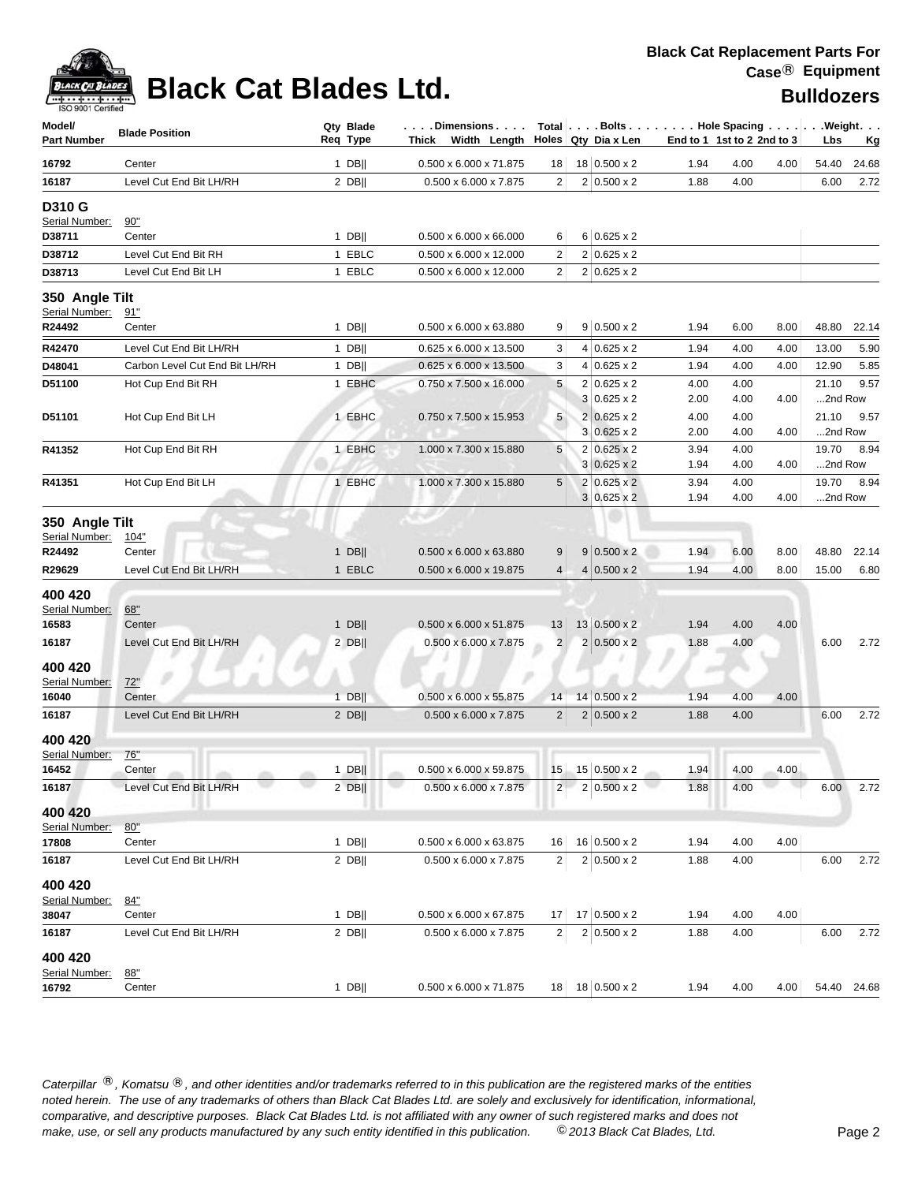# Black Cat Blades Ltd.

**Black Cat Replacement Parts For Case® Equipment**

**Bulldozers**

| Model/ Part Number | Blade Position | Qty Req | Blade Type | Dimensions Thick x Width x Length | Total Holes | Bolts Qty | Dia x Len | Hole Spacing End to 1 | 1st to 2 | 2nd to 3 | Weight Lbs | Kg |
|---|---|---|---|---|---|---|---|---|---|---|---|---|
| 16792 | Center | 1 | DB|| | 0.500 x 6.000 x 71.875 | 18 | 18 | 0.500 x 2 | 1.94 | 4.00 | 4.00 | 54.40 | 24.68 |
| 16187 | Level Cut End Bit LH/RH | 2 | DB|| | 0.500 x 6.000 x 7.875 | 2 | 2 | 0.500 x 2 | 1.88 | 4.00 | | 6.00 | 2.72 |
| **D310 G** | | | | | | | | | | | | |
| Serial Number: | 90" | | | | | | | | | | | |
| D38711 | Center | 1 | DB|| | 0.500 x 6.000 x 66.000 | 6 | 6 | 0.625 x 2 | | | | | |
| D38712 | Level Cut End Bit RH | 1 | EBLC | 0.500 x 6.000 x 12.000 | 2 | 2 | 0.625 x 2 | | | | | |
| D38713 | Level Cut End Bit LH | 1 | EBLC | 0.500 x 6.000 x 12.000 | 2 | 2 | 0.625 x 2 | | | | | |
| **350 Angle Tilt** | | | | | | | | | | | | |
| Serial Number: | 91" | | | | | | | | | | | |
| R24492 | Center | 1 | DB|| | 0.500 x 6.000 x 63.880 | 9 | 9 | 0.500 x 2 | 1.94 | 6.00 | 8.00 | 48.80 | 22.14 |
| R42470 | Level Cut End Bit LH/RH | 1 | DB|| | 0.625 x 6.000 x 13.500 | 3 | 4 | 0.625 x 2 | 1.94 | 4.00 | 4.00 | 13.00 | 5.90 |
| D48041 | Carbon Level Cut End Bit LH/RH | 1 | DB|| | 0.625 x 6.000 x 13.500 | 3 | 4 | 0.625 x 2 | 1.94 | 4.00 | 4.00 | 12.90 | 5.85 |
| D51100 | Hot Cup End Bit RH | 1 | EBHC | 0.750 x 7.500 x 16.000 | 5 | 2 | 0.625 x 2 | 4.00 | 4.00 | | 21.10 | 9.57 |
| | | | | | | 3 | 0.625 x 2 | 2.00 | 4.00 | 4.00 | ...2nd Row | |
| D51101 | Hot Cup End Bit LH | 1 | EBHC | 0.750 x 7.500 x 15.953 | 5 | 2 | 0.625 x 2 | 4.00 | 4.00 | | 21.10 | 9.57 |
| | | | | | | 3 | 0.625 x 2 | 2.00 | 4.00 | 4.00 | ...2nd Row | |
| R41352 | Hot Cup End Bit RH | 1 | EBHC | 1.000 x 7.300 x 15.880 | 5 | 2 | 0.625 x 2 | 3.94 | 4.00 | | 19.70 | 8.94 |
| | | | | | | 3 | 0.625 x 2 | 1.94 | 4.00 | 4.00 | ...2nd Row | |
| R41351 | Hot Cup End Bit LH | 1 | EBHC | 1.000 x 7.300 x 15.880 | 5 | 2 | 0.625 x 2 | 3.94 | 4.00 | | 19.70 | 8.94 |
| | | | | | | 3 | 0.625 x 2 | 1.94 | 4.00 | 4.00 | ...2nd Row | |
| **350 Angle Tilt** | | | | | | | | | | | | |
| Serial Number: | 104" | | | | | | | | | | | |
| R24492 | Center | 1 | DB|| | 0.500 x 6.000 x 63.880 | 9 | 9 | 0.500 x 2 | 1.94 | 6.00 | 8.00 | 48.80 | 22.14 |
| R29629 | Level Cut End Bit LH/RH | 1 | EBLC | 0.500 x 6.000 x 19.875 | 4 | 4 | 0.500 x 2 | 1.94 | 4.00 | 8.00 | 15.00 | 6.80 |
| **400 420** | | | | | | | | | | | | |
| Serial Number: | 68" | | | | | | | | | | | |
| 16583 | Center | 1 | DB|| | 0.500 x 6.000 x 51.875 | 13 | 13 | 0.500 x 2 | 1.94 | 4.00 | 4.00 | | |
| 16187 | Level Cut End Bit LH/RH | 2 | DB|| | 0.500 x 6.000 x 7.875 | 2 | 2 | 0.500 x 2 | 1.88 | 4.00 | | 6.00 | 2.72 |
| **400 420** | | | | | | | | | | | | |
| Serial Number: | 72" | | | | | | | | | | | |
| 16040 | Center | 1 | DB|| | 0.500 x 6.000 x 55.875 | 14 | 14 | 0.500 x 2 | 1.94 | 4.00 | 4.00 | | |
| 16187 | Level Cut End Bit LH/RH | 2 | DB|| | 0.500 x 6.000 x 7.875 | 2 | 2 | 0.500 x 2 | 1.88 | 4.00 | | 6.00 | 2.72 |
| **400 420** | | | | | | | | | | | | |
| Serial Number: | 76" | | | | | | | | | | | |
| 16452 | Center | 1 | DB|| | 0.500 x 6.000 x 59.875 | 15 | 15 | 0.500 x 2 | 1.94 | 4.00 | 4.00 | | |
| 16187 | Level Cut End Bit LH/RH | 2 | DB|| | 0.500 x 6.000 x 7.875 | 2 | 2 | 0.500 x 2 | 1.88 | 4.00 | | 6.00 | 2.72 |
| **400 420** | | | | | | | | | | | | |
| Serial Number: | 80" | | | | | | | | | | | |
| 17808 | Center | 1 | DB|| | 0.500 x 6.000 x 63.875 | 16 | 16 | 0.500 x 2 | 1.94 | 4.00 | 4.00 | | |
| 16187 | Level Cut End Bit LH/RH | 2 | DB|| | 0.500 x 6.000 x 7.875 | 2 | 2 | 0.500 x 2 | 1.88 | 4.00 | | 6.00 | 2.72 |
| **400 420** | | | | | | | | | | | | |
| Serial Number: | 84" | | | | | | | | | | | |
| 38047 | Center | 1 | DB|| | 0.500 x 6.000 x 67.875 | 17 | 17 | 0.500 x 2 | 1.94 | 4.00 | 4.00 | | |
| 16187 | Level Cut End Bit LH/RH | 2 | DB|| | 0.500 x 6.000 x 7.875 | 2 | 2 | 0.500 x 2 | 1.88 | 4.00 | | 6.00 | 2.72 |
| **400 420** | | | | | | | | | | | | |
| Serial Number: | 88" | | | | | | | | | | | |
| 16792 | Center | 1 | DB|| | 0.500 x 6.000 x 71.875 | 18 | 18 | 0.500 x 2 | 1.94 | 4.00 | 4.00 | 54.40 | 24.68 |

*Caterpillar ®, Komatsu ®, and other identities and/or trademarks referred to in this publication are the registered marks of the entities noted herein. The use of any trademarks of others than Black Cat Blades Ltd. are solely and exclusively for identification, informational, comparative, and descriptive purposes. Black Cat Blades Ltd. is not affiliated with any owner of such registered marks and does not make, use, or sell any products manufactured by any such entity identified in this publication. © 2013 Black Cat Blades, Ltd.*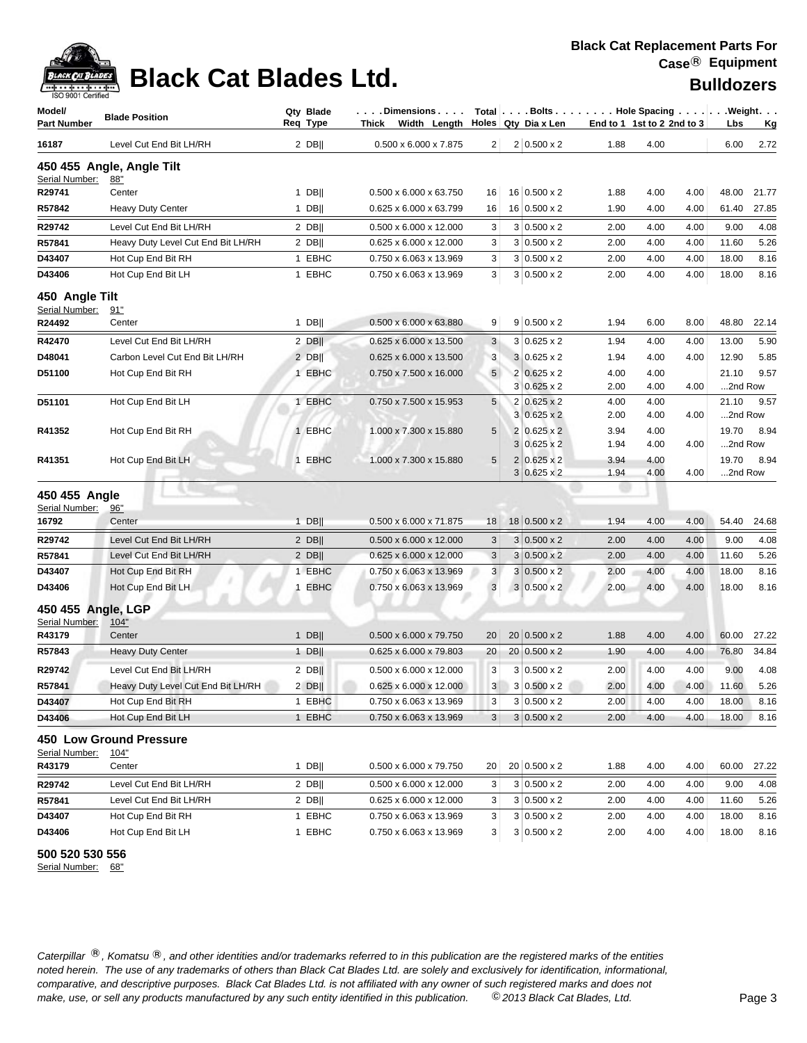# Black Cat Blades Ltd.

**Black Cat Replacement Parts For Case® Equipment**

**Bulldozers**

| Model/ Part Number | Blade Position | Qty Req | Blade Type | Dimensions Thick Width Length | Total Holes | Bolts Qty | Dia x Len | Hole Spacing End to 1 | 1st to 2 | 2nd to 3 | Weight Lbs | Kg |
|---|---|---|---|---|---|---|---|---|---|---|---|---|
| 16187 | Level Cut End Bit LH/RH | 2 | DB\|\| | 0.500 x 6.000 x 7.875 | 2 | 2 | 0.500 x 2 | 1.88 | 4.00 | | 6.00 | 2.72 |

## 450 455 Angle, Angle Tilt

Serial Number: 88"

| Model/ Part Number | Blade Position | Qty Req | Blade Type | Dimensions Thick Width Length | Total Holes | Bolts Qty | Dia x Len | Hole Spacing End to 1 | 1st to 2 | 2nd to 3 | Weight Lbs | Kg |
|---|---|---|---|---|---|---|---|---|---|---|---|---|
| R29741 | Center | 1 | DB\|\| | 0.500 x 6.000 x 63.750 | 16 | 16 | 0.500 x 2 | 1.88 | 4.00 | 4.00 | 48.00 | 21.77 |
| R57842 | Heavy Duty Center | 1 | DB\|\| | 0.625 x 6.000 x 63.799 | 16 | 16 | 0.500 x 2 | 1.90 | 4.00 | 4.00 | 61.40 | 27.85 |
| R29742 | Level Cut End Bit LH/RH | 2 | DB\|\| | 0.500 x 6.000 x 12.000 | 3 | 3 | 0.500 x 2 | 2.00 | 4.00 | 4.00 | 9.00 | 4.08 |
| R57841 | Heavy Duty Level Cut End Bit LH/RH | 2 | DB\|\| | 0.625 x 6.000 x 12.000 | 3 | 3 | 0.500 x 2 | 2.00 | 4.00 | 4.00 | 11.60 | 5.26 |
| D43407 | Hot Cup End Bit RH | 1 | EBHC | 0.750 x 6.063 x 13.969 | 3 | 3 | 0.500 x 2 | 2.00 | 4.00 | 4.00 | 18.00 | 8.16 |
| D43406 | Hot Cup End Bit LH | 1 | EBHC | 0.750 x 6.063 x 13.969 | 3 | 3 | 0.500 x 2 | 2.00 | 4.00 | 4.00 | 18.00 | 8.16 |

## 450 Angle Tilt

Serial Number: 91"

| Model/ Part Number | Blade Position | Qty Req | Blade Type | Dimensions Thick Width Length | Total Holes | Bolts Qty | Dia x Len | Hole Spacing End to 1 | 1st to 2 | 2nd to 3 | Weight Lbs | Kg |
|---|---|---|---|---|---|---|---|---|---|---|---|---|
| R24492 | Center | 1 | DB\|\| | 0.500 x 6.000 x 63.880 | 9 | 9 | 0.500 x 2 | 1.94 | 6.00 | 8.00 | 48.80 | 22.14 |
| R42470 | Level Cut End Bit LH/RH | 2 | DB\|\| | 0.625 x 6.000 x 13.500 | 3 | 3 | 0.625 x 2 | 1.94 | 4.00 | 4.00 | 13.00 | 5.90 |
| D48041 | Carbon Level Cut End Bit LH/RH | 2 | DB\|\| | 0.625 x 6.000 x 13.500 | 3 | 3 | 0.625 x 2 | 1.94 | 4.00 | 4.00 | 12.90 | 5.85 |
| D51100 | Hot Cup End Bit RH | 1 | EBHC | 0.750 x 7.500 x 16.000 | 5 | 2 | 0.625 x 2 | 4.00 | 4.00 | | 21.10 | 9.57 |
| | | | | | | 3 | 0.625 x 2 | 2.00 | 4.00 | 4.00 | ...2nd Row | |
| D51101 | Hot Cup End Bit LH | 1 | EBHC | 0.750 x 7.500 x 15.953 | 5 | 2 | 0.625 x 2 | 4.00 | 4.00 | | 21.10 | 9.57 |
| | | | | | | 3 | 0.625 x 2 | 2.00 | 4.00 | 4.00 | ...2nd Row | |
| R41352 | Hot Cup End Bit RH | 1 | EBHC | 1.000 x 7.300 x 15.880 | 5 | 2 | 0.625 x 2 | 3.94 | 4.00 | | 19.70 | 8.94 |
| | | | | | | 3 | 0.625 x 2 | 1.94 | 4.00 | 4.00 | ...2nd Row | |
| R41351 | Hot Cup End Bit LH | 1 | EBHC | 1.000 x 7.300 x 15.880 | 5 | 2 | 0.625 x 2 | 3.94 | 4.00 | | 19.70 | 8.94 |
| | | | | | | 3 | 0.625 x 2 | 1.94 | 4.00 | 4.00 | ...2nd Row | |

## 450 455 Angle

Serial Number: 96"

| Model/ Part Number | Blade Position | Qty Req | Blade Type | Dimensions Thick Width Length | Total Holes | Bolts Qty | Dia x Len | Hole Spacing End to 1 | 1st to 2 | 2nd to 3 | Weight Lbs | Kg |
|---|---|---|---|---|---|---|---|---|---|---|---|---|
| 16792 | Center | 1 | DB\|\| | 0.500 x 6.000 x 71.875 | 18 | 18 | 0.500 x 2 | 1.94 | 4.00 | 4.00 | 54.40 | 24.68 |
| R29742 | Level Cut End Bit LH/RH | 2 | DB\|\| | 0.500 x 6.000 x 12.000 | 3 | 3 | 0.500 x 2 | 2.00 | 4.00 | 4.00 | 9.00 | 4.08 |
| R57841 | Level Cut End Bit LH/RH | 2 | DB\|\| | 0.625 x 6.000 x 12.000 | 3 | 3 | 0.500 x 2 | 2.00 | 4.00 | 4.00 | 11.60 | 5.26 |
| D43407 | Hot Cup End Bit RH | 1 | EBHC | 0.750 x 6.063 x 13.969 | 3 | 3 | 0.500 x 2 | 2.00 | 4.00 | 4.00 | 18.00 | 8.16 |
| D43406 | Hot Cup End Bit LH | 1 | EBHC | 0.750 x 6.063 x 13.969 | 3 | 3 | 0.500 x 2 | 2.00 | 4.00 | 4.00 | 18.00 | 8.16 |

## 450 455 Angle, LGP

Serial Number: 104"

| Model/ Part Number | Blade Position | Qty Req | Blade Type | Dimensions Thick Width Length | Total Holes | Bolts Qty | Dia x Len | Hole Spacing End to 1 | 1st to 2 | 2nd to 3 | Weight Lbs | Kg |
|---|---|---|---|---|---|---|---|---|---|---|---|---|
| R43179 | Center | 1 | DB\|\| | 0.500 x 6.000 x 79.750 | 20 | 20 | 0.500 x 2 | 1.88 | 4.00 | 4.00 | 60.00 | 27.22 |
| R57843 | Heavy Duty Center | 1 | DB\|\| | 0.625 x 6.000 x 79.803 | 20 | 20 | 0.500 x 2 | 1.90 | 4.00 | 4.00 | 76.80 | 34.84 |
| R29742 | Level Cut End Bit LH/RH | 2 | DB\|\| | 0.500 x 6.000 x 12.000 | 3 | 3 | 0.500 x 2 | 2.00 | 4.00 | 4.00 | 9.00 | 4.08 |
| R57841 | Heavy Duty Level Cut End Bit LH/RH | 2 | DB\|\| | 0.625 x 6.000 x 12.000 | 3 | 3 | 0.500 x 2 | 2.00 | 4.00 | 4.00 | 11.60 | 5.26 |
| D43407 | Hot Cup End Bit RH | 1 | EBHC | 0.750 x 6.063 x 13.969 | 3 | 3 | 0.500 x 2 | 2.00 | 4.00 | 4.00 | 18.00 | 8.16 |
| D43406 | Hot Cup End Bit LH | 1 | EBHC | 0.750 x 6.063 x 13.969 | 3 | 3 | 0.500 x 2 | 2.00 | 4.00 | 4.00 | 18.00 | 8.16 |

## 450 Low Ground Pressure

Serial Number: 104"

| Model/ Part Number | Blade Position | Qty Req | Blade Type | Dimensions Thick Width Length | Total Holes | Bolts Qty | Dia x Len | Hole Spacing End to 1 | 1st to 2 | 2nd to 3 | Weight Lbs | Kg |
|---|---|---|---|---|---|---|---|---|---|---|---|---|
| R43179 | Center | 1 | DB\|\| | 0.500 x 6.000 x 79.750 | 20 | 20 | 0.500 x 2 | 1.88 | 4.00 | 4.00 | 60.00 | 27.22 |
| R29742 | Level Cut End Bit LH/RH | 2 | DB\|\| | 0.500 x 6.000 x 12.000 | 3 | 3 | 0.500 x 2 | 2.00 | 4.00 | 4.00 | 9.00 | 4.08 |
| R57841 | Level Cut End Bit LH/RH | 2 | DB\|\| | 0.625 x 6.000 x 12.000 | 3 | 3 | 0.500 x 2 | 2.00 | 4.00 | 4.00 | 11.60 | 5.26 |
| D43407 | Hot Cup End Bit RH | 1 | EBHC | 0.750 x 6.063 x 13.969 | 3 | 3 | 0.500 x 2 | 2.00 | 4.00 | 4.00 | 18.00 | 8.16 |
| D43406 | Hot Cup End Bit LH | 1 | EBHC | 0.750 x 6.063 x 13.969 | 3 | 3 | 0.500 x 2 | 2.00 | 4.00 | 4.00 | 18.00 | 8.16 |

## 500 520 530 556

Serial Number: 68"

*Caterpillar ®, Komatsu ®, and other identities and/or trademarks referred to in this publication are the registered marks of the entities noted herein. The use of any trademarks of others than Black Cat Blades Ltd. are solely and exclusively for identification, informational, comparative, and descriptive purposes. Black Cat Blades Ltd. is not affiliated with any owner of such registered marks and does not make, use, or sell any products manufactured by any such entity identified in this publication. © 2013 Black Cat Blades, Ltd.*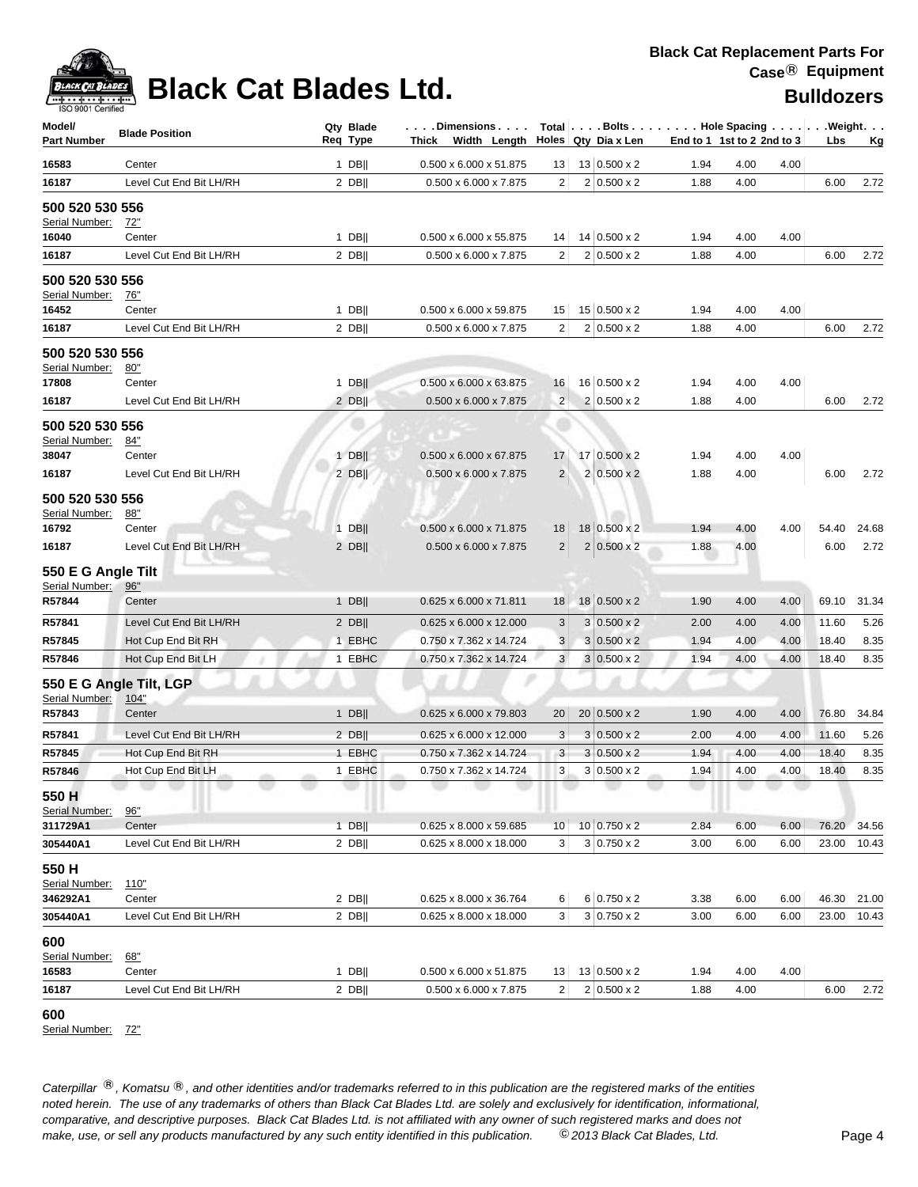# Black Cat Blades Ltd.

**Black Cat Replacement Parts For Case® Equipment**

**Bulldozers**

| Model/ Part Number | Blade Position | Qty Req | Blade Type | Dimensions Thick x Width x Length | Total Holes | Bolts Qty | Bolts Dia x Len | Hole Spacing End to 1 | 1st to 2 | 2nd to 3 | Weight Lbs | Weight Kg |
|---|---|---|---|---|---|---|---|---|---|---|---|---|
| 16583 | Center | 1 | DB‖ | 0.500 x 6.000 x 51.875 | 13 | 13 | 0.500 x 2 | 1.94 | 4.00 | 4.00 | | |
| 16187 | Level Cut End Bit LH/RH | 2 | DB‖ | 0.500 x 6.000 x 7.875 | 2 | 2 | 0.500 x 2 | 1.88 | 4.00 | | 6.00 | 2.72 |
| **500 520 530 556** Serial Number: 72" | | | | | | | | | | | | |
| 16040 | Center | 1 | DB‖ | 0.500 x 6.000 x 55.875 | 14 | 14 | 0.500 x 2 | 1.94 | 4.00 | 4.00 | | |
| 16187 | Level Cut End Bit LH/RH | 2 | DB‖ | 0.500 x 6.000 x 7.875 | 2 | 2 | 0.500 x 2 | 1.88 | 4.00 | | 6.00 | 2.72 |
| **500 520 530 556** Serial Number: 76" | | | | | | | | | | | | |
| 16452 | Center | 1 | DB‖ | 0.500 x 6.000 x 59.875 | 15 | 15 | 0.500 x 2 | 1.94 | 4.00 | 4.00 | | |
| 16187 | Level Cut End Bit LH/RH | 2 | DB‖ | 0.500 x 6.000 x 7.875 | 2 | 2 | 0.500 x 2 | 1.88 | 4.00 | | 6.00 | 2.72 |
| **500 520 530 556** Serial Number: 80" | | | | | | | | | | | | |
| 17808 | Center | 1 | DB‖ | 0.500 x 6.000 x 63.875 | 16 | 16 | 0.500 x 2 | 1.94 | 4.00 | 4.00 | | |
| 16187 | Level Cut End Bit LH/RH | 2 | DB‖ | 0.500 x 6.000 x 7.875 | 2 | 2 | 0.500 x 2 | 1.88 | 4.00 | | 6.00 | 2.72 |
| **500 520 530 556** Serial Number: 84" | | | | | | | | | | | | |
| 38047 | Center | 1 | DB‖ | 0.500 x 6.000 x 67.875 | 17 | 17 | 0.500 x 2 | 1.94 | 4.00 | 4.00 | | |
| 16187 | Level Cut End Bit LH/RH | 2 | DB‖ | 0.500 x 6.000 x 7.875 | 2 | 2 | 0.500 x 2 | 1.88 | 4.00 | | 6.00 | 2.72 |
| **500 520 530 556** Serial Number: 88" | | | | | | | | | | | | |
| 16792 | Center | 1 | DB‖ | 0.500 x 6.000 x 71.875 | 18 | 18 | 0.500 x 2 | 1.94 | 4.00 | 4.00 | 54.40 | 24.68 |
| 16187 | Level Cut End Bit LH/RH | 2 | DB‖ | 0.500 x 6.000 x 7.875 | 2 | 2 | 0.500 x 2 | 1.88 | 4.00 | | 6.00 | 2.72 |
| **550 E G Angle Tilt** Serial Number: 96" | | | | | | | | | | | | |
| R57844 | Center | 1 | DB‖ | 0.625 x 6.000 x 71.811 | 18 | 18 | 0.500 x 2 | 1.90 | 4.00 | 4.00 | 69.10 | 31.34 |
| R57841 | Level Cut End Bit LH/RH | 2 | DB‖ | 0.625 x 6.000 x 12.000 | 3 | 3 | 0.500 x 2 | 2.00 | 4.00 | 4.00 | 11.60 | 5.26 |
| R57845 | Hot Cup End Bit RH | 1 | EBHC | 0.750 x 7.362 x 14.724 | 3 | 3 | 0.500 x 2 | 1.94 | 4.00 | 4.00 | 18.40 | 8.35 |
| R57846 | Hot Cup End Bit LH | 1 | EBHC | 0.750 x 7.362 x 14.724 | 3 | 3 | 0.500 x 2 | 1.94 | 4.00 | 4.00 | 18.40 | 8.35 |
| **550 E G Angle Tilt, LGP** Serial Number: 104" | | | | | | | | | | | | |
| R57843 | Center | 1 | DB‖ | 0.625 x 6.000 x 79.803 | 20 | 20 | 0.500 x 2 | 1.90 | 4.00 | 4.00 | 76.80 | 34.84 |
| R57841 | Level Cut End Bit LH/RH | 2 | DB‖ | 0.625 x 6.000 x 12.000 | 3 | 3 | 0.500 x 2 | 2.00 | 4.00 | 4.00 | 11.60 | 5.26 |
| R57845 | Hot Cup End Bit RH | 1 | EBHC | 0.750 x 7.362 x 14.724 | 3 | 3 | 0.500 x 2 | 1.94 | 4.00 | 4.00 | 18.40 | 8.35 |
| R57846 | Hot Cup End Bit LH | 1 | EBHC | 0.750 x 7.362 x 14.724 | 3 | 3 | 0.500 x 2 | 1.94 | 4.00 | 4.00 | 18.40 | 8.35 |
| **550 H** Serial Number: 96" | | | | | | | | | | | | |
| 311729A1 | Center | 1 | DB‖ | 0.625 x 8.000 x 59.685 | 10 | 10 | 0.750 x 2 | 2.84 | 6.00 | 6.00 | 76.20 | 34.56 |
| 305440A1 | Level Cut End Bit LH/RH | 2 | DB‖ | 0.625 x 8.000 x 18.000 | 3 | 3 | 0.750 x 2 | 3.00 | 6.00 | 6.00 | 23.00 | 10.43 |
| **550 H** Serial Number: 110" | | | | | | | | | | | | |
| 346292A1 | Center | 2 | DB‖ | 0.625 x 8.000 x 36.764 | 6 | 6 | 0.750 x 2 | 3.38 | 6.00 | 6.00 | 46.30 | 21.00 |
| 305440A1 | Level Cut End Bit LH/RH | 2 | DB‖ | 0.625 x 8.000 x 18.000 | 3 | 3 | 0.750 x 2 | 3.00 | 6.00 | 6.00 | 23.00 | 10.43 |
| **600** Serial Number: 68" | | | | | | | | | | | | |
| 16583 | Center | 1 | DB‖ | 0.500 x 6.000 x 51.875 | 13 | 13 | 0.500 x 2 | 1.94 | 4.00 | 4.00 | | |
| 16187 | Level Cut End Bit LH/RH | 2 | DB‖ | 0.500 x 6.000 x 7.875 | 2 | 2 | 0.500 x 2 | 1.88 | 4.00 | | 6.00 | 2.72 |

**600**
Serial Number: 72"

*Caterpillar ®, Komatsu ®, and other identities and/or trademarks referred to in this publication are the registered marks of the entities noted herein. The use of any trademarks of others than Black Cat Blades Ltd. are solely and exclusively for identification, informational, comparative, and descriptive purposes. Black Cat Blades Ltd. is not affiliated with any owner of such registered marks and does not make, use, or sell any products manufactured by any such entity identified in this publication. © 2013 Black Cat Blades, Ltd.*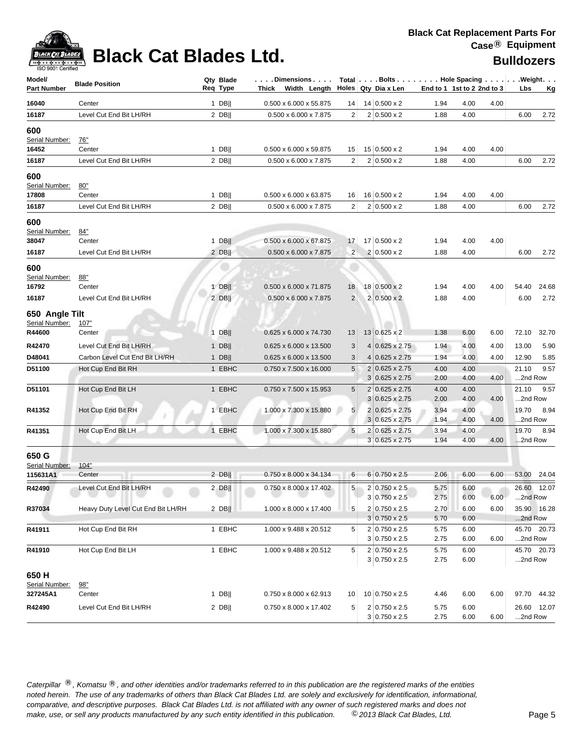# Black Cat Blades Ltd.

**Black Cat Replacement Parts For Case® Equipment**

## Bulldozers

| Model/ Part Number | Blade Position | Qty Req | Blade Type | Dimensions Thick x Width x Length | Total Holes | Bolts Qty | Bolts Dia x Len | End to 1 | 1st to 2 | 2nd to 3 | Weight Lbs | Weight Kg |
|---|---|---|---|---|---|---|---|---|---|---|---|---|
| 16040 | Center | 1 | DB\|\| | 0.500 x 6.000 x 55.875 | 14 | 14 | 0.500 x 2 | 1.94 | 4.00 | 4.00 | | |
| 16187 | Level Cut End Bit LH/RH | 2 | DB\|\| | 0.500 x 6.000 x 7.875 | 2 | 2 | 0.500 x 2 | 1.88 | 4.00 | | 6.00 | 2.72 |
| **600** | | | | | | | | | | | | |
| Serial Number: | 76" | | | | | | | | | | | |
| 16452 | Center | 1 | DB\|\| | 0.500 x 6.000 x 59.875 | 15 | 15 | 0.500 x 2 | 1.94 | 4.00 | 4.00 | | |
| 16187 | Level Cut End Bit LH/RH | 2 | DB\|\| | 0.500 x 6.000 x 7.875 | 2 | 2 | 0.500 x 2 | 1.88 | 4.00 | | 6.00 | 2.72 |
| **600** | | | | | | | | | | | | |
| Serial Number: | 80" | | | | | | | | | | | |
| 17808 | Center | 1 | DB\|\| | 0.500 x 6.000 x 63.875 | 16 | 16 | 0.500 x 2 | 1.94 | 4.00 | 4.00 | | |
| 16187 | Level Cut End Bit LH/RH | 2 | DB\|\| | 0.500 x 6.000 x 7.875 | 2 | 2 | 0.500 x 2 | 1.88 | 4.00 | | 6.00 | 2.72 |
| **600** | | | | | | | | | | | | |
| Serial Number: | 84" | | | | | | | | | | | |
| 38047 | Center | 1 | DB\|\| | 0.500 x 6.000 x 67.875 | 17 | 17 | 0.500 x 2 | 1.94 | 4.00 | 4.00 | | |
| 16187 | Level Cut End Bit LH/RH | 2 | DB\|\| | 0.500 x 6.000 x 7.875 | 2 | 2 | 0.500 x 2 | 1.88 | 4.00 | | 6.00 | 2.72 |
| **600** | | | | | | | | | | | | |
| Serial Number: | 88" | | | | | | | | | | | |
| 16792 | Center | 1 | DB\|\| | 0.500 x 6.000 x 71.875 | 18 | 18 | 0.500 x 2 | 1.94 | 4.00 | 4.00 | 54.40 | 24.68 |
| 16187 | Level Cut End Bit LH/RH | 2 | DB\|\| | 0.500 x 6.000 x 7.875 | 2 | 2 | 0.500 x 2 | 1.88 | 4.00 | | 6.00 | 2.72 |
| **650 Angle Tilt** | | | | | | | | | | | | |
| Serial Number: | 107" | | | | | | | | | | | |
| R44600 | Center | 1 | DB\|\| | 0.625 x 6.000 x 74.730 | 13 | 13 | 0.625 x 2 | 1.38 | 6.00 | 6.00 | 72.10 | 32.70 |
| R42470 | Level Cut End Bit LH/RH | 1 | DB\|\| | 0.625 x 6.000 x 13.500 | 3 | 4 | 0.625 x 2.75 | 1.94 | 4.00 | 4.00 | 13.00 | 5.90 |
| D48041 | Carbon Level Cut End Bit LH/RH | 1 | DB\|\| | 0.625 x 6.000 x 13.500 | 3 | 4 | 0.625 x 2.75 | 1.94 | 4.00 | 4.00 | 12.90 | 5.85 |
| D51100 | Hot Cup End Bit RH | 1 | EBHC | 0.750 x 7.500 x 16.000 | 5 | 2 | 0.625 x 2.75 | 4.00 | 4.00 | | 21.10 | 9.57 |
| | | | | | | 3 | 0.625 x 2.75 | 2.00 | 4.00 | 4.00 | ...2nd Row | |
| D51101 | Hot Cup End Bit LH | 1 | EBHC | 0.750 x 7.500 x 15.953 | 5 | 2 | 0.625 x 2.75 | 4.00 | 4.00 | | 21.10 | 9.57 |
| | | | | | | 3 | 0.625 x 2.75 | 2.00 | 4.00 | 4.00 | ...2nd Row | |
| R41352 | Hot Cup End Bit RH | 1 | EBHC | 1.000 x 7.300 x 15.880 | 5 | 2 | 0.625 x 2.75 | 3.94 | 4.00 | | 19.70 | 8.94 |
| | | | | | | 3 | 0.625 x 2.75 | 1.94 | 4.00 | 4.00 | ...2nd Row | |
| R41351 | Hot Cup End Bit LH | 1 | EBHC | 1.000 x 7.300 x 15.880 | 5 | 2 | 0.625 x 2.75 | 3.94 | 4.00 | | 19.70 | 8.94 |
| | | | | | | 3 | 0.625 x 2.75 | 1.94 | 4.00 | 4.00 | ...2nd Row | |
| **650 G** | | | | | | | | | | | | |
| Serial Number: | 104" | | | | | | | | | | | |
| 115631A1 | Center | 2 | DB\|\| | 0.750 x 8.000 x 34.134 | 6 | 6 | 0.750 x 2.5 | 2.06 | 6.00 | 6.00 | 53.00 | 24.04 |
| R42490 | Level Cut End Bit LH/RH | 2 | DB\|\| | 0.750 x 8.000 x 17.402 | 5 | 2 | 0.750 x 2.5 | 5.75 | 6.00 | | 26.60 | 12.07 |
| | | | | | | 3 | 0.750 x 2.5 | 2.75 | 6.00 | 6.00 | ...2nd Row | |
| R37034 | Heavy Duty Level Cut End Bit LH/RH | 2 | DB\|\| | 1.000 x 8.000 x 17.400 | 5 | 2 | 0.750 x 2.5 | 2.70 | 6.00 | 6.00 | 35.90 | 16.28 |
| | | | | | | 3 | 0.750 x 2.5 | 5.70 | 6.00 | | ...2nd Row | |
| R41911 | Hot Cup End Bit RH | 1 | EBHC | 1.000 x 9.488 x 20.512 | 5 | 2 | 0.750 x 2.5 | 5.75 | 6.00 | | 45.70 | 20.73 |
| | | | | | | 3 | 0.750 x 2.5 | 2.75 | 6.00 | 6.00 | ...2nd Row | |
| R41910 | Hot Cup End Bit LH | 1 | EBHC | 1.000 x 9.488 x 20.512 | 5 | 2 | 0.750 x 2.5 | 5.75 | 6.00 | | 45.70 | 20.73 |
| | | | | | | 3 | 0.750 x 2.5 | 2.75 | 6.00 | | ...2nd Row | |
| **650 H** | | | | | | | | | | | | |
| Serial Number: | 98" | | | | | | | | | | | |
| 327245A1 | Center | 1 | DB\|\| | 0.750 x 8.000 x 62.913 | 10 | 10 | 0.750 x 2.5 | 4.46 | 6.00 | 6.00 | 97.70 | 44.32 |
| R42490 | Level Cut End Bit LH/RH | 2 | DB\|\| | 0.750 x 8.000 x 17.402 | 5 | 2 | 0.750 x 2.5 | 5.75 | 6.00 | | 26.60 | 12.07 |
| | | | | | | 3 | 0.750 x 2.5 | 2.75 | 6.00 | 6.00 | ...2nd Row | |

*Caterpillar ®, Komatsu ®, and other identities and/or trademarks referred to in this publication are the registered marks of the entities noted herein. The use of any trademarks of others than Black Cat Blades Ltd. are solely and exclusively for identification, informational, comparative, and descriptive purposes. Black Cat Blades Ltd. is not affiliated with any owner of such registered marks and does not make, use, or sell any products manufactured by any such entity identified in this publication. © 2013 Black Cat Blades, Ltd.*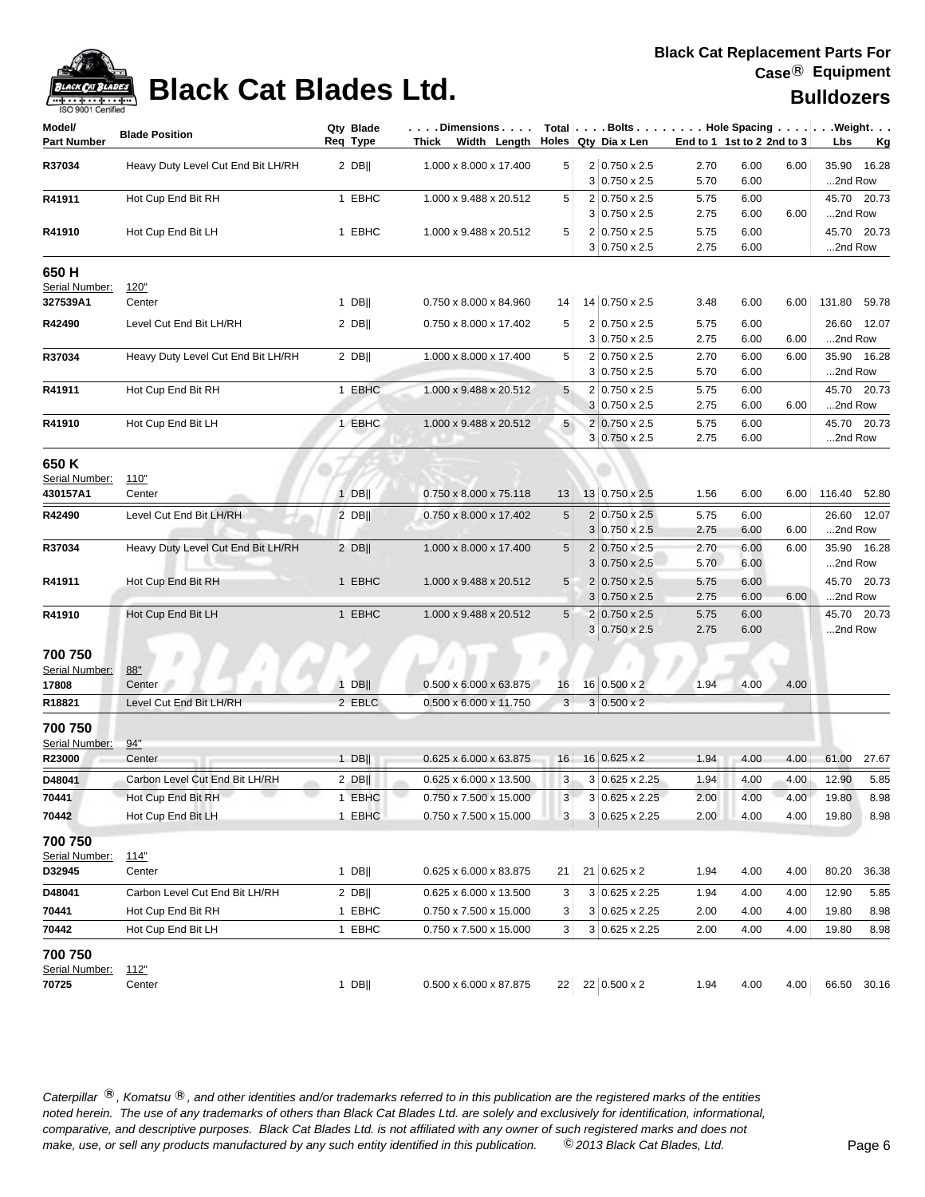# Black Cat Blades Ltd.

**Black Cat Replacement Parts For Case® Equipment**

**Bulldozers**

| Model/ Part Number | Blade Position | Qty Req | Blade Type | Dimensions Thick Width Length | Total Holes | Bolts Qty | Dia x Len | Hole Spacing End to 1 | 1st to 2 | 2nd to 3 | Weight Lbs | Kg |
|---|---|---|---|---|---|---|---|---|---|---|---|---|
| R37034 | Heavy Duty Level Cut End Bit LH/RH | 2 | DB\|\| | 1.000 x 8.000 x 17.400 | 5 | 2 | 0.750 x 2.5 | 2.70 | 6.00 | 6.00 | 35.90 | 16.28 |
| | | | | | | 3 | 0.750 x 2.5 | 5.70 | 6.00 | | ...2nd Row | |
| R41911 | Hot Cup End Bit RH | 1 | EBHC | 1.000 x 9.488 x 20.512 | 5 | 2 | 0.750 x 2.5 | 5.75 | 6.00 | | 45.70 | 20.73 |
| | | | | | | 3 | 0.750 x 2.5 | 2.75 | 6.00 | 6.00 | ...2nd Row | |
| R41910 | Hot Cup End Bit LH | 1 | EBHC | 1.000 x 9.488 x 20.512 | 5 | 2 | 0.750 x 2.5 | 5.75 | 6.00 | | 45.70 | 20.73 |
| | | | | | | 3 | 0.750 x 2.5 | 2.75 | 6.00 | | ...2nd Row | |
| **650 H** | | | | | | | | | | | | |
| Serial Number: | 120" | | | | | | | | | | | |
| 327539A1 | Center | 1 | DB\|\| | 0.750 x 8.000 x 84.960 | 14 | 14 | 0.750 x 2.5 | 3.48 | 6.00 | 6.00 | 131.80 | 59.78 |
| R42490 | Level Cut End Bit LH/RH | 2 | DB\|\| | 0.750 x 8.000 x 17.402 | 5 | 2 | 0.750 x 2.5 | 5.75 | 6.00 | | 26.60 | 12.07 |
| | | | | | | 3 | 0.750 x 2.5 | 2.75 | 6.00 | 6.00 | ...2nd Row | |
| R37034 | Heavy Duty Level Cut End Bit LH/RH | 2 | DB\|\| | 1.000 x 8.000 x 17.400 | 5 | 2 | 0.750 x 2.5 | 2.70 | 6.00 | 6.00 | 35.90 | 16.28 |
| | | | | | | 3 | 0.750 x 2.5 | 5.70 | 6.00 | | ...2nd Row | |
| R41911 | Hot Cup End Bit RH | 1 | EBHC | 1.000 x 9.488 x 20.512 | 5 | 2 | 0.750 x 2.5 | 5.75 | 6.00 | | 45.70 | 20.73 |
| | | | | | | 3 | 0.750 x 2.5 | 2.75 | 6.00 | 6.00 | ...2nd Row | |
| R41910 | Hot Cup End Bit LH | 1 | EBHC | 1.000 x 9.488 x 20.512 | 5 | 2 | 0.750 x 2.5 | 5.75 | 6.00 | | 45.70 | 20.73 |
| | | | | | | 3 | 0.750 x 2.5 | 2.75 | 6.00 | | ...2nd Row | |
| **650 K** | | | | | | | | | | | | |
| Serial Number: | 110" | | | | | | | | | | | |
| 430157A1 | Center | 1 | DB\|\| | 0.750 x 8.000 x 75.118 | 13 | 13 | 0.750 x 2.5 | 1.56 | 6.00 | 6.00 | 116.40 | 52.80 |
| R42490 | Level Cut End Bit LH/RH | 2 | DB\|\| | 0.750 x 8.000 x 17.402 | 5 | 2 | 0.750 x 2.5 | 5.75 | 6.00 | | 26.60 | 12.07 |
| | | | | | | 3 | 0.750 x 2.5 | 2.75 | 6.00 | 6.00 | ...2nd Row | |
| R37034 | Heavy Duty Level Cut End Bit LH/RH | 2 | DB\|\| | 1.000 x 8.000 x 17.400 | 5 | 2 | 0.750 x 2.5 | 2.70 | 6.00 | 6.00 | 35.90 | 16.28 |
| | | | | | | 3 | 0.750 x 2.5 | 5.70 | 6.00 | | ...2nd Row | |
| R41911 | Hot Cup End Bit RH | 1 | EBHC | 1.000 x 9.488 x 20.512 | 5 | 2 | 0.750 x 2.5 | 5.75 | 6.00 | | 45.70 | 20.73 |
| | | | | | | 3 | 0.750 x 2.5 | 2.75 | 6.00 | 6.00 | ...2nd Row | |
| R41910 | Hot Cup End Bit LH | 1 | EBHC | 1.000 x 9.488 x 20.512 | 5 | 2 | 0.750 x 2.5 | 5.75 | 6.00 | | 45.70 | 20.73 |
| | | | | | | 3 | 0.750 x 2.5 | 2.75 | 6.00 | | ...2nd Row | |
| **700 750** | | | | | | | | | | | | |
| Serial Number: | 88" | | | | | | | | | | | |
| 17808 | Center | 1 | DB\|\| | 0.500 x 6.000 x 63.875 | 16 | 16 | 0.500 x 2 | 1.94 | 4.00 | 4.00 | | |
| R18821 | Level Cut End Bit LH/RH | 2 | EBLC | 0.500 x 6.000 x 11.750 | 3 | 3 | 0.500 x 2 | | | | | |
| **700 750** | | | | | | | | | | | | |
| Serial Number: | 94" | | | | | | | | | | | |
| R23000 | Center | 1 | DB\|\| | 0.625 x 6.000 x 63.875 | 16 | 16 | 0.625 x 2 | 1.94 | 4.00 | 4.00 | 61.00 | 27.67 |
| D48041 | Carbon Level Cut End Bit LH/RH | 2 | DB\|\| | 0.625 x 6.000 x 13.500 | 3 | 3 | 0.625 x 2.25 | 1.94 | 4.00 | 4.00 | 12.90 | 5.85 |
| 70441 | Hot Cup End Bit RH | 1 | EBHC | 0.750 x 7.500 x 15.000 | 3 | 3 | 0.625 x 2.25 | 2.00 | 4.00 | 4.00 | 19.80 | 8.98 |
| 70442 | Hot Cup End Bit LH | 1 | EBHC | 0.750 x 7.500 x 15.000 | 3 | 3 | 0.625 x 2.25 | 2.00 | 4.00 | 4.00 | 19.80 | 8.98 |
| **700 750** | | | | | | | | | | | | |
| Serial Number: | 114" | | | | | | | | | | | |
| D32945 | Center | 1 | DB\|\| | 0.625 x 6.000 x 83.875 | 21 | 21 | 0.625 x 2 | 1.94 | 4.00 | 4.00 | 80.20 | 36.38 |
| D48041 | Carbon Level Cut End Bit LH/RH | 2 | DB\|\| | 0.625 x 6.000 x 13.500 | 3 | 3 | 0.625 x 2.25 | 1.94 | 4.00 | 4.00 | 12.90 | 5.85 |
| 70441 | Hot Cup End Bit RH | 1 | EBHC | 0.750 x 7.500 x 15.000 | 3 | 3 | 0.625 x 2.25 | 2.00 | 4.00 | 4.00 | 19.80 | 8.98 |
| 70442 | Hot Cup End Bit LH | 1 | EBHC | 0.750 x 7.500 x 15.000 | 3 | 3 | 0.625 x 2.25 | 2.00 | 4.00 | 4.00 | 19.80 | 8.98 |
| **700 750** | | | | | | | | | | | | |
| Serial Number: | 112" | | | | | | | | | | | |
| 70725 | Center | 1 | DB\|\| | 0.500 x 6.000 x 87.875 | 22 | 22 | 0.500 x 2 | 1.94 | 4.00 | 4.00 | 66.50 | 30.16 |

*Caterpillar ®, Komatsu ®, and other identities and/or trademarks referred to in this publication are the registered marks of the entities noted herein. The use of any trademarks of others than Black Cat Blades Ltd. are solely and exclusively for identification, informational, comparative, and descriptive purposes. Black Cat Blades Ltd. is not affiliated with any owner of such registered marks and does not make, use, or sell any products manufactured by any such entity identified in this publication. © 2013 Black Cat Blades, Ltd.*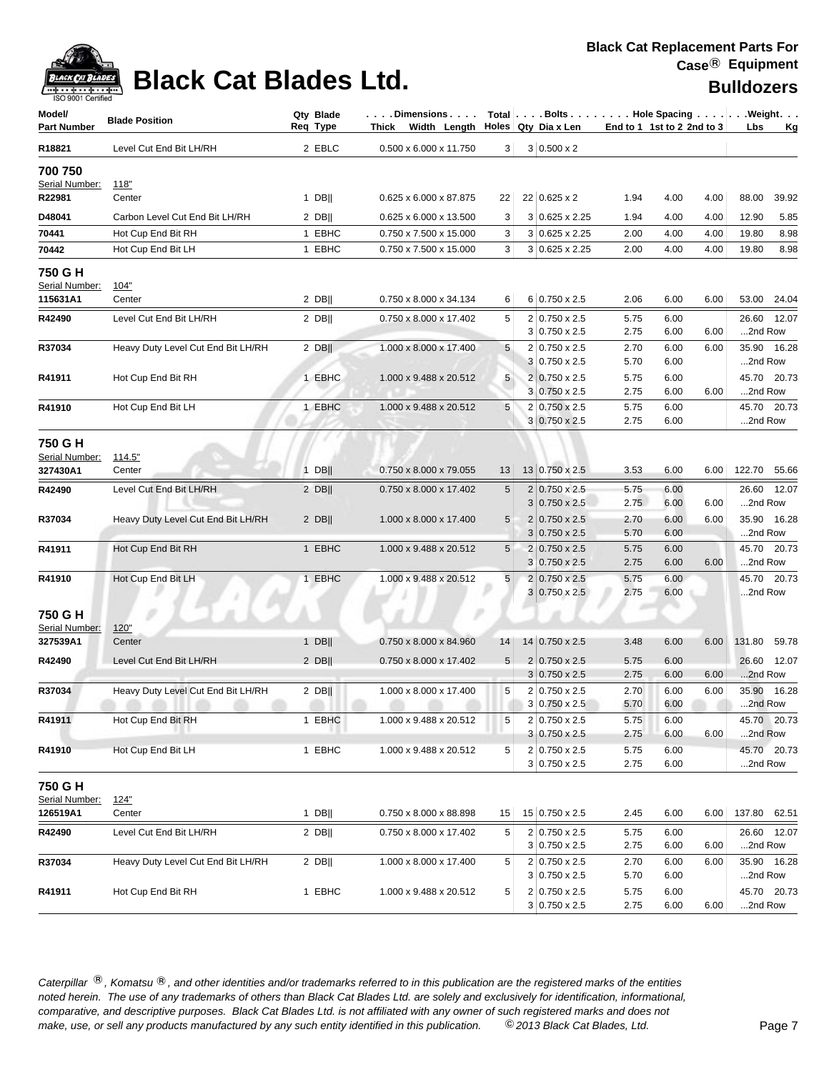# Black Cat Blades Ltd.

**Black Cat Replacement Parts For Case® Equipment**

**Bulldozers**

| Model/ Part Number | Blade Position | Qty Req | Blade Type | Dimensions Thick x Width x Length | Total Holes | Bolts Qty | Dia x Len | End to 1 | 1st to 2 | 2nd to 3 | Weight Lbs | Kg |
|---|---|---|---|---|---|---|---|---|---|---|---|---|
| R18821 | Level Cut End Bit LH/RH | 2 | EBLC | 0.500 x 6.000 x 11.750 | 3 | 3 | 0.500 x 2 | | | | | |
| **700 750** | | | | | | | | | | | | |
| Serial Number: | 118" | | | | | | | | | | | |
| R22981 | Center | 1 | DB‖ | 0.625 x 6.000 x 87.875 | 22 | 22 | 0.625 x 2 | 1.94 | 4.00 | 4.00 | 88.00 | 39.92 |
| D48041 | Carbon Level Cut End Bit LH/RH | 2 | DB‖ | 0.625 x 6.000 x 13.500 | 3 | 3 | 0.625 x 2.25 | 1.94 | 4.00 | 4.00 | 12.90 | 5.85 |
| 70441 | Hot Cup End Bit RH | 1 | EBHC | 0.750 x 7.500 x 15.000 | 3 | 3 | 0.625 x 2.25 | 2.00 | 4.00 | 4.00 | 19.80 | 8.98 |
| 70442 | Hot Cup End Bit LH | 1 | EBHC | 0.750 x 7.500 x 15.000 | 3 | 3 | 0.625 x 2.25 | 2.00 | 4.00 | 4.00 | 19.80 | 8.98 |
| **750 G H** | | | | | | | | | | | | |
| Serial Number: | 104" | | | | | | | | | | | |
| 115631A1 | Center | 2 | DB‖ | 0.750 x 8.000 x 34.134 | 6 | 6 | 0.750 x 2.5 | 2.06 | 6.00 | 6.00 | 53.00 | 24.04 |
| R42490 | Level Cut End Bit LH/RH | 2 | DB‖ | 0.750 x 8.000 x 17.402 | 5 | 2 | 0.750 x 2.5 | 5.75 | 6.00 | | 26.60 | 12.07 |
| | | | | | | 3 | 0.750 x 2.5 | 2.75 | 6.00 | 6.00 | ...2nd Row | |
| R37034 | Heavy Duty Level Cut End Bit LH/RH | 2 | DB‖ | 1.000 x 8.000 x 17.400 | 5 | 2 | 0.750 x 2.5 | 2.70 | 6.00 | 6.00 | 35.90 | 16.28 |
| | | | | | | 3 | 0.750 x 2.5 | 5.70 | 6.00 | | ...2nd Row | |
| R41911 | Hot Cup End Bit RH | 1 | EBHC | 1.000 x 9.488 x 20.512 | 5 | 2 | 0.750 x 2.5 | 5.75 | 6.00 | | 45.70 | 20.73 |
| | | | | | | 3 | 0.750 x 2.5 | 2.75 | 6.00 | 6.00 | ...2nd Row | |
| R41910 | Hot Cup End Bit LH | 1 | EBHC | 1.000 x 9.488 x 20.512 | 5 | 2 | 0.750 x 2.5 | 5.75 | 6.00 | | 45.70 | 20.73 |
| | | | | | | 3 | 0.750 x 2.5 | 2.75 | 6.00 | | ...2nd Row | |
| **750 G H** | | | | | | | | | | | | |
| Serial Number: | 114.5" | | | | | | | | | | | |
| 327430A1 | Center | 1 | DB‖ | 0.750 x 8.000 x 79.055 | 13 | 13 | 0.750 x 2.5 | 3.53 | 6.00 | 6.00 | 122.70 | 55.66 |
| R42490 | Level Cut End Bit LH/RH | 2 | DB‖ | 0.750 x 8.000 x 17.402 | 5 | 2 | 0.750 x 2.5 | 5.75 | 6.00 | | 26.60 | 12.07 |
| | | | | | | 3 | 0.750 x 2.5 | 2.75 | 6.00 | 6.00 | ...2nd Row | |
| R37034 | Heavy Duty Level Cut End Bit LH/RH | 2 | DB‖ | 1.000 x 8.000 x 17.400 | 5 | 2 | 0.750 x 2.5 | 2.70 | 6.00 | 6.00 | 35.90 | 16.28 |
| | | | | | | 3 | 0.750 x 2.5 | 5.70 | 6.00 | | ...2nd Row | |
| R41911 | Hot Cup End Bit RH | 1 | EBHC | 1.000 x 9.488 x 20.512 | 5 | 2 | 0.750 x 2.5 | 5.75 | 6.00 | | 45.70 | 20.73 |
| | | | | | | 3 | 0.750 x 2.5 | 2.75 | 6.00 | 6.00 | ...2nd Row | |
| R41910 | Hot Cup End Bit LH | 1 | EBHC | 1.000 x 9.488 x 20.512 | 5 | 2 | 0.750 x 2.5 | 5.75 | 6.00 | | 45.70 | 20.73 |
| | | | | | | 3 | 0.750 x 2.5 | 2.75 | 6.00 | | ...2nd Row | |
| **750 G H** | | | | | | | | | | | | |
| Serial Number: | 120" | | | | | | | | | | | |
| 327539A1 | Center | 1 | DB‖ | 0.750 x 8.000 x 84.960 | 14 | 14 | 0.750 x 2.5 | 3.48 | 6.00 | 6.00 | 131.80 | 59.78 |
| R42490 | Level Cut End Bit LH/RH | 2 | DB‖ | 0.750 x 8.000 x 17.402 | 5 | 2 | 0.750 x 2.5 | 5.75 | 6.00 | | 26.60 | 12.07 |
| | | | | | | 3 | 0.750 x 2.5 | 2.75 | 6.00 | 6.00 | ...2nd Row | |
| R37034 | Heavy Duty Level Cut End Bit LH/RH | 2 | DB‖ | 1.000 x 8.000 x 17.400 | 5 | 2 | 0.750 x 2.5 | 2.70 | 6.00 | 6.00 | 35.90 | 16.28 |
| | | | | | | 3 | 0.750 x 2.5 | 5.70 | 6.00 | | ...2nd Row | |
| R41911 | Hot Cup End Bit RH | 1 | EBHC | 1.000 x 9.488 x 20.512 | 5 | 2 | 0.750 x 2.5 | 5.75 | 6.00 | | 45.70 | 20.73 |
| | | | | | | 3 | 0.750 x 2.5 | 2.75 | 6.00 | 6.00 | ...2nd Row | |
| R41910 | Hot Cup End Bit LH | 1 | EBHC | 1.000 x 9.488 x 20.512 | 5 | 2 | 0.750 x 2.5 | 5.75 | 6.00 | | 45.70 | 20.73 |
| | | | | | | 3 | 0.750 x 2.5 | 2.75 | 6.00 | | ...2nd Row | |
| **750 G H** | | | | | | | | | | | | |
| Serial Number: | 124" | | | | | | | | | | | |
| 126519A1 | Center | 1 | DB‖ | 0.750 x 8.000 x 88.898 | 15 | 15 | 0.750 x 2.5 | 2.45 | 6.00 | 6.00 | 137.80 | 62.51 |
| R42490 | Level Cut End Bit LH/RH | 2 | DB‖ | 0.750 x 8.000 x 17.402 | 5 | 2 | 0.750 x 2.5 | 5.75 | 6.00 | | 26.60 | 12.07 |
| | | | | | | 3 | 0.750 x 2.5 | 2.75 | 6.00 | 6.00 | ...2nd Row | |
| R37034 | Heavy Duty Level Cut End Bit LH/RH | 2 | DB‖ | 1.000 x 8.000 x 17.400 | 5 | 2 | 0.750 x 2.5 | 2.70 | 6.00 | 6.00 | 35.90 | 16.28 |
| | | | | | | 3 | 0.750 x 2.5 | 5.70 | 6.00 | | ...2nd Row | |
| R41911 | Hot Cup End Bit RH | 1 | EBHC | 1.000 x 9.488 x 20.512 | 5 | 2 | 0.750 x 2.5 | 5.75 | 6.00 | | 45.70 | 20.73 |
| | | | | | | 3 | 0.750 x 2.5 | 2.75 | 6.00 | 6.00 | ...2nd Row | |

*Caterpillar ®, Komatsu ®, and other identities and/or trademarks referred to in this publication are the registered marks of the entities noted herein. The use of any trademarks of others than Black Cat Blades Ltd. are solely and exclusively for identification, informational, comparative, and descriptive purposes. Black Cat Blades Ltd. is not affiliated with any owner of such registered marks and does not make, use, or sell any products manufactured by any such entity identified in this publication. © 2013 Black Cat Blades, Ltd.*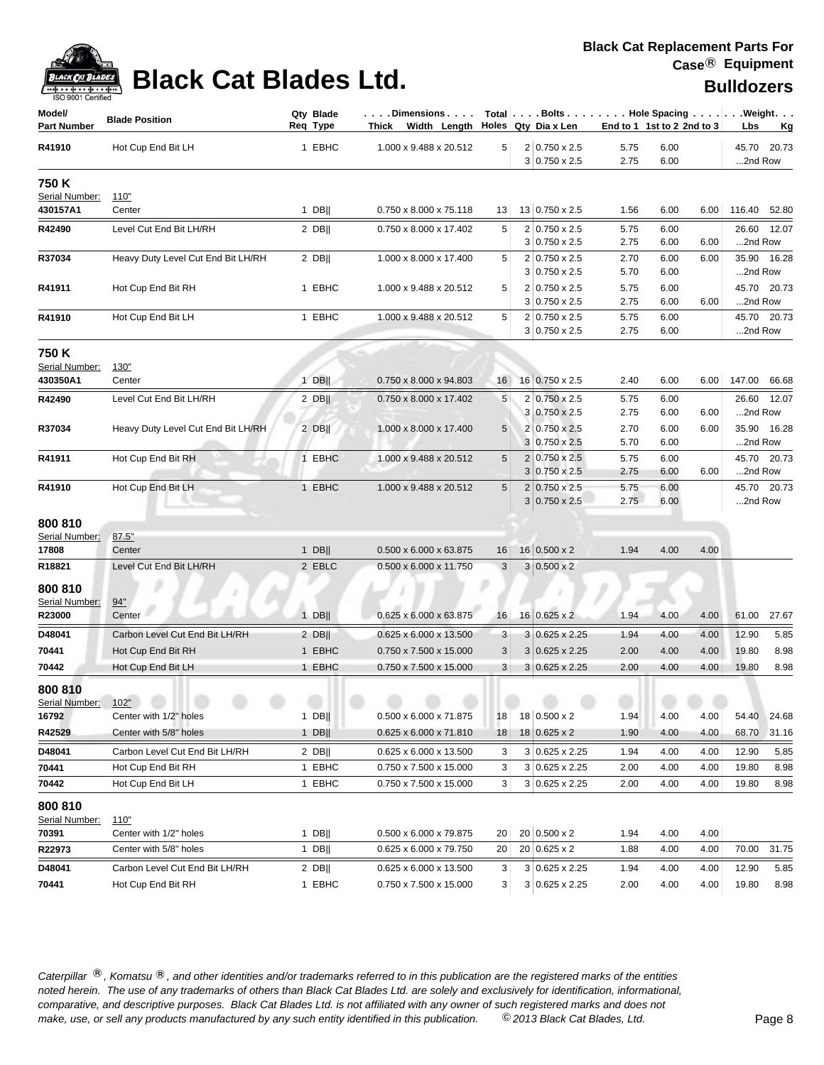# Black Cat Blades Ltd.

**Black Cat Replacement Parts For Case® Equipment**

**Bulldozers**

| Model/ Part Number | Blade Position | Qty Req | Blade Type | Dimensions Thick Width Length | Total Holes | Bolts Qty | Bolts Dia x Len | Hole Spacing End to 1 | Hole Spacing 1st to 2 | Hole Spacing 2nd to 3 | Weight Lbs | Weight Kg |
|---|---|---|---|---|---|---|---|---|---|---|---|---|
| R41910 | Hot Cup End Bit LH | 1 | EBHC | 1.000 x 9.488 x 20.512 | 5 | 2 | 0.750 x 2.5 | 5.75 | 6.00 | | 45.70 | 20.73 |
| | | | | | | 3 | 0.750 x 2.5 | 2.75 | 6.00 | | ...2nd Row | |
| **750 K** | Serial Number: 110" | | | | | | | | | | | |
| 430157A1 | Center | 1 | DB\|\| | 0.750 x 8.000 x 75.118 | 13 | 13 | 0.750 x 2.5 | 1.56 | 6.00 | 6.00 | 116.40 | 52.80 |
| R42490 | Level Cut End Bit LH/RH | 2 | DB\|\| | 0.750 x 8.000 x 17.402 | 5 | 2 | 0.750 x 2.5 | 5.75 | 6.00 | | 26.60 | 12.07 |
| | | | | | | 3 | 0.750 x 2.5 | 2.75 | 6.00 | 6.00 | ...2nd Row | |
| R37034 | Heavy Duty Level Cut End Bit LH/RH | 2 | DB\|\| | 1.000 x 8.000 x 17.400 | 5 | 2 | 0.750 x 2.5 | 2.70 | 6.00 | 6.00 | 35.90 | 16.28 |
| | | | | | | 3 | 0.750 x 2.5 | 5.70 | 6.00 | | ...2nd Row | |
| R41911 | Hot Cup End Bit RH | 1 | EBHC | 1.000 x 9.488 x 20.512 | 5 | 2 | 0.750 x 2.5 | 5.75 | 6.00 | | 45.70 | 20.73 |
| | | | | | | 3 | 0.750 x 2.5 | 2.75 | 6.00 | 6.00 | ...2nd Row | |
| R41910 | Hot Cup End Bit LH | 1 | EBHC | 1.000 x 9.488 x 20.512 | 5 | 2 | 0.750 x 2.5 | 5.75 | 6.00 | | 45.70 | 20.73 |
| | | | | | | 3 | 0.750 x 2.5 | 2.75 | 6.00 | | ...2nd Row | |
| **750 K** | Serial Number: 130" | | | | | | | | | | | |
| 430350A1 | Center | 1 | DB\|\| | 0.750 x 8.000 x 94.803 | 16 | 16 | 0.750 x 2.5 | 2.40 | 6.00 | 6.00 | 147.00 | 66.68 |
| R42490 | Level Cut End Bit LH/RH | 2 | DB\|\| | 0.750 x 8.000 x 17.402 | 5 | 2 | 0.750 x 2.5 | 5.75 | 6.00 | | 26.60 | 12.07 |
| | | | | | | 3 | 0.750 x 2.5 | 2.75 | 6.00 | 6.00 | ...2nd Row | |
| R37034 | Heavy Duty Level Cut End Bit LH/RH | 2 | DB\|\| | 1.000 x 8.000 x 17.400 | 5 | 2 | 0.750 x 2.5 | 2.70 | 6.00 | 6.00 | 35.90 | 16.28 |
| | | | | | | 3 | 0.750 x 2.5 | 5.70 | 6.00 | | ...2nd Row | |
| R41911 | Hot Cup End Bit RH | 1 | EBHC | 1.000 x 9.488 x 20.512 | 5 | 2 | 0.750 x 2.5 | 5.75 | 6.00 | | 45.70 | 20.73 |
| | | | | | | 3 | 0.750 x 2.5 | 2.75 | 6.00 | 6.00 | ...2nd Row | |
| R41910 | Hot Cup End Bit LH | 1 | EBHC | 1.000 x 9.488 x 20.512 | 5 | 2 | 0.750 x 2.5 | 5.75 | 6.00 | | 45.70 | 20.73 |
| | | | | | | 3 | 0.750 x 2.5 | 2.75 | 6.00 | | ...2nd Row | |
| **800 810** | Serial Number: 87.5" | | | | | | | | | | | |
| 17808 | Center | 1 | DB\|\| | 0.500 x 6.000 x 63.875 | 16 | 16 | 0.500 x 2 | 1.94 | 4.00 | 4.00 | | |
| R18821 | Level Cut End Bit LH/RH | 2 | EBLC | 0.500 x 6.000 x 11.750 | 3 | 3 | 0.500 x 2 | | | | | |
| **800 810** | Serial Number: 94" | | | | | | | | | | | |
| R23000 | Center | 1 | DB\|\| | 0.625 x 6.000 x 63.875 | 16 | 16 | 0.625 x 2 | 1.94 | 4.00 | 4.00 | 61.00 | 27.67 |
| D48041 | Carbon Level Cut End Bit LH/RH | 2 | DB\|\| | 0.625 x 6.000 x 13.500 | 3 | 3 | 0.625 x 2.25 | 1.94 | 4.00 | 4.00 | 12.90 | 5.85 |
| 70441 | Hot Cup End Bit RH | 1 | EBHC | 0.750 x 7.500 x 15.000 | 3 | 3 | 0.625 x 2.25 | 2.00 | 4.00 | 4.00 | 19.80 | 8.98 |
| 70442 | Hot Cup End Bit LH | 1 | EBHC | 0.750 x 7.500 x 15.000 | 3 | 3 | 0.625 x 2.25 | 2.00 | 4.00 | 4.00 | 19.80 | 8.98 |
| **800 810** | Serial Number: 102" | | | | | | | | | | | |
| 16792 | Center with 1/2" holes | 1 | DB\|\| | 0.500 x 6.000 x 71.875 | 18 | 18 | 0.500 x 2 | 1.94 | 4.00 | 4.00 | 54.40 | 24.68 |
| R42529 | Center with 5/8" holes | 1 | DB\|\| | 0.625 x 6.000 x 71.810 | 18 | 18 | 0.625 x 2 | 1.90 | 4.00 | 4.00 | 68.70 | 31.16 |
| D48041 | Carbon Level Cut End Bit LH/RH | 2 | DB\|\| | 0.625 x 6.000 x 13.500 | 3 | 3 | 0.625 x 2.25 | 1.94 | 4.00 | 4.00 | 12.90 | 5.85 |
| 70441 | Hot Cup End Bit RH | 1 | EBHC | 0.750 x 7.500 x 15.000 | 3 | 3 | 0.625 x 2.25 | 2.00 | 4.00 | 4.00 | 19.80 | 8.98 |
| 70442 | Hot Cup End Bit LH | 1 | EBHC | 0.750 x 7.500 x 15.000 | 3 | 3 | 0.625 x 2.25 | 2.00 | 4.00 | 4.00 | 19.80 | 8.98 |
| **800 810** | Serial Number: 110" | | | | | | | | | | | |
| 70391 | Center with 1/2" holes | 1 | DB\|\| | 0.500 x 6.000 x 79.875 | 20 | 20 | 0.500 x 2 | 1.94 | 4.00 | 4.00 | | |
| R22973 | Center with 5/8" holes | 1 | DB\|\| | 0.625 x 6.000 x 79.750 | 20 | 20 | 0.625 x 2 | 1.88 | 4.00 | 4.00 | 70.00 | 31.75 |
| D48041 | Carbon Level Cut End Bit LH/RH | 2 | DB\|\| | 0.625 x 6.000 x 13.500 | 3 | 3 | 0.625 x 2.25 | 1.94 | 4.00 | 4.00 | 12.90 | 5.85 |
| 70441 | Hot Cup End Bit RH | 1 | EBHC | 0.750 x 7.500 x 15.000 | 3 | 3 | 0.625 x 2.25 | 2.00 | 4.00 | 4.00 | 19.80 | 8.98 |

*Caterpillar ®, Komatsu ®, and other identities and/or trademarks referred to in this publication are the registered marks of the entities noted herein. The use of any trademarks of others than Black Cat Blades Ltd. are solely and exclusively for identification, informational, comparative, and descriptive purposes. Black Cat Blades Ltd. is not affiliated with any owner of such registered marks and does not make, use, or sell any products manufactured by any such entity identified in this publication. © 2013 Black Cat Blades, Ltd.*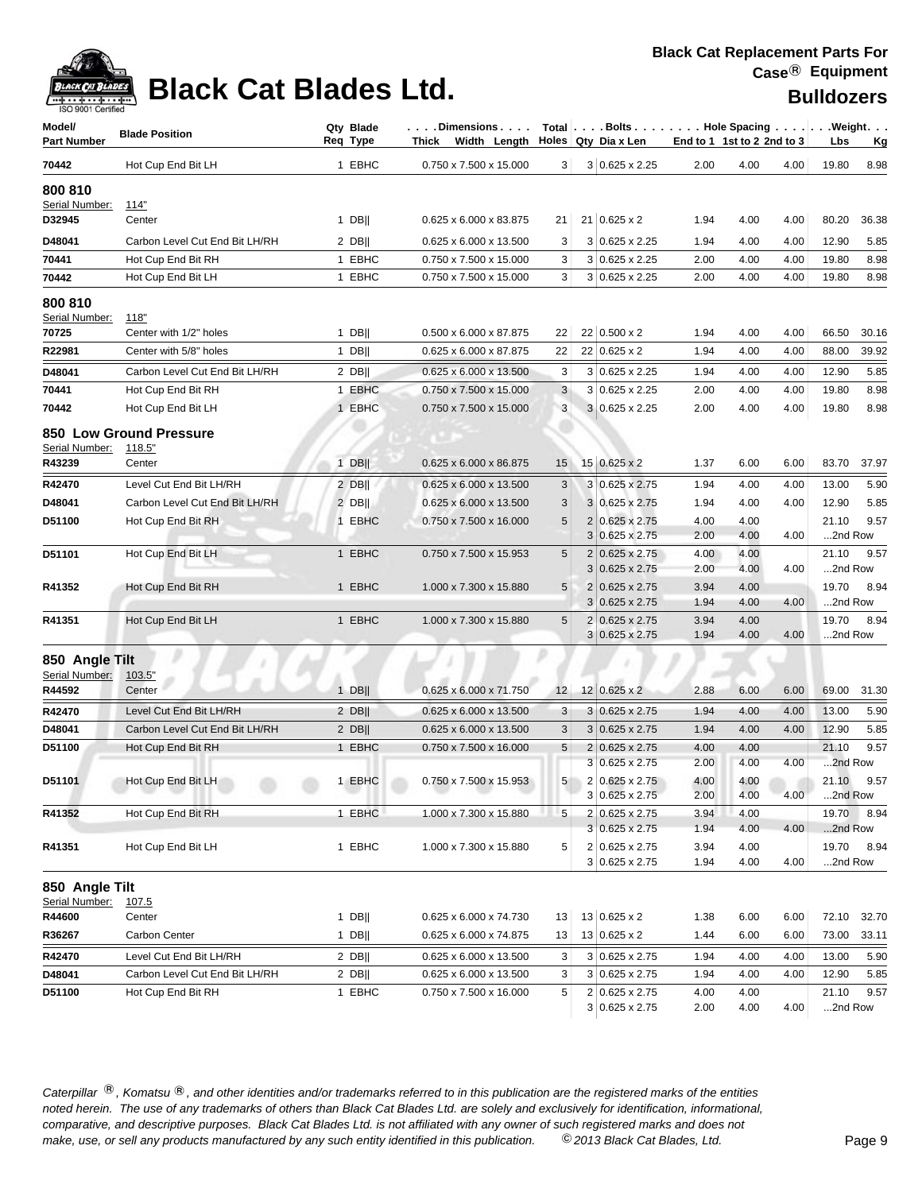# Black Cat Blades Ltd.

**Black Cat Replacement Parts For Case® Equipment**

**Bulldozers**

| Model/ Part Number | Blade Position | Qty Req | Blade Type | Dimensions Thick x Width x Length | Total Holes | Bolts Qty | Bolts Dia x Len | Hole Spacing End to 1 | 1st to 2 | 2nd to 3 | Weight Lbs | Kg |
|---|---|---|---|---|---|---|---|---|---|---|---|---|
| 70442 | Hot Cup End Bit LH | 1 | EBHC | 0.750 x 7.500 x 15.000 | 3 | 3 | 0.625 x 2.25 | 2.00 | 4.00 | 4.00 | 19.80 | 8.98 |
| **800 810** | | | | | | | | | | | | |
| Serial Number: 114" | | | | | | | | | | | | |
| D32945 | Center | 1 | DB‖ | 0.625 x 6.000 x 83.875 | 21 | 21 | 0.625 x 2 | 1.94 | 4.00 | 4.00 | 80.20 | 36.38 |
| D48041 | Carbon Level Cut End Bit LH/RH | 2 | DB‖ | 0.625 x 6.000 x 13.500 | 3 | 3 | 0.625 x 2.25 | 1.94 | 4.00 | 4.00 | 12.90 | 5.85 |
| 70441 | Hot Cup End Bit RH | 1 | EBHC | 0.750 x 7.500 x 15.000 | 3 | 3 | 0.625 x 2.25 | 2.00 | 4.00 | 4.00 | 19.80 | 8.98 |
| 70442 | Hot Cup End Bit LH | 1 | EBHC | 0.750 x 7.500 x 15.000 | 3 | 3 | 0.625 x 2.25 | 2.00 | 4.00 | 4.00 | 19.80 | 8.98 |
| **800 810** | | | | | | | | | | | | |
| Serial Number: 118" | | | | | | | | | | | | |
| 70725 | Center with 1/2" holes | 1 | DB‖ | 0.500 x 6.000 x 87.875 | 22 | 22 | 0.500 x 2 | 1.94 | 4.00 | 4.00 | 66.50 | 30.16 |
| R22981 | Center with 5/8" holes | 1 | DB‖ | 0.625 x 6.000 x 87.875 | 22 | 22 | 0.625 x 2 | 1.94 | 4.00 | 4.00 | 88.00 | 39.92 |
| D48041 | Carbon Level Cut End Bit LH/RH | 2 | DB‖ | 0.625 x 6.000 x 13.500 | 3 | 3 | 0.625 x 2.25 | 1.94 | 4.00 | 4.00 | 12.90 | 5.85 |
| 70441 | Hot Cup End Bit RH | 1 | EBHC | 0.750 x 7.500 x 15.000 | 3 | 3 | 0.625 x 2.25 | 2.00 | 4.00 | 4.00 | 19.80 | 8.98 |
| 70442 | Hot Cup End Bit LH | 1 | EBHC | 0.750 x 7.500 x 15.000 | 3 | 3 | 0.625 x 2.25 | 2.00 | 4.00 | 4.00 | 19.80 | 8.98 |
| **850 Low Ground Pressure** | | | | | | | | | | | | |
| Serial Number: 118.5" | | | | | | | | | | | | |
| R43239 | Center | 1 | DB‖ | 0.625 x 6.000 x 86.875 | 15 | 15 | 0.625 x 2 | 1.37 | 6.00 | 6.00 | 83.70 | 37.97 |
| R42470 | Level Cut End Bit LH/RH | 2 | DB‖ | 0.625 x 6.000 x 13.500 | 3 | 3 | 0.625 x 2.75 | 1.94 | 4.00 | 4.00 | 13.00 | 5.90 |
| D48041 | Carbon Level Cut End Bit LH/RH | 2 | DB‖ | 0.625 x 6.000 x 13.500 | 3 | 3 | 0.625 x 2.75 | 1.94 | 4.00 | 4.00 | 12.90 | 5.85 |
| D51100 | Hot Cup End Bit RH | 1 | EBHC | 0.750 x 7.500 x 16.000 | 5 | 2 | 0.625 x 2.75 | 4.00 | 4.00 | | 21.10 | 9.57 |
| | | | | | | 3 | 0.625 x 2.75 | 2.00 | 4.00 | 4.00 | ...2nd Row | |
| D51101 | Hot Cup End Bit LH | 1 | EBHC | 0.750 x 7.500 x 15.953 | 5 | 2 | 0.625 x 2.75 | 4.00 | 4.00 | | 21.10 | 9.57 |
| | | | | | | 3 | 0.625 x 2.75 | 2.00 | 4.00 | 4.00 | ...2nd Row | |
| R41352 | Hot Cup End Bit RH | 1 | EBHC | 1.000 x 7.300 x 15.880 | 5 | 2 | 0.625 x 2.75 | 3.94 | 4.00 | | 19.70 | 8.94 |
| | | | | | | 3 | 0.625 x 2.75 | 1.94 | 4.00 | 4.00 | ...2nd Row | |
| R41351 | Hot Cup End Bit LH | 1 | EBHC | 1.000 x 7.300 x 15.880 | 5 | 2 | 0.625 x 2.75 | 3.94 | 4.00 | | 19.70 | 8.94 |
| | | | | | | 3 | 0.625 x 2.75 | 1.94 | 4.00 | 4.00 | ...2nd Row | |
| **850 Angle Tilt** | | | | | | | | | | | | |
| Serial Number: 103.5" | | | | | | | | | | | | |
| R44592 | Center | 1 | DB‖ | 0.625 x 6.000 x 71.750 | 12 | 12 | 0.625 x 2 | 2.88 | 6.00 | 6.00 | 69.00 | 31.30 |
| R42470 | Level Cut End Bit LH/RH | 2 | DB‖ | 0.625 x 6.000 x 13.500 | 3 | 3 | 0.625 x 2.75 | 1.94 | 4.00 | 4.00 | 13.00 | 5.90 |
| D48041 | Carbon Level Cut End Bit LH/RH | 2 | DB‖ | 0.625 x 6.000 x 13.500 | 3 | 3 | 0.625 x 2.75 | 1.94 | 4.00 | 4.00 | 12.90 | 5.85 |
| D51100 | Hot Cup End Bit RH | 1 | EBHC | 0.750 x 7.500 x 16.000 | 5 | 2 | 0.625 x 2.75 | 4.00 | 4.00 | | 21.10 | 9.57 |
| | | | | | | 3 | 0.625 x 2.75 | 2.00 | 4.00 | 4.00 | ...2nd Row | |
| D51101 | Hot Cup End Bit LH | 1 | EBHC | 0.750 x 7.500 x 15.953 | 5 | 2 | 0.625 x 2.75 | 4.00 | 4.00 | | 21.10 | 9.57 |
| | | | | | | 3 | 0.625 x 2.75 | 2.00 | 4.00 | 4.00 | ...2nd Row | |
| R41352 | Hot Cup End Bit RH | 1 | EBHC | 1.000 x 7.300 x 15.880 | 5 | 2 | 0.625 x 2.75 | 3.94 | 4.00 | | 19.70 | 8.94 |
| | | | | | | 3 | 0.625 x 2.75 | 1.94 | 4.00 | 4.00 | ...2nd Row | |
| R41351 | Hot Cup End Bit LH | 1 | EBHC | 1.000 x 7.300 x 15.880 | 5 | 2 | 0.625 x 2.75 | 3.94 | 4.00 | | 19.70 | 8.94 |
| | | | | | | 3 | 0.625 x 2.75 | 1.94 | 4.00 | 4.00 | ...2nd Row | |
| **850 Angle Tilt** | | | | | | | | | | | | |
| Serial Number: 107.5 | | | | | | | | | | | | |
| R44600 | Center | 1 | DB‖ | 0.625 x 6.000 x 74.730 | 13 | 13 | 0.625 x 2 | 1.38 | 6.00 | 6.00 | 72.10 | 32.70 |
| R36267 | Carbon Center | 1 | DB‖ | 0.625 x 6.000 x 74.875 | 13 | 13 | 0.625 x 2 | 1.44 | 6.00 | 6.00 | 73.00 | 33.11 |
| R42470 | Level Cut End Bit LH/RH | 2 | DB‖ | 0.625 x 6.000 x 13.500 | 3 | 3 | 0.625 x 2.75 | 1.94 | 4.00 | 4.00 | 13.00 | 5.90 |
| D48041 | Carbon Level Cut End Bit LH/RH | 2 | DB‖ | 0.625 x 6.000 x 13.500 | 3 | 3 | 0.625 x 2.75 | 1.94 | 4.00 | 4.00 | 12.90 | 5.85 |
| D51100 | Hot Cup End Bit RH | 1 | EBHC | 0.750 x 7.500 x 16.000 | 5 | 2 | 0.625 x 2.75 | 4.00 | 4.00 | | 21.10 | 9.57 |
| | | | | | | 3 | 0.625 x 2.75 | 2.00 | 4.00 | 4.00 | ...2nd Row | |

*Caterpillar ®, Komatsu ®, and other identities and/or trademarks referred to in this publication are the registered marks of the entities noted herein. The use of any trademarks of others than Black Cat Blades Ltd. are solely and exclusively for identification, informational, comparative, and descriptive purposes. Black Cat Blades Ltd. is not affiliated with any owner of such registered marks and does not make, use, or sell any products manufactured by any such entity identified in this publication. © 2013 Black Cat Blades, Ltd.*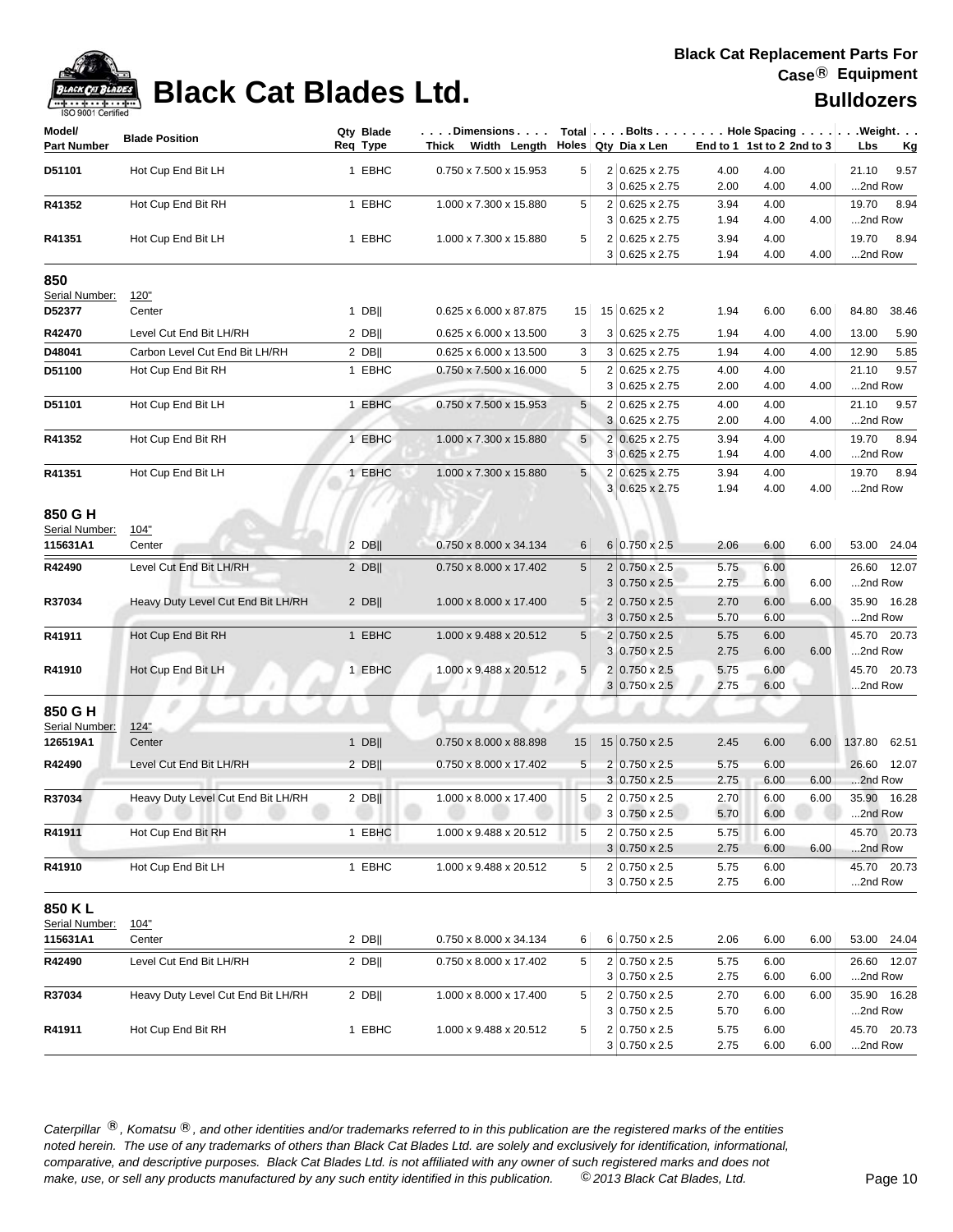# Black Cat Blades Ltd.

**Black Cat Replacement Parts For Case® Equipment**

**Bulldozers**

| Model/ Part Number | Blade Position | Qty Req | Blade Type | Dimensions Thick Width Length | Total Holes | Bolts Qty | Dia x Len | Hole Spacing End to 1 | 1st to 2 | 2nd to 3 | Weight Lbs | Kg |
|---|---|---|---|---|---|---|---|---|---|---|---|---|
| **D51101** | Hot Cup End Bit LH | 1 | EBHC | 0.750 x 7.500 x 15.953 | 5 | 2 | 0.625 x 2.75 | 4.00 | 4.00 | | 21.10 | 9.57 |
| | | | | | | 3 | 0.625 x 2.75 | 2.00 | 4.00 | 4.00 | ...2nd Row | |
| **R41352** | Hot Cup End Bit RH | 1 | EBHC | 1.000 x 7.300 x 15.880 | 5 | 2 | 0.625 x 2.75 | 3.94 | 4.00 | | 19.70 | 8.94 |
| | | | | | | 3 | 0.625 x 2.75 | 1.94 | 4.00 | 4.00 | ...2nd Row | |
| **R41351** | Hot Cup End Bit LH | 1 | EBHC | 1.000 x 7.300 x 15.880 | 5 | 2 | 0.625 x 2.75 | 3.94 | 4.00 | | 19.70 | 8.94 |
| | | | | | | 3 | 0.625 x 2.75 | 1.94 | 4.00 | 4.00 | ...2nd Row | |

## 850

Serial Number: 120"

| Model/ Part Number | Blade Position | Qty Req | Blade Type | Dimensions Thick Width Length | Total Holes | Bolts Qty | Dia x Len | Hole Spacing End to 1 | 1st to 2 | 2nd to 3 | Weight Lbs | Kg |
|---|---|---|---|---|---|---|---|---|---|---|---|---|
| **D52377** | Center | 1 | DB\|\| | 0.625 x 6.000 x 87.875 | 15 | 15 | 0.625 x 2 | 1.94 | 6.00 | 6.00 | 84.80 | 38.46 |
| **R42470** | Level Cut End Bit LH/RH | 2 | DB\|\| | 0.625 x 6.000 x 13.500 | 3 | 3 | 0.625 x 2.75 | 1.94 | 4.00 | 4.00 | 13.00 | 5.90 |
| **D48041** | Carbon Level Cut End Bit LH/RH | 2 | DB\|\| | 0.625 x 6.000 x 13.500 | 3 | 3 | 0.625 x 2.75 | 1.94 | 4.00 | 4.00 | 12.90 | 5.85 |
| **D51100** | Hot Cup End Bit RH | 1 | EBHC | 0.750 x 7.500 x 16.000 | 5 | 2 | 0.625 x 2.75 | 4.00 | 4.00 | | 21.10 | 9.57 |
| | | | | | | 3 | 0.625 x 2.75 | 2.00 | 4.00 | 4.00 | ...2nd Row | |
| **D51101** | Hot Cup End Bit LH | 1 | EBHC | 0.750 x 7.500 x 15.953 | 5 | 2 | 0.625 x 2.75 | 4.00 | 4.00 | | 21.10 | 9.57 |
| | | | | | | 3 | 0.625 x 2.75 | 2.00 | 4.00 | 4.00 | ...2nd Row | |
| **R41352** | Hot Cup End Bit RH | 1 | EBHC | 1.000 x 7.300 x 15.880 | 5 | 2 | 0.625 x 2.75 | 3.94 | 4.00 | | 19.70 | 8.94 |
| | | | | | | 3 | 0.625 x 2.75 | 1.94 | 4.00 | 4.00 | ...2nd Row | |
| **R41351** | Hot Cup End Bit LH | 1 | EBHC | 1.000 x 7.300 x 15.880 | 5 | 2 | 0.625 x 2.75 | 3.94 | 4.00 | | 19.70 | 8.94 |
| | | | | | | 3 | 0.625 x 2.75 | 1.94 | 4.00 | 4.00 | ...2nd Row | |

## 850 G H

Serial Number: 104"

| Model/ Part Number | Blade Position | Qty Req | Blade Type | Dimensions Thick Width Length | Total Holes | Bolts Qty | Dia x Len | Hole Spacing End to 1 | 1st to 2 | 2nd to 3 | Weight Lbs | Kg |
|---|---|---|---|---|---|---|---|---|---|---|---|---|
| **115631A1** | Center | 2 | DB\|\| | 0.750 x 8.000 x 34.134 | 6 | 6 | 0.750 x 2.5 | 2.06 | 6.00 | 6.00 | 53.00 | 24.04 |
| **R42490** | Level Cut End Bit LH/RH | 2 | DB\|\| | 0.750 x 8.000 x 17.402 | 5 | 2 | 0.750 x 2.5 | 5.75 | 6.00 | | 26.60 | 12.07 |
| | | | | | | 3 | 0.750 x 2.5 | 2.75 | 6.00 | 6.00 | ...2nd Row | |
| **R37034** | Heavy Duty Level Cut End Bit LH/RH | 2 | DB\|\| | 1.000 x 8.000 x 17.400 | 5 | 2 | 0.750 x 2.5 | 2.70 | 6.00 | 6.00 | 35.90 | 16.28 |
| | | | | | | 3 | 0.750 x 2.5 | 5.70 | 6.00 | | ...2nd Row | |
| **R41911** | Hot Cup End Bit RH | 1 | EBHC | 1.000 x 9.488 x 20.512 | 5 | 2 | 0.750 x 2.5 | 5.75 | 6.00 | | 45.70 | 20.73 |
| | | | | | | 3 | 0.750 x 2.5 | 2.75 | 6.00 | 6.00 | ...2nd Row | |
| **R41910** | Hot Cup End Bit LH | 1 | EBHC | 1.000 x 9.488 x 20.512 | 5 | 2 | 0.750 x 2.5 | 5.75 | 6.00 | | 45.70 | 20.73 |
| | | | | | | 3 | 0.750 x 2.5 | 2.75 | 6.00 | | ...2nd Row | |

## 850 G H

Serial Number: 124"

| Model/ Part Number | Blade Position | Qty Req | Blade Type | Dimensions Thick Width Length | Total Holes | Bolts Qty | Dia x Len | Hole Spacing End to 1 | 1st to 2 | 2nd to 3 | Weight Lbs | Kg |
|---|---|---|---|---|---|---|---|---|---|---|---|---|
| **126519A1** | Center | 1 | DB\|\| | 0.750 x 8.000 x 88.898 | 15 | 15 | 0.750 x 2.5 | 2.45 | 6.00 | 6.00 | 137.80 | 62.51 |
| **R42490** | Level Cut End Bit LH/RH | 2 | DB\|\| | 0.750 x 8.000 x 17.402 | 5 | 2 | 0.750 x 2.5 | 5.75 | 6.00 | | 26.60 | 12.07 |
| | | | | | | 3 | 0.750 x 2.5 | 2.75 | 6.00 | 6.00 | ...2nd Row | |
| **R37034** | Heavy Duty Level Cut End Bit LH/RH | 2 | DB\|\| | 1.000 x 8.000 x 17.400 | 5 | 2 | 0.750 x 2.5 | 2.70 | 6.00 | 6.00 | 35.90 | 16.28 |
| | | | | | | 3 | 0.750 x 2.5 | 5.70 | 6.00 | | ...2nd Row | |
| **R41911** | Hot Cup End Bit RH | 1 | EBHC | 1.000 x 9.488 x 20.512 | 5 | 2 | 0.750 x 2.5 | 5.75 | 6.00 | | 45.70 | 20.73 |
| | | | | | | 3 | 0.750 x 2.5 | 2.75 | 6.00 | 6.00 | ...2nd Row | |
| **R41910** | Hot Cup End Bit LH | 1 | EBHC | 1.000 x 9.488 x 20.512 | 5 | 2 | 0.750 x 2.5 | 5.75 | 6.00 | | 45.70 | 20.73 |
| | | | | | | 3 | 0.750 x 2.5 | 2.75 | 6.00 | | ...2nd Row | |

## 850 K L

Serial Number: 104"

| Model/ Part Number | Blade Position | Qty Req | Blade Type | Dimensions Thick Width Length | Total Holes | Bolts Qty | Dia x Len | Hole Spacing End to 1 | 1st to 2 | 2nd to 3 | Weight Lbs | Kg |
|---|---|---|---|---|---|---|---|---|---|---|---|---|
| **115631A1** | Center | 2 | DB\|\| | 0.750 x 8.000 x 34.134 | 6 | 6 | 0.750 x 2.5 | 2.06 | 6.00 | 6.00 | 53.00 | 24.04 |
| **R42490** | Level Cut End Bit LH/RH | 2 | DB\|\| | 0.750 x 8.000 x 17.402 | 5 | 2 | 0.750 x 2.5 | 5.75 | 6.00 | | 26.60 | 12.07 |
| | | | | | | 3 | 0.750 x 2.5 | 2.75 | 6.00 | 6.00 | ...2nd Row | |
| **R37034** | Heavy Duty Level Cut End Bit LH/RH | 2 | DB\|\| | 1.000 x 8.000 x 17.400 | 5 | 2 | 0.750 x 2.5 | 2.70 | 6.00 | 6.00 | 35.90 | 16.28 |
| | | | | | | 3 | 0.750 x 2.5 | 5.70 | 6.00 | | ...2nd Row | |
| **R41911** | Hot Cup End Bit RH | 1 | EBHC | 1.000 x 9.488 x 20.512 | 5 | 2 | 0.750 x 2.5 | 5.75 | 6.00 | | 45.70 | 20.73 |
| | | | | | | 3 | 0.750 x 2.5 | 2.75 | 6.00 | 6.00 | ...2nd Row | |

*Caterpillar ®, Komatsu ®, and other identities and/or trademarks referred to in this publication are the registered marks of the entities noted herein. The use of any trademarks of others than Black Cat Blades Ltd. are solely and exclusively for identification, informational, comparative, and descriptive purposes. Black Cat Blades Ltd. is not affiliated with any owner of such registered marks and does not make, use, or sell any products manufactured by any such entity identified in this publication. © 2013 Black Cat Blades, Ltd.*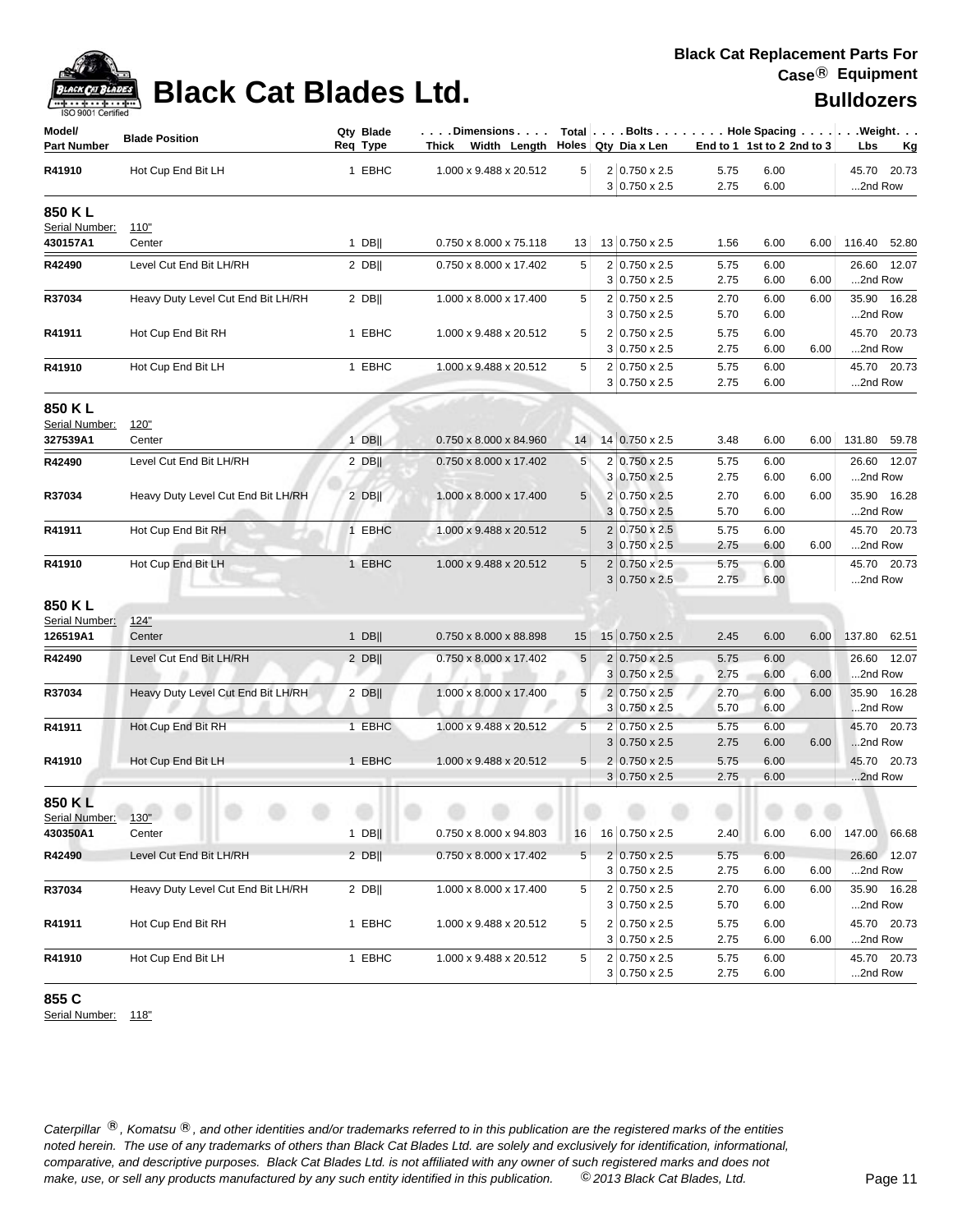# Black Cat Blades Ltd.

**Black Cat Replacement Parts For Case® Equipment**

**Bulldozers**

| Model/ Part Number | Blade Position | Qty Req | Blade Type | Dimensions Thick x Width x Length | Total Holes | Bolts Qty | Dia x Len | Hole Spacing End to 1 | 1st to 2 | 2nd to 3 | Weight Lbs | Kg |
|---|---|---|---|---|---|---|---|---|---|---|---|---|
| R41910 | Hot Cup End Bit LH | 1 | EBHC | 1.000 x 9.488 x 20.512 | 5 | 2 | 0.750 x 2.5 | 5.75 | 6.00 | | 45.70 | 20.73 |
| | | | | | | 3 | 0.750 x 2.5 | 2.75 | 6.00 | | ...2nd Row | |

## 850 K L

Serial Number: 110"

| Model/ Part Number | Blade Position | Qty Req | Blade Type | Dimensions Thick x Width x Length | Total Holes | Bolts Qty | Dia x Len | Hole Spacing End to 1 | 1st to 2 | 2nd to 3 | Weight Lbs | Kg |
|---|---|---|---|---|---|---|---|---|---|---|---|---|
| 430157A1 | Center | 1 | DB\|\| | 0.750 x 8.000 x 75.118 | 13 | 13 | 0.750 x 2.5 | 1.56 | 6.00 | 6.00 | 116.40 | 52.80 |
| R42490 | Level Cut End Bit LH/RH | 2 | DB\|\| | 0.750 x 8.000 x 17.402 | 5 | 2 | 0.750 x 2.5 | 5.75 | 6.00 | | 26.60 | 12.07 |
| | | | | | | 3 | 0.750 x 2.5 | 2.75 | 6.00 | 6.00 | ...2nd Row | |
| R37034 | Heavy Duty Level Cut End Bit LH/RH | 2 | DB\|\| | 1.000 x 8.000 x 17.400 | 5 | 2 | 0.750 x 2.5 | 2.70 | 6.00 | 6.00 | 35.90 | 16.28 |
| | | | | | | 3 | 0.750 x 2.5 | 5.70 | 6.00 | | ...2nd Row | |
| R41911 | Hot Cup End Bit RH | 1 | EBHC | 1.000 x 9.488 x 20.512 | 5 | 2 | 0.750 x 2.5 | 5.75 | 6.00 | | 45.70 | 20.73 |
| | | | | | | 3 | 0.750 x 2.5 | 2.75 | 6.00 | 6.00 | ...2nd Row | |
| R41910 | Hot Cup End Bit LH | 1 | EBHC | 1.000 x 9.488 x 20.512 | 5 | 2 | 0.750 x 2.5 | 5.75 | 6.00 | | 45.70 | 20.73 |
| | | | | | | 3 | 0.750 x 2.5 | 2.75 | 6.00 | | ...2nd Row | |

## 850 K L

Serial Number: 120"

| Model/ Part Number | Blade Position | Qty Req | Blade Type | Dimensions Thick x Width x Length | Total Holes | Bolts Qty | Dia x Len | Hole Spacing End to 1 | 1st to 2 | 2nd to 3 | Weight Lbs | Kg |
|---|---|---|---|---|---|---|---|---|---|---|---|---|
| 327539A1 | Center | 1 | DB\|\| | 0.750 x 8.000 x 84.960 | 14 | 14 | 0.750 x 2.5 | 3.48 | 6.00 | 6.00 | 131.80 | 59.78 |
| R42490 | Level Cut End Bit LH/RH | 2 | DB\|\| | 0.750 x 8.000 x 17.402 | 5 | 2 | 0.750 x 2.5 | 5.75 | 6.00 | | 26.60 | 12.07 |
| | | | | | | 3 | 0.750 x 2.5 | 2.75 | 6.00 | 6.00 | ...2nd Row | |
| R37034 | Heavy Duty Level Cut End Bit LH/RH | 2 | DB\|\| | 1.000 x 8.000 x 17.400 | 5 | 2 | 0.750 x 2.5 | 2.70 | 6.00 | 6.00 | 35.90 | 16.28 |
| | | | | | | 3 | 0.750 x 2.5 | 5.70 | 6.00 | | ...2nd Row | |
| R41911 | Hot Cup End Bit RH | 1 | EBHC | 1.000 x 9.488 x 20.512 | 5 | 2 | 0.750 x 2.5 | 5.75 | 6.00 | | 45.70 | 20.73 |
| | | | | | | 3 | 0.750 x 2.5 | 2.75 | 6.00 | 6.00 | ...2nd Row | |
| R41910 | Hot Cup End Bit LH | 1 | EBHC | 1.000 x 9.488 x 20.512 | 5 | 2 | 0.750 x 2.5 | 5.75 | 6.00 | | 45.70 | 20.73 |
| | | | | | | 3 | 0.750 x 2.5 | 2.75 | 6.00 | | ...2nd Row | |

## 850 K L

Serial Number: 124"

| Model/ Part Number | Blade Position | Qty Req | Blade Type | Dimensions Thick x Width x Length | Total Holes | Bolts Qty | Dia x Len | Hole Spacing End to 1 | 1st to 2 | 2nd to 3 | Weight Lbs | Kg |
|---|---|---|---|---|---|---|---|---|---|---|---|---|
| 126519A1 | Center | 1 | DB\|\| | 0.750 x 8.000 x 88.898 | 15 | 15 | 0.750 x 2.5 | 2.45 | 6.00 | 6.00 | 137.80 | 62.51 |
| R42490 | Level Cut End Bit LH/RH | 2 | DB\|\| | 0.750 x 8.000 x 17.402 | 5 | 2 | 0.750 x 2.5 | 5.75 | 6.00 | | 26.60 | 12.07 |
| | | | | | | 3 | 0.750 x 2.5 | 2.75 | 6.00 | 6.00 | ...2nd Row | |
| R37034 | Heavy Duty Level Cut End Bit LH/RH | 2 | DB\|\| | 1.000 x 8.000 x 17.400 | 5 | 2 | 0.750 x 2.5 | 2.70 | 6.00 | 6.00 | 35.90 | 16.28 |
| | | | | | | 3 | 0.750 x 2.5 | 5.70 | 6.00 | | ...2nd Row | |
| R41911 | Hot Cup End Bit RH | 1 | EBHC | 1.000 x 9.488 x 20.512 | 5 | 2 | 0.750 x 2.5 | 5.75 | 6.00 | | 45.70 | 20.73 |
| | | | | | | 3 | 0.750 x 2.5 | 2.75 | 6.00 | 6.00 | ...2nd Row | |
| R41910 | Hot Cup End Bit LH | 1 | EBHC | 1.000 x 9.488 x 20.512 | 5 | 2 | 0.750 x 2.5 | 5.75 | 6.00 | | 45.70 | 20.73 |
| | | | | | | 3 | 0.750 x 2.5 | 2.75 | 6.00 | | ...2nd Row | |

## 850 K L

Serial Number: 130"

| Model/ Part Number | Blade Position | Qty Req | Blade Type | Dimensions Thick x Width x Length | Total Holes | Bolts Qty | Dia x Len | Hole Spacing End to 1 | 1st to 2 | 2nd to 3 | Weight Lbs | Kg |
|---|---|---|---|---|---|---|---|---|---|---|---|---|
| 430350A1 | Center | 1 | DB\|\| | 0.750 x 8.000 x 94.803 | 16 | 16 | 0.750 x 2.5 | 2.40 | 6.00 | 6.00 | 147.00 | 66.68 |
| R42490 | Level Cut End Bit LH/RH | 2 | DB\|\| | 0.750 x 8.000 x 17.402 | 5 | 2 | 0.750 x 2.5 | 5.75 | 6.00 | | 26.60 | 12.07 |
| | | | | | | 3 | 0.750 x 2.5 | 2.75 | 6.00 | 6.00 | ...2nd Row | |
| R37034 | Heavy Duty Level Cut End Bit LH/RH | 2 | DB\|\| | 1.000 x 8.000 x 17.400 | 5 | 2 | 0.750 x 2.5 | 2.70 | 6.00 | 6.00 | 35.90 | 16.28 |
| | | | | | | 3 | 0.750 x 2.5 | 5.70 | 6.00 | | ...2nd Row | |
| R41911 | Hot Cup End Bit RH | 1 | EBHC | 1.000 x 9.488 x 20.512 | 5 | 2 | 0.750 x 2.5 | 5.75 | 6.00 | | 45.70 | 20.73 |
| | | | | | | 3 | 0.750 x 2.5 | 2.75 | 6.00 | 6.00 | ...2nd Row | |
| R41910 | Hot Cup End Bit LH | 1 | EBHC | 1.000 x 9.488 x 20.512 | 5 | 2 | 0.750 x 2.5 | 5.75 | 6.00 | | 45.70 | 20.73 |
| | | | | | | 3 | 0.750 x 2.5 | 2.75 | 6.00 | | ...2nd Row | |

## 855 C

Serial Number: 118"

*Caterpillar ®, Komatsu ®, and other identities and/or trademarks referred to in this publication are the registered marks of the entities noted herein. The use of any trademarks of others than Black Cat Blades Ltd. are solely and exclusively for identification, informational, comparative, and descriptive purposes. Black Cat Blades Ltd. is not affiliated with any owner of such registered marks and does not make, use, or sell any products manufactured by any such entity identified in this publication. © 2013 Black Cat Blades, Ltd.*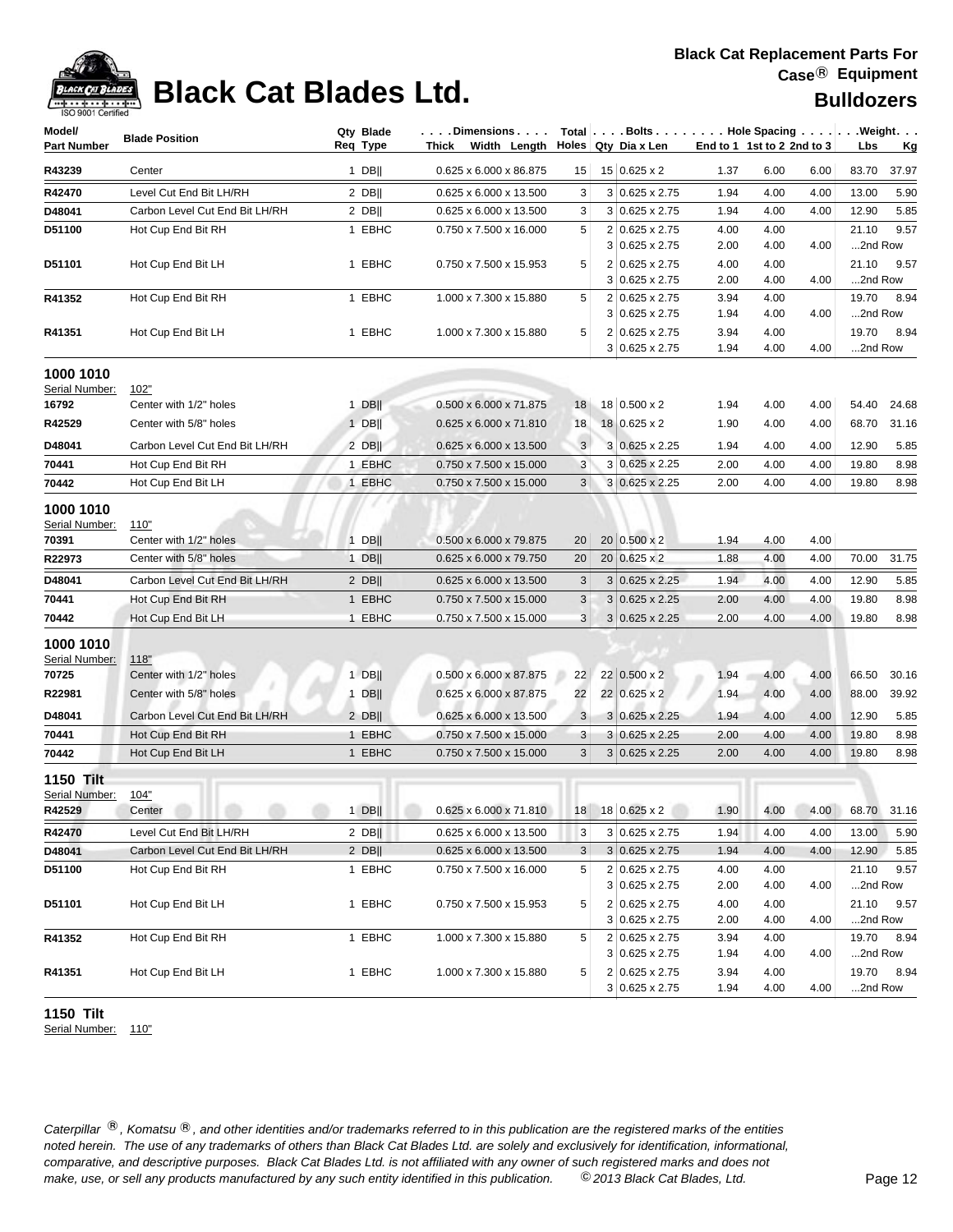# Black Cat Blades Ltd.

**Black Cat Replacement Parts For Case® Equipment**

**Bulldozers**

| Model/ Part Number | Blade Position | Qty Req | Blade Type | Dimensions Thick Width Length | Total Holes | Bolts Qty | Bolts Dia x Len | Hole Spacing End to 1 | 1st to 2 | 2nd to 3 | Weight Lbs | Kg |
|---|---|---|---|---|---|---|---|---|---|---|---|---|
| R43239 | Center | 1 | DB‖ | 0.625 x 6.000 x 86.875 | 15 | 15 | 0.625 x 2 | 1.37 | 6.00 | 6.00 | 83.70 | 37.97 |
| R42470 | Level Cut End Bit LH/RH | 2 | DB‖ | 0.625 x 6.000 x 13.500 | 3 | 3 | 0.625 x 2.75 | 1.94 | 4.00 | 4.00 | 13.00 | 5.90 |
| D48041 | Carbon Level Cut End Bit LH/RH | 2 | DB‖ | 0.625 x 6.000 x 13.500 | 3 | 3 | 0.625 x 2.75 | 1.94 | 4.00 | 4.00 | 12.90 | 5.85 |
| D51100 | Hot Cup End Bit RH | 1 | EBHC | 0.750 x 7.500 x 16.000 | 5 | 2 | 0.625 x 2.75 | 4.00 | 4.00 | | 21.10 | 9.57 |
| | | | | | | 3 | 0.625 x 2.75 | 2.00 | 4.00 | 4.00 | ...2nd Row | |
| D51101 | Hot Cup End Bit LH | 1 | EBHC | 0.750 x 7.500 x 15.953 | 5 | 2 | 0.625 x 2.75 | 4.00 | 4.00 | | 21.10 | 9.57 |
| | | | | | | 3 | 0.625 x 2.75 | 2.00 | 4.00 | 4.00 | ...2nd Row | |
| R41352 | Hot Cup End Bit RH | 1 | EBHC | 1.000 x 7.300 x 15.880 | 5 | 2 | 0.625 x 2.75 | 3.94 | 4.00 | | 19.70 | 8.94 |
| | | | | | | 3 | 0.625 x 2.75 | 1.94 | 4.00 | 4.00 | ...2nd Row | |
| R41351 | Hot Cup End Bit LH | 1 | EBHC | 1.000 x 7.300 x 15.880 | 5 | 2 | 0.625 x 2.75 | 3.94 | 4.00 | | 19.70 | 8.94 |
| | | | | | | 3 | 0.625 x 2.75 | 1.94 | 4.00 | 4.00 | ...2nd Row | |
| **1000 1010** | | | | | | | | | | | | |
| Serial Number: | 102" | | | | | | | | | | | |
| 16792 | Center with 1/2" holes | 1 | DB‖ | 0.500 x 6.000 x 71.875 | 18 | 18 | 0.500 x 2 | 1.94 | 4.00 | 4.00 | 54.40 | 24.68 |
| R42529 | Center with 5/8" holes | 1 | DB‖ | 0.625 x 6.000 x 71.810 | 18 | 18 | 0.625 x 2 | 1.90 | 4.00 | 4.00 | 68.70 | 31.16 |
| D48041 | Carbon Level Cut End Bit LH/RH | 2 | DB‖ | 0.625 x 6.000 x 13.500 | 3 | 3 | 0.625 x 2.25 | 1.94 | 4.00 | 4.00 | 12.90 | 5.85 |
| 70441 | Hot Cup End Bit RH | 1 | EBHC | 0.750 x 7.500 x 15.000 | 3 | 3 | 0.625 x 2.25 | 2.00 | 4.00 | 4.00 | 19.80 | 8.98 |
| 70442 | Hot Cup End Bit LH | 1 | EBHC | 0.750 x 7.500 x 15.000 | 3 | 3 | 0.625 x 2.25 | 2.00 | 4.00 | 4.00 | 19.80 | 8.98 |
| **1000 1010** | | | | | | | | | | | | |
| Serial Number: | 110" | | | | | | | | | | | |
| 70391 | Center with 1/2" holes | 1 | DB‖ | 0.500 x 6.000 x 79.875 | 20 | 20 | 0.500 x 2 | 1.94 | 4.00 | 4.00 | | |
| R22973 | Center with 5/8" holes | 1 | DB‖ | 0.625 x 6.000 x 79.750 | 20 | 20 | 0.625 x 2 | 1.88 | 4.00 | 4.00 | 70.00 | 31.75 |
| D48041 | Carbon Level Cut End Bit LH/RH | 2 | DB‖ | 0.625 x 6.000 x 13.500 | 3 | 3 | 0.625 x 2.25 | 1.94 | 4.00 | 4.00 | 12.90 | 5.85 |
| 70441 | Hot Cup End Bit RH | 1 | EBHC | 0.750 x 7.500 x 15.000 | 3 | 3 | 0.625 x 2.25 | 2.00 | 4.00 | 4.00 | 19.80 | 8.98 |
| 70442 | Hot Cup End Bit LH | 1 | EBHC | 0.750 x 7.500 x 15.000 | 3 | 3 | 0.625 x 2.25 | 2.00 | 4.00 | 4.00 | 19.80 | 8.98 |
| **1000 1010** | | | | | | | | | | | | |
| Serial Number: | 118" | | | | | | | | | | | |
| 70725 | Center with 1/2" holes | 1 | DB‖ | 0.500 x 6.000 x 87.875 | 22 | 22 | 0.500 x 2 | 1.94 | 4.00 | 4.00 | 66.50 | 30.16 |
| R22981 | Center with 5/8" holes | 1 | DB‖ | 0.625 x 6.000 x 87.875 | 22 | 22 | 0.625 x 2 | 1.94 | 4.00 | 4.00 | 88.00 | 39.92 |
| D48041 | Carbon Level Cut End Bit LH/RH | 2 | DB‖ | 0.625 x 6.000 x 13.500 | 3 | 3 | 0.625 x 2.25 | 1.94 | 4.00 | 4.00 | 12.90 | 5.85 |
| 70441 | Hot Cup End Bit RH | 1 | EBHC | 0.750 x 7.500 x 15.000 | 3 | 3 | 0.625 x 2.25 | 2.00 | 4.00 | 4.00 | 19.80 | 8.98 |
| 70442 | Hot Cup End Bit LH | 1 | EBHC | 0.750 x 7.500 x 15.000 | 3 | 3 | 0.625 x 2.25 | 2.00 | 4.00 | 4.00 | 19.80 | 8.98 |
| **1150 Tilt** | | | | | | | | | | | | |
| Serial Number: | 104" | | | | | | | | | | | |
| R42529 | Center | 1 | DB‖ | 0.625 x 6.000 x 71.810 | 18 | 18 | 0.625 x 2 | 1.90 | 4.00 | 4.00 | 68.70 | 31.16 |
| R42470 | Level Cut End Bit LH/RH | 2 | DB‖ | 0.625 x 6.000 x 13.500 | 3 | 3 | 0.625 x 2.75 | 1.94 | 4.00 | 4.00 | 13.00 | 5.90 |
| D48041 | Carbon Level Cut End Bit LH/RH | 2 | DB‖ | 0.625 x 6.000 x 13.500 | 3 | 3 | 0.625 x 2.75 | 1.94 | 4.00 | 4.00 | 12.90 | 5.85 |
| D51100 | Hot Cup End Bit RH | 1 | EBHC | 0.750 x 7.500 x 16.000 | 5 | 2 | 0.625 x 2.75 | 4.00 | 4.00 | | 21.10 | 9.57 |
| | | | | | | 3 | 0.625 x 2.75 | 2.00 | 4.00 | 4.00 | ...2nd Row | |
| D51101 | Hot Cup End Bit LH | 1 | EBHC | 0.750 x 7.500 x 15.953 | 5 | 2 | 0.625 x 2.75 | 4.00 | 4.00 | | 21.10 | 9.57 |
| | | | | | | 3 | 0.625 x 2.75 | 2.00 | 4.00 | 4.00 | ...2nd Row | |
| R41352 | Hot Cup End Bit RH | 1 | EBHC | 1.000 x 7.300 x 15.880 | 5 | 2 | 0.625 x 2.75 | 3.94 | 4.00 | | 19.70 | 8.94 |
| | | | | | | 3 | 0.625 x 2.75 | 1.94 | 4.00 | 4.00 | ...2nd Row | |
| R41351 | Hot Cup End Bit LH | 1 | EBHC | 1.000 x 7.300 x 15.880 | 5 | 2 | 0.625 x 2.75 | 3.94 | 4.00 | | 19.70 | 8.94 |
| | | | | | | 3 | 0.625 x 2.75 | 1.94 | 4.00 | 4.00 | ...2nd Row | |

**1150 Tilt**

Serial Number: 110"

*Caterpillar ®, Komatsu ®, and other identities and/or trademarks referred to in this publication are the registered marks of the entities noted herein. The use of any trademarks of others than Black Cat Blades Ltd. are solely and exclusively for identification, informational, comparative, and descriptive purposes. Black Cat Blades Ltd. is not affiliated with any owner of such registered marks and does not make, use, or sell any products manufactured by any such entity identified in this publication.* *© 2013 Black Cat Blades, Ltd.*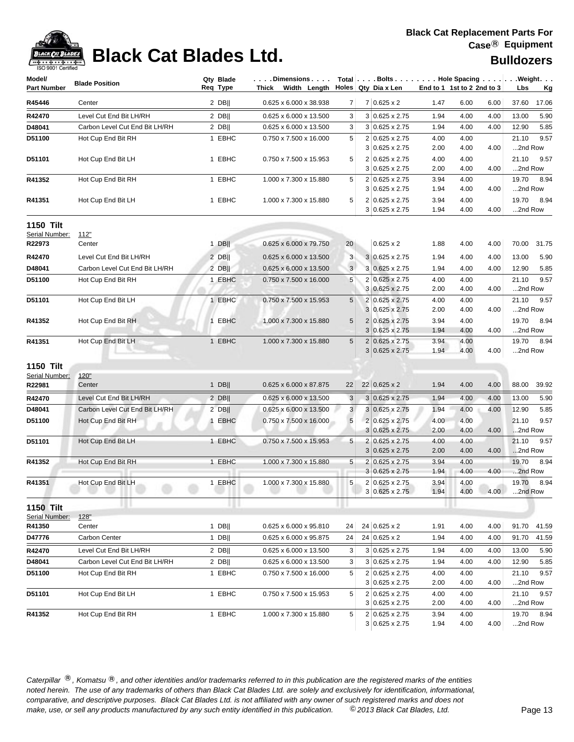# Black Cat Blades Ltd.

**Black Cat Replacement Parts For Case® Equipment**

**Bulldozers**

| Model/ Part Number | Blade Position | Qty Req | Blade Type | Dimensions Thick x Width x Length | Total Holes | Bolts Qty | Dia x Len | End to 1 | 1st to 2 | 2nd to 3 | Weight Lbs | Kg |
|---|---|---|---|---|---|---|---|---|---|---|---|---|
| R45446 | Center | 2 | DB\|\| | 0.625 x 6.000 x 38.938 | 7 | 7 | 0.625 x 2 | 1.47 | 6.00 | 6.00 | 37.60 | 17.06 |
| R42470 | Level Cut End Bit LH/RH | 2 | DB\|\| | 0.625 x 6.000 x 13.500 | 3 | 3 | 0.625 x 2.75 | 1.94 | 4.00 | 4.00 | 13.00 | 5.90 |
| D48041 | Carbon Level Cut End Bit LH/RH | 2 | DB\|\| | 0.625 x 6.000 x 13.500 | 3 | 3 | 0.625 x 2.75 | 1.94 | 4.00 | 4.00 | 12.90 | 5.85 |
| D51100 | Hot Cup End Bit RH | 1 | EBHC | 0.750 x 7.500 x 16.000 | 5 | 2 | 0.625 x 2.75 | 4.00 | 4.00 | | 21.10 | 9.57 |
| | | | | | | 3 | 0.625 x 2.75 | 2.00 | 4.00 | 4.00 | ...2nd Row | |
| D51101 | Hot Cup End Bit LH | 1 | EBHC | 0.750 x 7.500 x 15.953 | 5 | 2 | 0.625 x 2.75 | 4.00 | 4.00 | | 21.10 | 9.57 |
| | | | | | | 3 | 0.625 x 2.75 | 2.00 | 4.00 | 4.00 | ...2nd Row | |
| R41352 | Hot Cup End Bit RH | 1 | EBHC | 1.000 x 7.300 x 15.880 | 5 | 2 | 0.625 x 2.75 | 3.94 | 4.00 | | 19.70 | 8.94 |
| | | | | | | 3 | 0.625 x 2.75 | 1.94 | 4.00 | 4.00 | ...2nd Row | |
| R41351 | Hot Cup End Bit LH | 1 | EBHC | 1.000 x 7.300 x 15.880 | 5 | 2 | 0.625 x 2.75 | 3.94 | 4.00 | | 19.70 | 8.94 |
| | | | | | | 3 | 0.625 x 2.75 | 1.94 | 4.00 | 4.00 | ...2nd Row | |

## 1150 Tilt

Serial Number: 112"

| Model/ Part Number | Blade Position | Qty Req | Blade Type | Dimensions Thick x Width x Length | Total Holes | Bolts Qty | Dia x Len | End to 1 | 1st to 2 | 2nd to 3 | Weight Lbs | Kg |
|---|---|---|---|---|---|---|---|---|---|---|---|---|
| R22973 | Center | 1 | DB\|\| | 0.625 x 6.000 x 79.750 | 20 | | 0.625 x 2 | 1.88 | 4.00 | 4.00 | 70.00 | 31.75 |
| R42470 | Level Cut End Bit LH/RH | 2 | DB\|\| | 0.625 x 6.000 x 13.500 | 3 | 3 | 0.625 x 2.75 | 1.94 | 4.00 | 4.00 | 13.00 | 5.90 |
| D48041 | Carbon Level Cut End Bit LH/RH | 2 | DB\|\| | 0.625 x 6.000 x 13.500 | 3 | 3 | 0.625 x 2.75 | 1.94 | 4.00 | 4.00 | 12.90 | 5.85 |
| D51100 | Hot Cup End Bit RH | 1 | EBHC | 0.750 x 7.500 x 16.000 | 5 | 2 | 0.625 x 2.75 | 4.00 | 4.00 | | 21.10 | 9.57 |
| | | | | | | 3 | 0.625 x 2.75 | 2.00 | 4.00 | 4.00 | ...2nd Row | |
| D51101 | Hot Cup End Bit LH | 1 | EBHC | 0.750 x 7.500 x 15.953 | 5 | 2 | 0.625 x 2.75 | 4.00 | 4.00 | | 21.10 | 9.57 |
| | | | | | | 3 | 0.625 x 2.75 | 2.00 | 4.00 | 4.00 | ...2nd Row | |
| R41352 | Hot Cup End Bit RH | 1 | EBHC | 1.000 x 7.300 x 15.880 | 5 | 2 | 0.625 x 2.75 | 3.94 | 4.00 | | 19.70 | 8.94 |
| | | | | | | 3 | 0.625 x 2.75 | 1.94 | 4.00 | 4.00 | ...2nd Row | |
| R41351 | Hot Cup End Bit LH | 1 | EBHC | 1.000 x 7.300 x 15.880 | 5 | 2 | 0.625 x 2.75 | 3.94 | 4.00 | | 19.70 | 8.94 |
| | | | | | | 3 | 0.625 x 2.75 | 1.94 | 4.00 | 4.00 | ...2nd Row | |

## 1150 Tilt

Serial Number: 120"

| Model/ Part Number | Blade Position | Qty Req | Blade Type | Dimensions Thick x Width x Length | Total Holes | Bolts Qty | Dia x Len | End to 1 | 1st to 2 | 2nd to 3 | Weight Lbs | Kg |
|---|---|---|---|---|---|---|---|---|---|---|---|---|
| R22981 | Center | 1 | DB\|\| | 0.625 x 6.000 x 87.875 | 22 | 22 | 0.625 x 2 | 1.94 | 4.00 | 4.00 | 88.00 | 39.92 |
| R42470 | Level Cut End Bit LH/RH | 2 | DB\|\| | 0.625 x 6.000 x 13.500 | 3 | 3 | 0.625 x 2.75 | 1.94 | 4.00 | 4.00 | 13.00 | 5.90 |
| D48041 | Carbon Level Cut End Bit LH/RH | 2 | DB\|\| | 0.625 x 6.000 x 13.500 | 3 | 3 | 0.625 x 2.75 | 1.94 | 4.00 | 4.00 | 12.90 | 5.85 |
| D51100 | Hot Cup End Bit RH | 1 | EBHC | 0.750 x 7.500 x 16.000 | 5 | 2 | 0.625 x 2.75 | 4.00 | 4.00 | | 21.10 | 9.57 |
| | | | | | | 3 | 0.625 x 2.75 | 2.00 | 4.00 | 4.00 | ...2nd Row | |
| D51101 | Hot Cup End Bit LH | 1 | EBHC | 0.750 x 7.500 x 15.953 | 5 | 2 | 0.625 x 2.75 | 4.00 | 4.00 | | 21.10 | 9.57 |
| | | | | | | 3 | 0.625 x 2.75 | 2.00 | 4.00 | 4.00 | ...2nd Row | |
| R41352 | Hot Cup End Bit RH | 1 | EBHC | 1.000 x 7.300 x 15.880 | 5 | 2 | 0.625 x 2.75 | 3.94 | 4.00 | | 19.70 | 8.94 |
| | | | | | | 3 | 0.625 x 2.75 | 1.94 | 4.00 | 4.00 | ...2nd Row | |
| R41351 | Hot Cup End Bit LH | 1 | EBHC | 1.000 x 7.300 x 15.880 | 5 | 2 | 0.625 x 2.75 | 3.94 | 4.00 | | 19.70 | 8.94 |
| | | | | | | 3 | 0.625 x 2.75 | 1.94 | 4.00 | 4.00 | ...2nd Row | |

## 1150 Tilt

Serial Number: 128"

| Model/ Part Number | Blade Position | Qty Req | Blade Type | Dimensions Thick x Width x Length | Total Holes | Bolts Qty | Dia x Len | End to 1 | 1st to 2 | 2nd to 3 | Weight Lbs | Kg |
|---|---|---|---|---|---|---|---|---|---|---|---|---|
| R41350 | Center | 1 | DB\|\| | 0.625 x 6.000 x 95.810 | 24 | 24 | 0.625 x 2 | 1.91 | 4.00 | 4.00 | 91.70 | 41.59 |
| D47776 | Carbon Center | 1 | DB\|\| | 0.625 x 6.000 x 95.875 | 24 | 24 | 0.625 x 2 | 1.94 | 4.00 | 4.00 | 91.70 | 41.59 |
| R42470 | Level Cut End Bit LH/RH | 2 | DB\|\| | 0.625 x 6.000 x 13.500 | 3 | 3 | 0.625 x 2.75 | 1.94 | 4.00 | 4.00 | 13.00 | 5.90 |
| D48041 | Carbon Level Cut End Bit LH/RH | 2 | DB\|\| | 0.625 x 6.000 x 13.500 | 3 | 3 | 0.625 x 2.75 | 1.94 | 4.00 | 4.00 | 12.90 | 5.85 |
| D51100 | Hot Cup End Bit RH | 1 | EBHC | 0.750 x 7.500 x 16.000 | 5 | 2 | 0.625 x 2.75 | 4.00 | 4.00 | | 21.10 | 9.57 |
| | | | | | | 3 | 0.625 x 2.75 | 2.00 | 4.00 | 4.00 | ...2nd Row | |
| D51101 | Hot Cup End Bit LH | 1 | EBHC | 0.750 x 7.500 x 15.953 | 5 | 2 | 0.625 x 2.75 | 4.00 | 4.00 | | 21.10 | 9.57 |
| | | | | | | 3 | 0.625 x 2.75 | 2.00 | 4.00 | 4.00 | ...2nd Row | |
| R41352 | Hot Cup End Bit RH | 1 | EBHC | 1.000 x 7.300 x 15.880 | 5 | 2 | 0.625 x 2.75 | 3.94 | 4.00 | | 19.70 | 8.94 |
| | | | | | | 3 | 0.625 x 2.75 | 1.94 | 4.00 | 4.00 | ...2nd Row | |

*Caterpillar ®, Komatsu ®, and other identities and/or trademarks referred to in this publication are the registered marks of the entities noted herein. The use of any trademarks of others than Black Cat Blades Ltd. are solely and exclusively for identification, informational, comparative, and descriptive purposes. Black Cat Blades Ltd. is not affiliated with any owner of such registered marks and does not make, use, or sell any products manufactured by any such entity identified in this publication. © 2013 Black Cat Blades, Ltd.*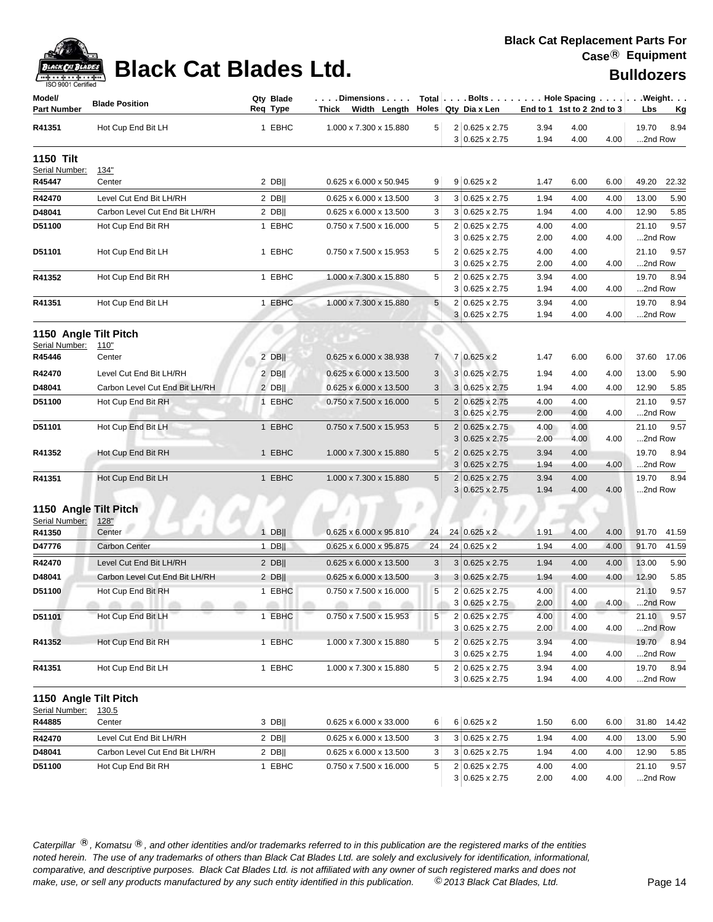# Black Cat Blades Ltd.

**Black Cat Replacement Parts For Case® Equipment**

## Bulldozers

| Model/ Part Number | Blade Position | Qty Req | Blade Type | Dimensions Thick Width Length | Total Holes | Bolts Qty | Dia x Len | Hole Spacing End to 1 | 1st to 2 | 2nd to 3 | Weight Lbs | Kg |
|---|---|---|---|---|---|---|---|---|---|---|---|---|
| R41351 | Hot Cup End Bit LH | 1 | EBHC | 1.000 x 7.300 x 15.880 | 5 | 2 | 0.625 x 2.75 | 3.94 | 4.00 | | 19.70 | 8.94 |
| | | | | | | 3 | 0.625 x 2.75 | 1.94 | 4.00 | 4.00 | ...2nd Row | |

### 1150 Tilt

Serial Number: 134"

| Model/ Part Number | Blade Position | Qty Req | Blade Type | Dimensions Thick Width Length | Total Holes | Bolts Qty | Dia x Len | Hole Spacing End to 1 | 1st to 2 | 2nd to 3 | Weight Lbs | Kg |
|---|---|---|---|---|---|---|---|---|---|---|---|---|
| R45447 | Center | 2 | DB‖ | 0.625 x 6.000 x 50.945 | 9 | 9 | 0.625 x 2 | 1.47 | 6.00 | 6.00 | 49.20 | 22.32 |
| R42470 | Level Cut End Bit LH/RH | 2 | DB‖ | 0.625 x 6.000 x 13.500 | 3 | 3 | 0.625 x 2.75 | 1.94 | 4.00 | 4.00 | 13.00 | 5.90 |
| D48041 | Carbon Level Cut End Bit LH/RH | 2 | DB‖ | 0.625 x 6.000 x 13.500 | 3 | 3 | 0.625 x 2.75 | 1.94 | 4.00 | 4.00 | 12.90 | 5.85 |
| D51100 | Hot Cup End Bit RH | 1 | EBHC | 0.750 x 7.500 x 16.000 | 5 | 2 | 0.625 x 2.75 | 4.00 | 4.00 | | 21.10 | 9.57 |
| | | | | | | 3 | 0.625 x 2.75 | 2.00 | 4.00 | 4.00 | ...2nd Row | |
| D51101 | Hot Cup End Bit LH | 1 | EBHC | 0.750 x 7.500 x 15.953 | 5 | 2 | 0.625 x 2.75 | 4.00 | 4.00 | | 21.10 | 9.57 |
| | | | | | | 3 | 0.625 x 2.75 | 2.00 | 4.00 | 4.00 | ...2nd Row | |
| R41352 | Hot Cup End Bit RH | 1 | EBHC | 1.000 x 7.300 x 15.880 | 5 | 2 | 0.625 x 2.75 | 3.94 | 4.00 | | 19.70 | 8.94 |
| | | | | | | 3 | 0.625 x 2.75 | 1.94 | 4.00 | 4.00 | ...2nd Row | |
| R41351 | Hot Cup End Bit LH | 1 | EBHC | 1.000 x 7.300 x 15.880 | 5 | 2 | 0.625 x 2.75 | 3.94 | 4.00 | | 19.70 | 8.94 |
| | | | | | | 3 | 0.625 x 2.75 | 1.94 | 4.00 | 4.00 | ...2nd Row | |

### 1150 Angle Tilt Pitch

Serial Number: 110"

| Model/ Part Number | Blade Position | Qty Req | Blade Type | Dimensions Thick Width Length | Total Holes | Bolts Qty | Dia x Len | Hole Spacing End to 1 | 1st to 2 | 2nd to 3 | Weight Lbs | Kg |
|---|---|---|---|---|---|---|---|---|---|---|---|---|
| R45446 | Center | 2 | DB‖ | 0.625 x 6.000 x 38.938 | 7 | 7 | 0.625 x 2 | 1.47 | 6.00 | 6.00 | 37.60 | 17.06 |
| R42470 | Level Cut End Bit LH/RH | 2 | DB‖ | 0.625 x 6.000 x 13.500 | 3 | 3 | 0.625 x 2.75 | 1.94 | 4.00 | 4.00 | 13.00 | 5.90 |
| D48041 | Carbon Level Cut End Bit LH/RH | 2 | DB‖ | 0.625 x 6.000 x 13.500 | 3 | 3 | 0.625 x 2.75 | 1.94 | 4.00 | 4.00 | 12.90 | 5.85 |
| D51100 | Hot Cup End Bit RH | 1 | EBHC | 0.750 x 7.500 x 16.000 | 5 | 2 | 0.625 x 2.75 | 4.00 | 4.00 | | 21.10 | 9.57 |
| | | | | | | 3 | 0.625 x 2.75 | 2.00 | 4.00 | 4.00 | ...2nd Row | |
| D51101 | Hot Cup End Bit LH | 1 | EBHC | 0.750 x 7.500 x 15.953 | 5 | 2 | 0.625 x 2.75 | 4.00 | 4.00 | | 21.10 | 9.57 |
| | | | | | | 3 | 0.625 x 2.75 | 2.00 | 4.00 | 4.00 | ...2nd Row | |
| R41352 | Hot Cup End Bit RH | 1 | EBHC | 1.000 x 7.300 x 15.880 | 5 | 2 | 0.625 x 2.75 | 3.94 | 4.00 | | 19.70 | 8.94 |
| | | | | | | 3 | 0.625 x 2.75 | 1.94 | 4.00 | 4.00 | ...2nd Row | |
| R41351 | Hot Cup End Bit LH | 1 | EBHC | 1.000 x 7.300 x 15.880 | 5 | 2 | 0.625 x 2.75 | 3.94 | 4.00 | | 19.70 | 8.94 |
| | | | | | | 3 | 0.625 x 2.75 | 1.94 | 4.00 | 4.00 | ...2nd Row | |

### 1150 Angle Tilt Pitch

Serial Number: 128"

| Model/ Part Number | Blade Position | Qty Req | Blade Type | Dimensions Thick Width Length | Total Holes | Bolts Qty | Dia x Len | Hole Spacing End to 1 | 1st to 2 | 2nd to 3 | Weight Lbs | Kg |
|---|---|---|---|---|---|---|---|---|---|---|---|---|
| R41350 | Center | 1 | DB‖ | 0.625 x 6.000 x 95.810 | 24 | 24 | 0.625 x 2 | 1.91 | 4.00 | 4.00 | 91.70 | 41.59 |
| D47776 | Carbon Center | 1 | DB‖ | 0.625 x 6.000 x 95.875 | 24 | 24 | 0.625 x 2 | 1.94 | 4.00 | 4.00 | 91.70 | 41.59 |
| R42470 | Level Cut End Bit LH/RH | 2 | DB‖ | 0.625 x 6.000 x 13.500 | 3 | 3 | 0.625 x 2.75 | 1.94 | 4.00 | 4.00 | 13.00 | 5.90 |
| D48041 | Carbon Level Cut End Bit LH/RH | 2 | DB‖ | 0.625 x 6.000 x 13.500 | 3 | 3 | 0.625 x 2.75 | 1.94 | 4.00 | 4.00 | 12.90 | 5.85 |
| D51100 | Hot Cup End Bit RH | 1 | EBHC | 0.750 x 7.500 x 16.000 | 5 | 2 | 0.625 x 2.75 | 4.00 | 4.00 | | 21.10 | 9.57 |
| | | | | | | 3 | 0.625 x 2.75 | 2.00 | 4.00 | 4.00 | ...2nd Row | |
| D51101 | Hot Cup End Bit LH | 1 | EBHC | 0.750 x 7.500 x 15.953 | 5 | 2 | 0.625 x 2.75 | 4.00 | 4.00 | | 21.10 | 9.57 |
| | | | | | | 3 | 0.625 x 2.75 | 2.00 | 4.00 | 4.00 | ...2nd Row | |
| R41352 | Hot Cup End Bit RH | 1 | EBHC | 1.000 x 7.300 x 15.880 | 5 | 2 | 0.625 x 2.75 | 3.94 | 4.00 | | 19.70 | 8.94 |
| | | | | | | 3 | 0.625 x 2.75 | 1.94 | 4.00 | 4.00 | ...2nd Row | |
| R41351 | Hot Cup End Bit LH | 1 | EBHC | 1.000 x 7.300 x 15.880 | 5 | 2 | 0.625 x 2.75 | 3.94 | 4.00 | | 19.70 | 8.94 |
| | | | | | | 3 | 0.625 x 2.75 | 1.94 | 4.00 | 4.00 | ...2nd Row | |

### 1150 Angle Tilt Pitch

Serial Number: 130.5

| Model/ Part Number | Blade Position | Qty Req | Blade Type | Dimensions Thick Width Length | Total Holes | Bolts Qty | Dia x Len | Hole Spacing End to 1 | 1st to 2 | 2nd to 3 | Weight Lbs | Kg |
|---|---|---|---|---|---|---|---|---|---|---|---|---|
| R44885 | Center | 3 | DB‖ | 0.625 x 6.000 x 33.000 | 6 | 6 | 0.625 x 2 | 1.50 | 6.00 | 6.00 | 31.80 | 14.42 |
| R42470 | Level Cut End Bit LH/RH | 2 | DB‖ | 0.625 x 6.000 x 13.500 | 3 | 3 | 0.625 x 2.75 | 1.94 | 4.00 | 4.00 | 13.00 | 5.90 |
| D48041 | Carbon Level Cut End Bit LH/RH | 2 | DB‖ | 0.625 x 6.000 x 13.500 | 3 | 3 | 0.625 x 2.75 | 1.94 | 4.00 | 4.00 | 12.90 | 5.85 |
| D51100 | Hot Cup End Bit RH | 1 | EBHC | 0.750 x 7.500 x 16.000 | 5 | 2 | 0.625 x 2.75 | 4.00 | 4.00 | | 21.10 | 9.57 |
| | | | | | | 3 | 0.625 x 2.75 | 2.00 | 4.00 | 4.00 | ...2nd Row | |

*Caterpillar ®, Komatsu ®, and other identities and/or trademarks referred to in this publication are the registered marks of the entities noted herein. The use of any trademarks of others than Black Cat Blades Ltd. are solely and exclusively for identification, informational, comparative, and descriptive purposes. Black Cat Blades Ltd. is not affiliated with any owner of such registered marks and does not make, use, or sell any products manufactured by any such entity identified in this publication. © 2013 Black Cat Blades, Ltd.*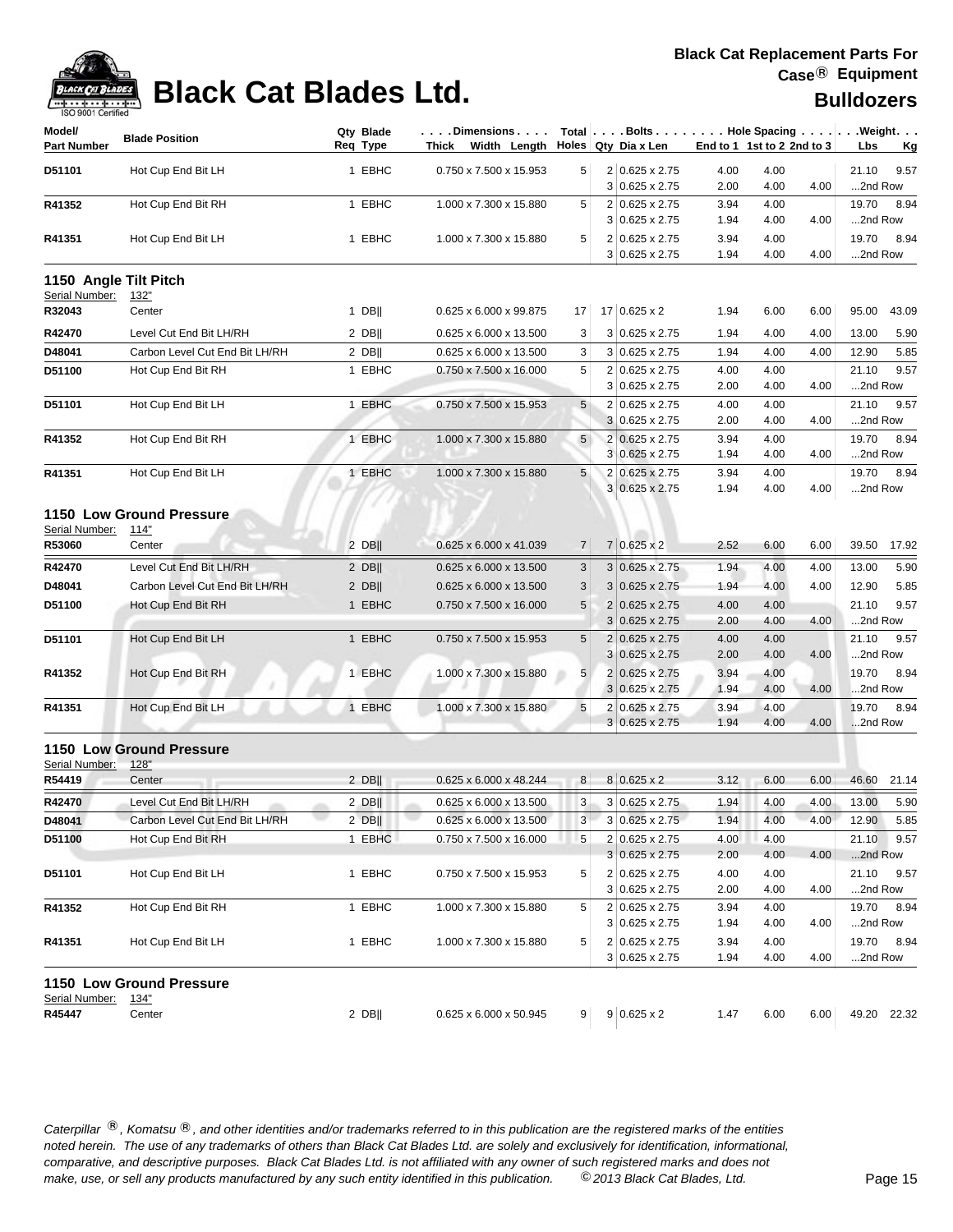# Black Cat Blades Ltd.

**Black Cat Replacement Parts For Case® Equipment**

**Bulldozers**

| Model/ Part Number | Blade Position | Qty Req | Blade Type | Dimensions Thick x Width x Length | Total Holes | Bolts Qty | Dia x Len | Hole Spacing End to 1 | 1st to 2 | 2nd to 3 | Weight Lbs | Kg |
|---|---|---|---|---|---|---|---|---|---|---|---|---|
| D51101 | Hot Cup End Bit LH | 1 | EBHC | 0.750 x 7.500 x 15.953 | 5 | 2 | 0.625 x 2.75 | 4.00 | 4.00 | | 21.10 | 9.57 |
| | | | | | | 3 | 0.625 x 2.75 | 2.00 | 4.00 | 4.00 | ...2nd Row | |
| R41352 | Hot Cup End Bit RH | 1 | EBHC | 1.000 x 7.300 x 15.880 | 5 | 2 | 0.625 x 2.75 | 3.94 | 4.00 | | 19.70 | 8.94 |
| | | | | | | 3 | 0.625 x 2.75 | 1.94 | 4.00 | 4.00 | ...2nd Row | |
| R41351 | Hot Cup End Bit LH | 1 | EBHC | 1.000 x 7.300 x 15.880 | 5 | 2 | 0.625 x 2.75 | 3.94 | 4.00 | | 19.70 | 8.94 |
| | | | | | | 3 | 0.625 x 2.75 | 1.94 | 4.00 | 4.00 | ...2nd Row | |

## 1150 Angle Tilt Pitch

Serial Number: 132"

| Model/ Part Number | Blade Position | Qty Req | Blade Type | Dimensions Thick x Width x Length | Total Holes | Bolts Qty | Dia x Len | Hole Spacing End to 1 | 1st to 2 | 2nd to 3 | Weight Lbs | Kg |
|---|---|---|---|---|---|---|---|---|---|---|---|---|
| R32043 | Center | 1 | DB‖ | 0.625 x 6.000 x 99.875 | 17 | 17 | 0.625 x 2 | 1.94 | 6.00 | 6.00 | 95.00 | 43.09 |
| R42470 | Level Cut End Bit LH/RH | 2 | DB‖ | 0.625 x 6.000 x 13.500 | 3 | 3 | 0.625 x 2.75 | 1.94 | 4.00 | 4.00 | 13.00 | 5.90 |
| D48041 | Carbon Level Cut End Bit LH/RH | 2 | DB‖ | 0.625 x 6.000 x 13.500 | 3 | 3 | 0.625 x 2.75 | 1.94 | 4.00 | 4.00 | 12.90 | 5.85 |
| D51100 | Hot Cup End Bit RH | 1 | EBHC | 0.750 x 7.500 x 16.000 | 5 | 2 | 0.625 x 2.75 | 4.00 | 4.00 | | 21.10 | 9.57 |
| | | | | | | 3 | 0.625 x 2.75 | 2.00 | 4.00 | 4.00 | ...2nd Row | |
| D51101 | Hot Cup End Bit LH | 1 | EBHC | 0.750 x 7.500 x 15.953 | 5 | 2 | 0.625 x 2.75 | 4.00 | 4.00 | | 21.10 | 9.57 |
| | | | | | | 3 | 0.625 x 2.75 | 2.00 | 4.00 | 4.00 | ...2nd Row | |
| R41352 | Hot Cup End Bit RH | 1 | EBHC | 1.000 x 7.300 x 15.880 | 5 | 2 | 0.625 x 2.75 | 3.94 | 4.00 | | 19.70 | 8.94 |
| | | | | | | 3 | 0.625 x 2.75 | 1.94 | 4.00 | 4.00 | ...2nd Row | |
| R41351 | Hot Cup End Bit LH | 1 | EBHC | 1.000 x 7.300 x 15.880 | 5 | 2 | 0.625 x 2.75 | 3.94 | 4.00 | | 19.70 | 8.94 |
| | | | | | | 3 | 0.625 x 2.75 | 1.94 | 4.00 | 4.00 | ...2nd Row | |

## 1150 Low Ground Pressure

Serial Number: 114"

| Model/ Part Number | Blade Position | Qty Req | Blade Type | Dimensions Thick x Width x Length | Total Holes | Bolts Qty | Dia x Len | Hole Spacing End to 1 | 1st to 2 | 2nd to 3 | Weight Lbs | Kg |
|---|---|---|---|---|---|---|---|---|---|---|---|---|
| R53060 | Center | 2 | DB‖ | 0.625 x 6.000 x 41.039 | 7 | 7 | 0.625 x 2 | 2.52 | 6.00 | 6.00 | 39.50 | 17.92 |
| R42470 | Level Cut End Bit LH/RH | 2 | DB‖ | 0.625 x 6.000 x 13.500 | 3 | 3 | 0.625 x 2.75 | 1.94 | 4.00 | 4.00 | 13.00 | 5.90 |
| D48041 | Carbon Level Cut End Bit LH/RH | 2 | DB‖ | 0.625 x 6.000 x 13.500 | 3 | 3 | 0.625 x 2.75 | 1.94 | 4.00 | 4.00 | 12.90 | 5.85 |
| D51100 | Hot Cup End Bit RH | 1 | EBHC | 0.750 x 7.500 x 16.000 | 5 | 2 | 0.625 x 2.75 | 4.00 | 4.00 | | 21.10 | 9.57 |
| | | | | | | 3 | 0.625 x 2.75 | 2.00 | 4.00 | 4.00 | ...2nd Row | |
| D51101 | Hot Cup End Bit LH | 1 | EBHC | 0.750 x 7.500 x 15.953 | 5 | 2 | 0.625 x 2.75 | 4.00 | 4.00 | | 21.10 | 9.57 |
| | | | | | | 3 | 0.625 x 2.75 | 2.00 | 4.00 | 4.00 | ...2nd Row | |
| R41352 | Hot Cup End Bit RH | 1 | EBHC | 1.000 x 7.300 x 15.880 | 5 | 2 | 0.625 x 2.75 | 3.94 | 4.00 | | 19.70 | 8.94 |
| | | | | | | 3 | 0.625 x 2.75 | 1.94 | 4.00 | 4.00 | ...2nd Row | |
| R41351 | Hot Cup End Bit LH | 1 | EBHC | 1.000 x 7.300 x 15.880 | 5 | 2 | 0.625 x 2.75 | 3.94 | 4.00 | | 19.70 | 8.94 |
| | | | | | | 3 | 0.625 x 2.75 | 1.94 | 4.00 | 4.00 | ...2nd Row | |

## 1150 Low Ground Pressure

Serial Number: 128"

| Model/ Part Number | Blade Position | Qty Req | Blade Type | Dimensions Thick x Width x Length | Total Holes | Bolts Qty | Dia x Len | Hole Spacing End to 1 | 1st to 2 | 2nd to 3 | Weight Lbs | Kg |
|---|---|---|---|---|---|---|---|---|---|---|---|---|
| R54419 | Center | 2 | DB‖ | 0.625 x 6.000 x 48.244 | 8 | 8 | 0.625 x 2 | 3.12 | 6.00 | 6.00 | 46.60 | 21.14 |
| R42470 | Level Cut End Bit LH/RH | 2 | DB‖ | 0.625 x 6.000 x 13.500 | 3 | 3 | 0.625 x 2.75 | 1.94 | 4.00 | 4.00 | 13.00 | 5.90 |
| D48041 | Carbon Level Cut End Bit LH/RH | 2 | DB‖ | 0.625 x 6.000 x 13.500 | 3 | 3 | 0.625 x 2.75 | 1.94 | 4.00 | 4.00 | 12.90 | 5.85 |
| D51100 | Hot Cup End Bit RH | 1 | EBHC | 0.750 x 7.500 x 16.000 | 5 | 2 | 0.625 x 2.75 | 4.00 | 4.00 | | 21.10 | 9.57 |
| | | | | | | 3 | 0.625 x 2.75 | 2.00 | 4.00 | 4.00 | ...2nd Row | |
| D51101 | Hot Cup End Bit LH | 1 | EBHC | 0.750 x 7.500 x 15.953 | 5 | 2 | 0.625 x 2.75 | 4.00 | 4.00 | | 21.10 | 9.57 |
| | | | | | | 3 | 0.625 x 2.75 | 2.00 | 4.00 | 4.00 | ...2nd Row | |
| R41352 | Hot Cup End Bit RH | 1 | EBHC | 1.000 x 7.300 x 15.880 | 5 | 2 | 0.625 x 2.75 | 3.94 | 4.00 | | 19.70 | 8.94 |
| | | | | | | 3 | 0.625 x 2.75 | 1.94 | 4.00 | 4.00 | ...2nd Row | |
| R41351 | Hot Cup End Bit LH | 1 | EBHC | 1.000 x 7.300 x 15.880 | 5 | 2 | 0.625 x 2.75 | 3.94 | 4.00 | | 19.70 | 8.94 |
| | | | | | | 3 | 0.625 x 2.75 | 1.94 | 4.00 | 4.00 | ...2nd Row | |

## 1150 Low Ground Pressure

Serial Number: 134"

| Model/ Part Number | Blade Position | Qty Req | Blade Type | Dimensions Thick x Width x Length | Total Holes | Bolts Qty | Dia x Len | Hole Spacing End to 1 | 1st to 2 | 2nd to 3 | Weight Lbs | Kg |
|---|---|---|---|---|---|---|---|---|---|---|---|---|
| R45447 | Center | 2 | DB‖ | 0.625 x 6.000 x 50.945 | 9 | 9 | 0.625 x 2 | 1.47 | 6.00 | 6.00 | 49.20 | 22.32 |

*Caterpillar ®, Komatsu ®, and other identities and/or trademarks referred to in this publication are the registered marks of the entities noted herein. The use of any trademarks of others than Black Cat Blades Ltd. are solely and exclusively for identification, informational, comparative, and descriptive purposes. Black Cat Blades Ltd. is not affiliated with any owner of such registered marks and does not make, use, or sell any products manufactured by any such entity identified in this publication. © 2013 Black Cat Blades, Ltd.*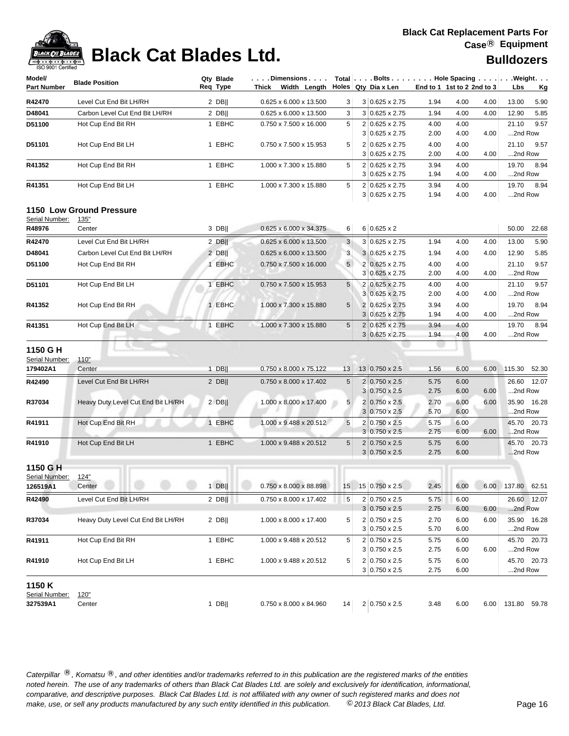# Black Cat Blades Ltd.

**Black Cat Replacement Parts For Case® Equipment**

**Bulldozers**

| Model/ Part Number | Blade Position | Qty Req | Blade Type | Dimensions Thick x Width x Length | Total Holes | Bolts Qty | Dia x Len | End to 1 | 1st to 2 | 2nd to 3 | Weight Lbs | Kg |
|---|---|---|---|---|---|---|---|---|---|---|---|---|
| R42470 | Level Cut End Bit LH/RH | 2 | DB‖ | 0.625 x 6.000 x 13.500 | 3 | 3 | 0.625 x 2.75 | 1.94 | 4.00 | 4.00 | 13.00 | 5.90 |
| D48041 | Carbon Level Cut End Bit LH/RH | 2 | DB‖ | 0.625 x 6.000 x 13.500 | 3 | 3 | 0.625 x 2.75 | 1.94 | 4.00 | 4.00 | 12.90 | 5.85 |
| D51100 | Hot Cup End Bit RH | 1 | EBHC | 0.750 x 7.500 x 16.000 | 5 | 2 | 0.625 x 2.75 | 4.00 | 4.00 | | 21.10 | 9.57 |
| | | | | | | 3 | 0.625 x 2.75 | 2.00 | 4.00 | 4.00 | ...2nd Row | |
| D51101 | Hot Cup End Bit LH | 1 | EBHC | 0.750 x 7.500 x 15.953 | 5 | 2 | 0.625 x 2.75 | 4.00 | 4.00 | | 21.10 | 9.57 |
| | | | | | | 3 | 0.625 x 2.75 | 2.00 | 4.00 | 4.00 | ...2nd Row | |
| R41352 | Hot Cup End Bit RH | 1 | EBHC | 1.000 x 7.300 x 15.880 | 5 | 2 | 0.625 x 2.75 | 3.94 | 4.00 | | 19.70 | 8.94 |
| | | | | | | 3 | 0.625 x 2.75 | 1.94 | 4.00 | 4.00 | ...2nd Row | |
| R41351 | Hot Cup End Bit LH | 1 | EBHC | 1.000 x 7.300 x 15.880 | 5 | 2 | 0.625 x 2.75 | 3.94 | 4.00 | | 19.70 | 8.94 |
| | | | | | | 3 | 0.625 x 2.75 | 1.94 | 4.00 | 4.00 | ...2nd Row | |

## 1150 Low Ground Pressure

Serial Number: 135"

| Model/ Part Number | Blade Position | Qty Req | Blade Type | Dimensions Thick x Width x Length | Total Holes | Bolts Qty | Dia x Len | End to 1 | 1st to 2 | 2nd to 3 | Weight Lbs | Kg |
|---|---|---|---|---|---|---|---|---|---|---|---|---|
| R48976 | Center | 3 | DB‖ | 0.625 x 6.000 x 34.375 | 6 | 6 | 0.625 x 2 | | | | 50.00 | 22.68 |
| R42470 | Level Cut End Bit LH/RH | 2 | DB‖ | 0.625 x 6.000 x 13.500 | 3 | 3 | 0.625 x 2.75 | 1.94 | 4.00 | 4.00 | 13.00 | 5.90 |
| D48041 | Carbon Level Cut End Bit LH/RH | 2 | DB‖ | 0.625 x 6.000 x 13.500 | 3 | 3 | 0.625 x 2.75 | 1.94 | 4.00 | 4.00 | 12.90 | 5.85 |
| D51100 | Hot Cup End Bit RH | 1 | EBHC | 0.750 x 7.500 x 16.000 | 5 | 2 | 0.625 x 2.75 | 4.00 | 4.00 | | 21.10 | 9.57 |
| | | | | | | 3 | 0.625 x 2.75 | 2.00 | 4.00 | 4.00 | ...2nd Row | |
| D51101 | Hot Cup End Bit LH | 1 | EBHC | 0.750 x 7.500 x 15.953 | 5 | 2 | 0.625 x 2.75 | 4.00 | 4.00 | | 21.10 | 9.57 |
| | | | | | | 3 | 0.625 x 2.75 | 2.00 | 4.00 | 4.00 | ...2nd Row | |
| R41352 | Hot Cup End Bit RH | 1 | EBHC | 1.000 x 7.300 x 15.880 | 5 | 2 | 0.625 x 2.75 | 3.94 | 4.00 | | 19.70 | 8.94 |
| | | | | | | 3 | 0.625 x 2.75 | 1.94 | 4.00 | 4.00 | ...2nd Row | |
| R41351 | Hot Cup End Bit LH | 1 | EBHC | 1.000 x 7.300 x 15.880 | 5 | 2 | 0.625 x 2.75 | 3.94 | 4.00 | | 19.70 | 8.94 |
| | | | | | | 3 | 0.625 x 2.75 | 1.94 | 4.00 | 4.00 | ...2nd Row | |

## 1150 G H

Serial Number: 110"

| Model/ Part Number | Blade Position | Qty Req | Blade Type | Dimensions Thick x Width x Length | Total Holes | Bolts Qty | Dia x Len | End to 1 | 1st to 2 | 2nd to 3 | Weight Lbs | Kg |
|---|---|---|---|---|---|---|---|---|---|---|---|---|
| 179402A1 | Center | 1 | DB‖ | 0.750 x 8.000 x 75.122 | 13 | 13 | 0.750 x 2.5 | 1.56 | 6.00 | 6.00 | 115.30 | 52.30 |
| R42490 | Level Cut End Bit LH/RH | 2 | DB‖ | 0.750 x 8.000 x 17.402 | 5 | 2 | 0.750 x 2.5 | 5.75 | 6.00 | | 26.60 | 12.07 |
| | | | | | | 3 | 0.750 x 2.5 | 2.75 | 6.00 | 6.00 | ...2nd Row | |
| R37034 | Heavy Duty Level Cut End Bit LH/RH | 2 | DB‖ | 1.000 x 8.000 x 17.400 | 5 | 2 | 0.750 x 2.5 | 2.70 | 6.00 | 6.00 | 35.90 | 16.28 |
| | | | | | | 3 | 0.750 x 2.5 | 5.70 | 6.00 | | ...2nd Row | |
| R41911 | Hot Cup End Bit RH | 1 | EBHC | 1.000 x 9.488 x 20.512 | 5 | 2 | 0.750 x 2.5 | 5.75 | 6.00 | | 45.70 | 20.73 |
| | | | | | | 3 | 0.750 x 2.5 | 2.75 | 6.00 | 6.00 | ...2nd Row | |
| R41910 | Hot Cup End Bit LH | 1 | EBHC | 1.000 x 9.488 x 20.512 | 5 | 2 | 0.750 x 2.5 | 5.75 | 6.00 | | 45.70 | 20.73 |
| | | | | | | 3 | 0.750 x 2.5 | 2.75 | 6.00 | | ...2nd Row | |

## 1150 G H

Serial Number: 124"

| Model/ Part Number | Blade Position | Qty Req | Blade Type | Dimensions Thick x Width x Length | Total Holes | Bolts Qty | Dia x Len | End to 1 | 1st to 2 | 2nd to 3 | Weight Lbs | Kg |
|---|---|---|---|---|---|---|---|---|---|---|---|---|
| 126519A1 | Center | 1 | DB‖ | 0.750 x 8.000 x 88.898 | 15 | 15 | 0.750 x 2.5 | 2.45 | 6.00 | 6.00 | 137.80 | 62.51 |
| R42490 | Level Cut End Bit LH/RH | 2 | DB‖ | 0.750 x 8.000 x 17.402 | 5 | 2 | 0.750 x 2.5 | 5.75 | 6.00 | | 26.60 | 12.07 |
| | | | | | | 3 | 0.750 x 2.5 | 2.75 | 6.00 | 6.00 | ...2nd Row | |
| R37034 | Heavy Duty Level Cut End Bit LH/RH | 2 | DB‖ | 1.000 x 8.000 x 17.400 | 5 | 2 | 0.750 x 2.5 | 2.70 | 6.00 | 6.00 | 35.90 | 16.28 |
| | | | | | | 3 | 0.750 x 2.5 | 5.70 | 6.00 | | ...2nd Row | |
| R41911 | Hot Cup End Bit RH | 1 | EBHC | 1.000 x 9.488 x 20.512 | 5 | 2 | 0.750 x 2.5 | 5.75 | 6.00 | | 45.70 | 20.73 |
| | | | | | | 3 | 0.750 x 2.5 | 2.75 | 6.00 | 6.00 | ...2nd Row | |
| R41910 | Hot Cup End Bit LH | 1 | EBHC | 1.000 x 9.488 x 20.512 | 5 | 2 | 0.750 x 2.5 | 5.75 | 6.00 | | 45.70 | 20.73 |
| | | | | | | 3 | 0.750 x 2.5 | 2.75 | 6.00 | | ...2nd Row | |

## 1150 K

Serial Number: 120"

| Model/ Part Number | Blade Position | Qty Req | Blade Type | Dimensions Thick x Width x Length | Total Holes | Bolts Qty | Dia x Len | End to 1 | 1st to 2 | 2nd to 3 | Weight Lbs | Kg |
|---|---|---|---|---|---|---|---|---|---|---|---|---|
| 327539A1 | Center | 1 | DB‖ | 0.750 x 8.000 x 84.960 | 14 | 2 | 0.750 x 2.5 | 3.48 | 6.00 | 6.00 | 131.80 | 59.78 |

*Caterpillar ®, Komatsu ®, and other identities and/or trademarks referred to in this publication are the registered marks of the entities noted herein. The use of any trademarks of others than Black Cat Blades Ltd. are solely and exclusively for identification, informational, comparative, and descriptive purposes. Black Cat Blades Ltd. is not affiliated with any owner of such registered marks and does not make, use, or sell any products manufactured by any such entity identified in this publication. © 2013 Black Cat Blades, Ltd.*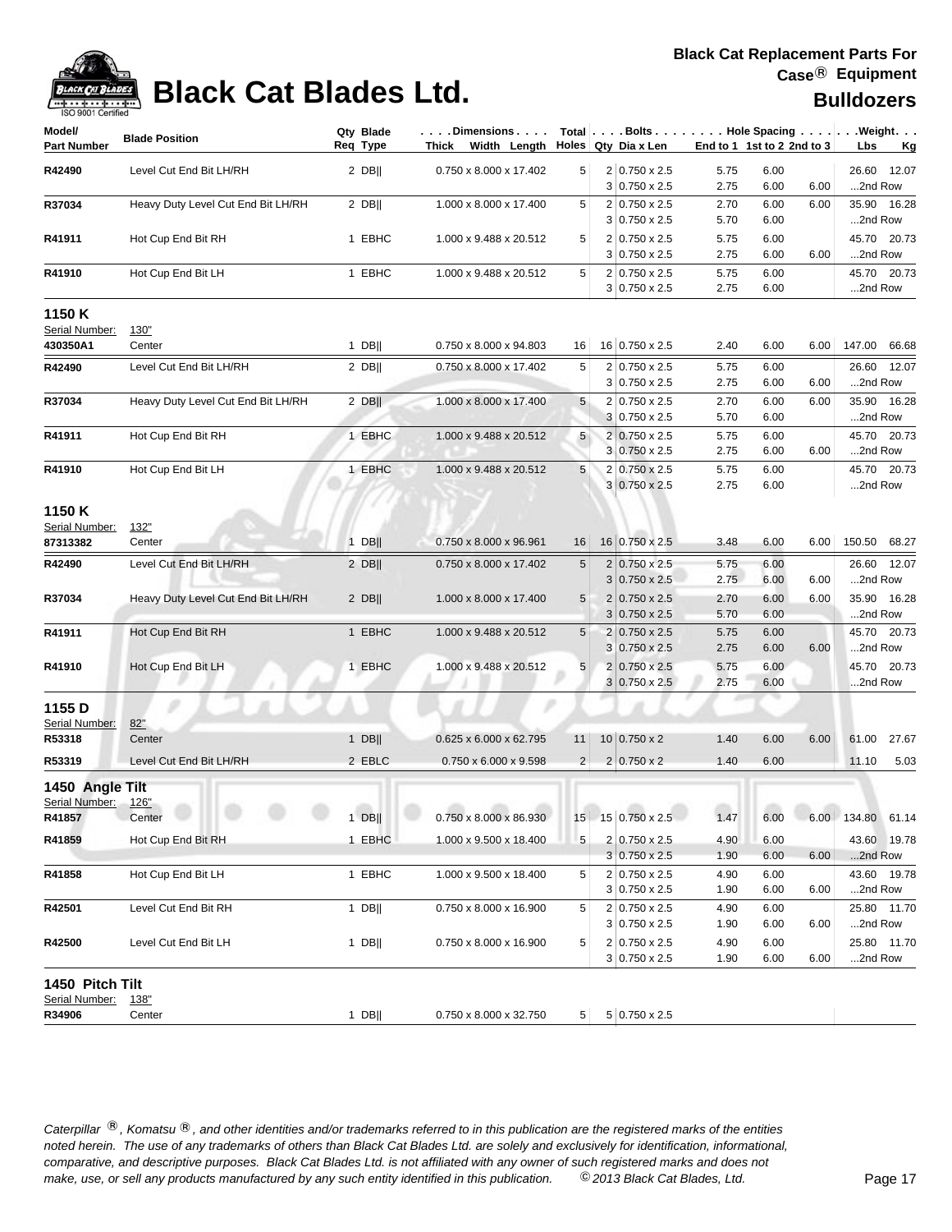# Black Cat Blades Ltd.

**Black Cat Replacement Parts For Case® Equipment**

**Bulldozers**

| Model/ Part Number | Blade Position | Qty Req | Blade Type | Dimensions Thick x Width x Length | Total Holes | Bolts Qty | Bolts Dia x Len | Hole Spacing End to 1 | 1st to 2 | 2nd to 3 | Weight Lbs | Weight Kg |
|---|---|---|---|---|---|---|---|---|---|---|---|---|
| **R42490** | Level Cut End Bit LH/RH | 2 | DB‖ | 0.750 x 8.000 x 17.402 | 5 | 2 | 0.750 x 2.5 | 5.75 | 6.00 | | 26.60 | 12.07 |
| | | | | | | 3 | 0.750 x 2.5 | 2.75 | 6.00 | 6.00 | ...2nd Row | |
| **R37034** | Heavy Duty Level Cut End Bit LH/RH | 2 | DB‖ | 1.000 x 8.000 x 17.400 | 5 | 2 | 0.750 x 2.5 | 2.70 | 6.00 | 6.00 | 35.90 | 16.28 |
| | | | | | | 3 | 0.750 x 2.5 | 5.70 | 6.00 | | ...2nd Row | |
| **R41911** | Hot Cup End Bit RH | 1 | EBHC | 1.000 x 9.488 x 20.512 | 5 | 2 | 0.750 x 2.5 | 5.75 | 6.00 | | 45.70 | 20.73 |
| | | | | | | 3 | 0.750 x 2.5 | 2.75 | 6.00 | 6.00 | ...2nd Row | |
| **R41910** | Hot Cup End Bit LH | 1 | EBHC | 1.000 x 9.488 x 20.512 | 5 | 2 | 0.750 x 2.5 | 5.75 | 6.00 | | 45.70 | 20.73 |
| | | | | | | 3 | 0.750 x 2.5 | 2.75 | 6.00 | | ...2nd Row | |
| **1150 K** | | | | | | | | | | | | |
| Serial Number: | 130" | | | | | | | | | | | |
| **430350A1** | Center | 1 | DB‖ | 0.750 x 8.000 x 94.803 | 16 | 16 | 0.750 x 2.5 | 2.40 | 6.00 | 6.00 | 147.00 | 66.68 |
| **R42490** | Level Cut End Bit LH/RH | 2 | DB‖ | 0.750 x 8.000 x 17.402 | 5 | 2 | 0.750 x 2.5 | 5.75 | 6.00 | | 26.60 | 12.07 |
| | | | | | | 3 | 0.750 x 2.5 | 2.75 | 6.00 | 6.00 | ...2nd Row | |
| **R37034** | Heavy Duty Level Cut End Bit LH/RH | 2 | DB‖ | 1.000 x 8.000 x 17.400 | 5 | 2 | 0.750 x 2.5 | 2.70 | 6.00 | 6.00 | 35.90 | 16.28 |
| | | | | | | 3 | 0.750 x 2.5 | 5.70 | 6.00 | | ...2nd Row | |
| **R41911** | Hot Cup End Bit RH | 1 | EBHC | 1.000 x 9.488 x 20.512 | 5 | 2 | 0.750 x 2.5 | 5.75 | 6.00 | | 45.70 | 20.73 |
| | | | | | | 3 | 0.750 x 2.5 | 2.75 | 6.00 | 6.00 | ...2nd Row | |
| **R41910** | Hot Cup End Bit LH | 1 | EBHC | 1.000 x 9.488 x 20.512 | 5 | 2 | 0.750 x 2.5 | 5.75 | 6.00 | | 45.70 | 20.73 |
| | | | | | | 3 | 0.750 x 2.5 | 2.75 | 6.00 | | ...2nd Row | |
| **1150 K** | | | | | | | | | | | | |
| Serial Number: | 132" | | | | | | | | | | | |
| **87313382** | Center | 1 | DB‖ | 0.750 x 8.000 x 96.961 | 16 | 16 | 0.750 x 2.5 | 3.48 | 6.00 | 6.00 | 150.50 | 68.27 |
| **R42490** | Level Cut End Bit LH/RH | 2 | DB‖ | 0.750 x 8.000 x 17.402 | 5 | 2 | 0.750 x 2.5 | 5.75 | 6.00 | | 26.60 | 12.07 |
| | | | | | | 3 | 0.750 x 2.5 | 2.75 | 6.00 | 6.00 | ...2nd Row | |
| **R37034** | Heavy Duty Level Cut End Bit LH/RH | 2 | DB‖ | 1.000 x 8.000 x 17.400 | 5 | 2 | 0.750 x 2.5 | 2.70 | 6.00 | 6.00 | 35.90 | 16.28 |
| | | | | | | 3 | 0.750 x 2.5 | 5.70 | 6.00 | | ...2nd Row | |
| **R41911** | Hot Cup End Bit RH | 1 | EBHC | 1.000 x 9.488 x 20.512 | 5 | 2 | 0.750 x 2.5 | 5.75 | 6.00 | | 45.70 | 20.73 |
| | | | | | | 3 | 0.750 x 2.5 | 2.75 | 6.00 | 6.00 | ...2nd Row | |
| **R41910** | Hot Cup End Bit LH | 1 | EBHC | 1.000 x 9.488 x 20.512 | 5 | 2 | 0.750 x 2.5 | 5.75 | 6.00 | | 45.70 | 20.73 |
| | | | | | | 3 | 0.750 x 2.5 | 2.75 | 6.00 | | ...2nd Row | |
| **1155 D** | | | | | | | | | | | | |
| Serial Number: | 82" | | | | | | | | | | | |
| **R53318** | Center | 1 | DB‖ | 0.625 x 6.000 x 62.795 | 11 | 10 | 0.750 x 2 | 1.40 | 6.00 | 6.00 | 61.00 | 27.67 |
| **R53319** | Level Cut End Bit LH/RH | 2 | EBLC | 0.750 x 6.000 x 9.598 | 2 | 2 | 0.750 x 2 | 1.40 | 6.00 | | 11.10 | 5.03 |
| **1450 Angle Tilt** | | | | | | | | | | | | |
| Serial Number: | 126" | | | | | | | | | | | |
| **R41857** | Center | 1 | DB‖ | 0.750 x 8.000 x 86.930 | 15 | 15 | 0.750 x 2.5 | 1.47 | 6.00 | 6.00 | 134.80 | 61.14 |
| **R41859** | Hot Cup End Bit RH | 1 | EBHC | 1.000 x 9.500 x 18.400 | 5 | 2 | 0.750 x 2.5 | 4.90 | 6.00 | | 43.60 | 19.78 |
| | | | | | | 3 | 0.750 x 2.5 | 1.90 | 6.00 | 6.00 | ...2nd Row | |
| **R41858** | Hot Cup End Bit LH | 1 | EBHC | 1.000 x 9.500 x 18.400 | 5 | 2 | 0.750 x 2.5 | 4.90 | 6.00 | | 43.60 | 19.78 |
| | | | | | | 3 | 0.750 x 2.5 | 1.90 | 6.00 | 6.00 | ...2nd Row | |
| **R42501** | Level Cut End Bit RH | 1 | DB‖ | 0.750 x 8.000 x 16.900 | 5 | 2 | 0.750 x 2.5 | 4.90 | 6.00 | | 25.80 | 11.70 |
| | | | | | | 3 | 0.750 x 2.5 | 1.90 | 6.00 | 6.00 | ...2nd Row | |
| **R42500** | Level Cut End Bit LH | 1 | DB‖ | 0.750 x 8.000 x 16.900 | 5 | 2 | 0.750 x 2.5 | 4.90 | 6.00 | | 25.80 | 11.70 |
| | | | | | | 3 | 0.750 x 2.5 | 1.90 | 6.00 | 6.00 | ...2nd Row | |
| **1450 Pitch Tilt** | | | | | | | | | | | | |
| Serial Number: | 138" | | | | | | | | | | | |
| **R34906** | Center | 1 | DB‖ | 0.750 x 8.000 x 32.750 | 5 | 5 | 0.750 x 2.5 | | | | | |

*Caterpillar ®, Komatsu ®, and other identities and/or trademarks referred to in this publication are the registered marks of the entities noted herein. The use of any trademarks of others than Black Cat Blades Ltd. are solely and exclusively for identification, informational, comparative, and descriptive purposes. Black Cat Blades Ltd. is not affiliated with any owner of such registered marks and does not make, use, or sell any products manufactured by any such entity identified in this publication. © 2013 Black Cat Blades, Ltd.*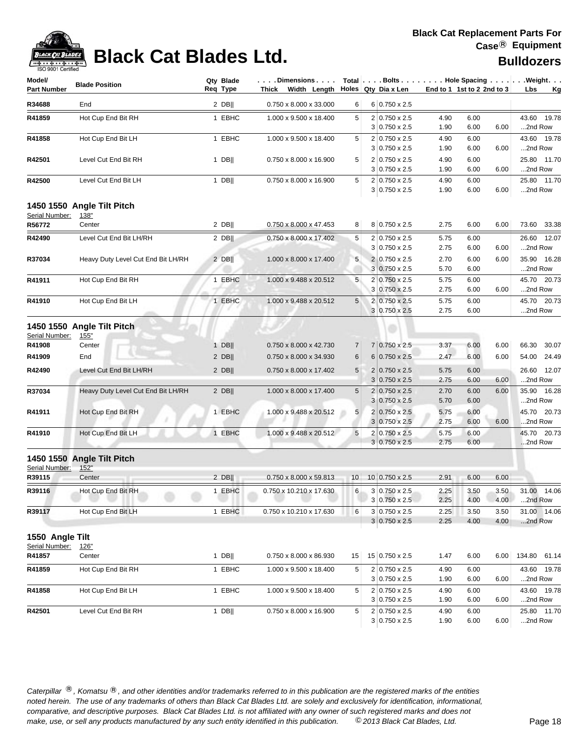# Black Cat Blades Ltd.

**Black Cat Replacement Parts For Case® Equipment**

**Bulldozers**

| Model/ Part Number | Blade Position | Qty Req | Blade Type | Dimensions Thick x Width x Length | Total Holes | Bolts Qty | Dia x Len | Hole Spacing End to 1 | 1st to 2 | 2nd to 3 | Weight Lbs | Kg |
|---|---|---|---|---|---|---|---|---|---|---|---|---|
| R34688 | End | 2 | DB‖ | 0.750 x 8.000 x 33.000 | 6 | 6 | 0.750 x 2.5 | | | | | |
| R41859 | Hot Cup End Bit RH | 1 | EBHC | 1.000 x 9.500 x 18.400 | 5 | 2 | 0.750 x 2.5 | 4.90 | 6.00 | | 43.60 | 19.78 |
| | | | | | | 3 | 0.750 x 2.5 | 1.90 | 6.00 | 6.00 | ...2nd Row | |
| R41858 | Hot Cup End Bit LH | 1 | EBHC | 1.000 x 9.500 x 18.400 | 5 | 2 | 0.750 x 2.5 | 4.90 | 6.00 | | 43.60 | 19.78 |
| | | | | | | 3 | 0.750 x 2.5 | 1.90 | 6.00 | 6.00 | ...2nd Row | |
| R42501 | Level Cut End Bit RH | 1 | DB‖ | 0.750 x 8.000 x 16.900 | 5 | 2 | 0.750 x 2.5 | 4.90 | 6.00 | | 25.80 | 11.70 |
| | | | | | | 3 | 0.750 x 2.5 | 1.90 | 6.00 | 6.00 | ...2nd Row | |
| R42500 | Level Cut End Bit LH | 1 | DB‖ | 0.750 x 8.000 x 16.900 | 5 | 2 | 0.750 x 2.5 | 4.90 | 6.00 | | 25.80 | 11.70 |
| | | | | | | 3 | 0.750 x 2.5 | 1.90 | 6.00 | 6.00 | ...2nd Row | |

## 1450 1550 Angle Tilt Pitch

Serial Number: 138"

| Model/ Part Number | Blade Position | Qty Req | Blade Type | Dimensions Thick x Width x Length | Total Holes | Bolts Qty | Dia x Len | Hole Spacing End to 1 | 1st to 2 | 2nd to 3 | Weight Lbs | Kg |
|---|---|---|---|---|---|---|---|---|---|---|---|---|
| R56772 | Center | 2 | DB‖ | 0.750 x 8.000 x 47.453 | 8 | 8 | 0.750 x 2.5 | 2.75 | 6.00 | 6.00 | 73.60 | 33.38 |
| R42490 | Level Cut End Bit LH/RH | 2 | DB‖ | 0.750 x 8.000 x 17.402 | 5 | 2 | 0.750 x 2.5 | 5.75 | 6.00 | | 26.60 | 12.07 |
| | | | | | | 3 | 0.750 x 2.5 | 2.75 | 6.00 | 6.00 | ...2nd Row | |
| R37034 | Heavy Duty Level Cut End Bit LH/RH | 2 | DB‖ | 1.000 x 8.000 x 17.400 | 5 | 2 | 0.750 x 2.5 | 2.70 | 6.00 | 6.00 | 35.90 | 16.28 |
| | | | | | | 3 | 0.750 x 2.5 | 5.70 | 6.00 | | ...2nd Row | |
| R41911 | Hot Cup End Bit RH | 1 | EBHC | 1.000 x 9.488 x 20.512 | 5 | 2 | 0.750 x 2.5 | 5.75 | 6.00 | | 45.70 | 20.73 |
| | | | | | | 3 | 0.750 x 2.5 | 2.75 | 6.00 | 6.00 | ...2nd Row | |
| R41910 | Hot Cup End Bit LH | 1 | EBHC | 1.000 x 9.488 x 20.512 | 5 | 2 | 0.750 x 2.5 | 5.75 | 6.00 | | 45.70 | 20.73 |
| | | | | | | 3 | 0.750 x 2.5 | 2.75 | 6.00 | | ...2nd Row | |

## 1450 1550 Angle Tilt Pitch

Serial Number: 155"

| Model/ Part Number | Blade Position | Qty Req | Blade Type | Dimensions Thick x Width x Length | Total Holes | Bolts Qty | Dia x Len | Hole Spacing End to 1 | 1st to 2 | 2nd to 3 | Weight Lbs | Kg |
|---|---|---|---|---|---|---|---|---|---|---|---|---|
| R41908 | Center | 1 | DB‖ | 0.750 x 8.000 x 42.730 | 7 | 7 | 0.750 x 2.5 | 3.37 | 6.00 | 6.00 | 66.30 | 30.07 |
| R41909 | End | 2 | DB‖ | 0.750 x 8.000 x 34.930 | 6 | 6 | 0.750 x 2.5 | 2.47 | 6.00 | 6.00 | 54.00 | 24.49 |
| R42490 | Level Cut End Bit LH/RH | 2 | DB‖ | 0.750 x 8.000 x 17.402 | 5 | 2 | 0.750 x 2.5 | 5.75 | 6.00 | | 26.60 | 12.07 |
| | | | | | | 3 | 0.750 x 2.5 | 2.75 | 6.00 | 6.00 | ...2nd Row | |
| R37034 | Heavy Duty Level Cut End Bit LH/RH | 2 | DB‖ | 1.000 x 8.000 x 17.400 | 5 | 2 | 0.750 x 2.5 | 2.70 | 6.00 | 6.00 | 35.90 | 16.28 |
| | | | | | | 3 | 0.750 x 2.5 | 5.70 | 6.00 | | ...2nd Row | |
| R41911 | Hot Cup End Bit RH | 1 | EBHC | 1.000 x 9.488 x 20.512 | 5 | 2 | 0.750 x 2.5 | 5.75 | 6.00 | | 45.70 | 20.73 |
| | | | | | | 3 | 0.750 x 2.5 | 2.75 | 6.00 | 6.00 | ...2nd Row | |
| R41910 | Hot Cup End Bit LH | 1 | EBHC | 1.000 x 9.488 x 20.512 | 5 | 2 | 0.750 x 2.5 | 5.75 | 6.00 | | 45.70 | 20.73 |
| | | | | | | 3 | 0.750 x 2.5 | 2.75 | 6.00 | | ...2nd Row | |

## 1450 1550 Angle Tilt Pitch

Serial Number: 152"

| Model/ Part Number | Blade Position | Qty Req | Blade Type | Dimensions Thick x Width x Length | Total Holes | Bolts Qty | Dia x Len | Hole Spacing End to 1 | 1st to 2 | 2nd to 3 | Weight Lbs | Kg |
|---|---|---|---|---|---|---|---|---|---|---|---|---|
| R39115 | Center | 2 | DB‖ | 0.750 x 8.000 x 59.813 | 10 | 10 | 0.750 x 2.5 | 2.91 | 6.00 | 6.00 | | |
| R39116 | Hot Cup End Bit RH | 1 | EBHC | 0.750 x 10.210 x 17.630 | 6 | 3 | 0.750 x 2.5 | 2.25 | 3.50 | 3.50 | 31.00 | 14.06 |
| | | | | | | 3 | 0.750 x 2.5 | 2.25 | 4.00 | 4.00 | ...2nd Row | |
| R39117 | Hot Cup End Bit LH | 1 | EBHC | 0.750 x 10.210 x 17.630 | 6 | 3 | 0.750 x 2.5 | 2.25 | 3.50 | 3.50 | 31.00 | 14.06 |
| | | | | | | 3 | 0.750 x 2.5 | 2.25 | 4.00 | 4.00 | ...2nd Row | |

## 1550 Angle Tilt

Serial Number: 126"

| Model/ Part Number | Blade Position | Qty Req | Blade Type | Dimensions Thick x Width x Length | Total Holes | Bolts Qty | Dia x Len | Hole Spacing End to 1 | 1st to 2 | 2nd to 3 | Weight Lbs | Kg |
|---|---|---|---|---|---|---|---|---|---|---|---|---|
| R41857 | Center | 1 | DB‖ | 0.750 x 8.000 x 86.930 | 15 | 15 | 0.750 x 2.5 | 1.47 | 6.00 | 6.00 | 134.80 | 61.14 |
| R41859 | Hot Cup End Bit RH | 1 | EBHC | 1.000 x 9.500 x 18.400 | 5 | 2 | 0.750 x 2.5 | 4.90 | 6.00 | | 43.60 | 19.78 |
| | | | | | | 3 | 0.750 x 2.5 | 1.90 | 6.00 | 6.00 | ...2nd Row | |
| R41858 | Hot Cup End Bit LH | 1 | EBHC | 1.000 x 9.500 x 18.400 | 5 | 2 | 0.750 x 2.5 | 4.90 | 6.00 | | 43.60 | 19.78 |
| | | | | | | 3 | 0.750 x 2.5 | 1.90 | 6.00 | 6.00 | ...2nd Row | |
| R42501 | Level Cut End Bit RH | 1 | DB‖ | 0.750 x 8.000 x 16.900 | 5 | 2 | 0.750 x 2.5 | 4.90 | 6.00 | | 25.80 | 11.70 |
| | | | | | | 3 | 0.750 x 2.5 | 1.90 | 6.00 | 6.00 | ...2nd Row | |

*Caterpillar ®, Komatsu ®, and other identities and/or trademarks referred to in this publication are the registered marks of the entities noted herein. The use of any trademarks of others than Black Cat Blades Ltd. are solely and exclusively for identification, informational, comparative, and descriptive purposes. Black Cat Blades Ltd. is not affiliated with any owner of such registered marks and does not make, use, or sell any products manufactured by any such entity identified in this publication. © 2013 Black Cat Blades, Ltd.*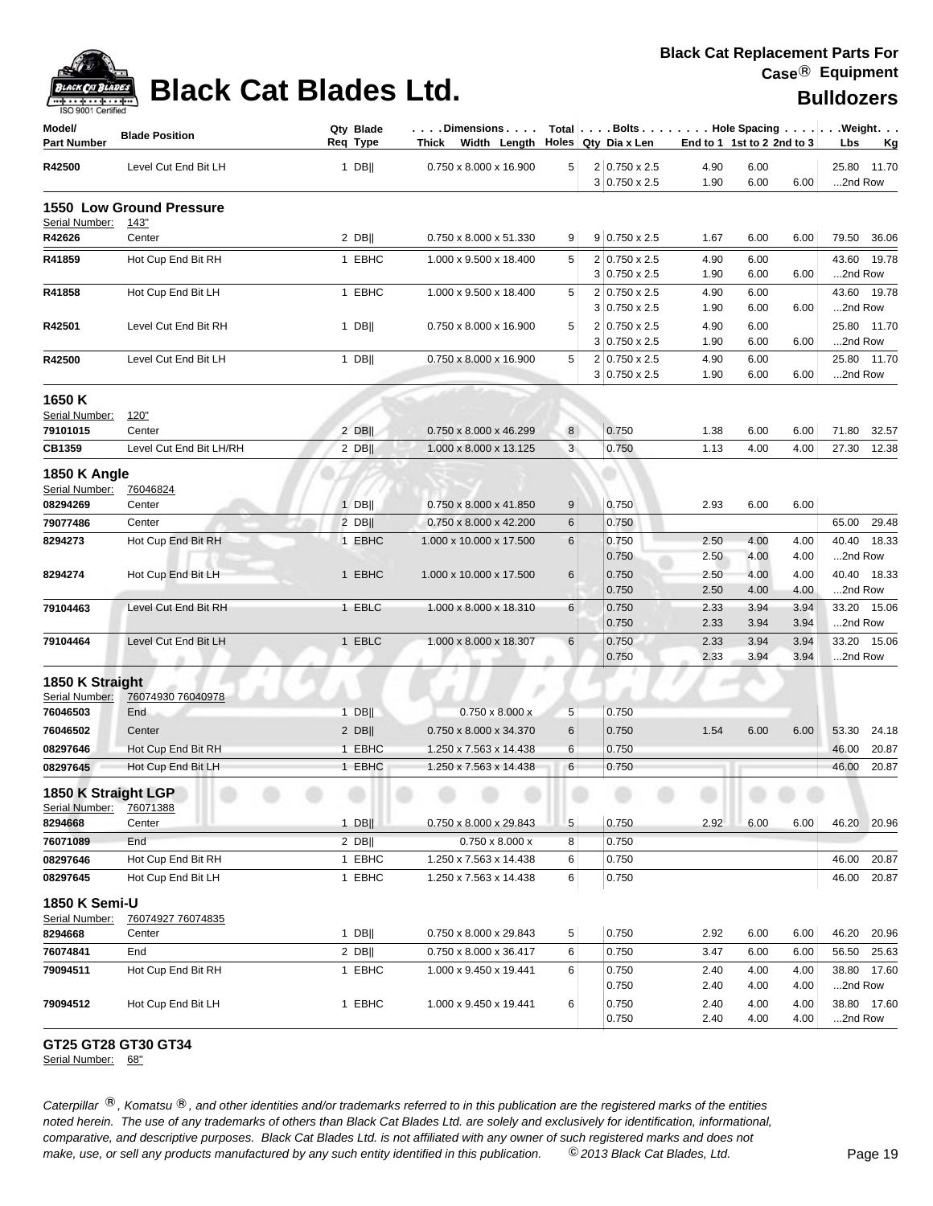# Black Cat Blades Ltd.

**Black Cat Replacement Parts For Case® Equipment**

**Bulldozers**

| Model/ Part Number | Blade Position | Qty Req | Blade Type | Dimensions Thick Width Length | Total Holes | Bolts Qty | Dia x Len | End to 1 | 1st to 2 | 2nd to 3 | Weight Lbs | Kg |
|---|---|---|---|---|---|---|---|---|---|---|---|---|
| **R42500** | Level Cut End Bit LH | 1 | DB‖ | 0.750 x 8.000 x 16.900 | 5 | 2 | 0.750 x 2.5 | 4.90 | 6.00 | | 25.80 | 11.70 |
| | | | | | | 3 | 0.750 x 2.5 | 1.90 | 6.00 | 6.00 | ...2nd Row | |
| **1550 Low Ground Pressure** | | | | | | | | | | | | |
| Serial Number: | 143" | | | | | | | | | | | |
| **R42626** | Center | 2 | DB‖ | 0.750 x 8.000 x 51.330 | 9 | 9 | 0.750 x 2.5 | 1.67 | 6.00 | 6.00 | 79.50 | 36.06 |
| **R41859** | Hot Cup End Bit RH | 1 | EBHC | 1.000 x 9.500 x 18.400 | 5 | 2 | 0.750 x 2.5 | 4.90 | 6.00 | | 43.60 | 19.78 |
| | | | | | | 3 | 0.750 x 2.5 | 1.90 | 6.00 | 6.00 | ...2nd Row | |
| **R41858** | Hot Cup End Bit LH | 1 | EBHC | 1.000 x 9.500 x 18.400 | 5 | 2 | 0.750 x 2.5 | 4.90 | 6.00 | | 43.60 | 19.78 |
| | | | | | | 3 | 0.750 x 2.5 | 1.90 | 6.00 | 6.00 | ...2nd Row | |
| **R42501** | Level Cut End Bit RH | 1 | DB‖ | 0.750 x 8.000 x 16.900 | 5 | 2 | 0.750 x 2.5 | 4.90 | 6.00 | | 25.80 | 11.70 |
| | | | | | | 3 | 0.750 x 2.5 | 1.90 | 6.00 | 6.00 | ...2nd Row | |
| **R42500** | Level Cut End Bit LH | 1 | DB‖ | 0.750 x 8.000 x 16.900 | 5 | 2 | 0.750 x 2.5 | 4.90 | 6.00 | | 25.80 | 11.70 |
| | | | | | | 3 | 0.750 x 2.5 | 1.90 | 6.00 | 6.00 | ...2nd Row | |
| **1650 K** | | | | | | | | | | | | |
| Serial Number: | 120" | | | | | | | | | | | |
| **79101015** | Center | 2 | DB‖ | 0.750 x 8.000 x 46.299 | 8 | | 0.750 | 1.38 | 6.00 | 6.00 | 71.80 | 32.57 |
| **CB1359** | Level Cut End Bit LH/RH | 2 | DB‖ | 1.000 x 8.000 x 13.125 | 3 | | 0.750 | 1.13 | 4.00 | 4.00 | 27.30 | 12.38 |
| **1850 K Angle** | | | | | | | | | | | | |
| Serial Number: | 76046824 | | | | | | | | | | | |
| **08294269** | Center | 1 | DB‖ | 0.750 x 8.000 x 41.850 | 9 | | 0.750 | 2.93 | 6.00 | 6.00 | | |
| **79077486** | Center | 2 | DB‖ | 0.750 x 8.000 x 42.200 | 6 | | 0.750 | | | | 65.00 | 29.48 |
| **8294273** | Hot Cup End Bit RH | 1 | EBHC | 1.000 x 10.000 x 17.500 | 6 | | 0.750 | 2.50 | 4.00 | 4.00 | 40.40 | 18.33 |
| | | | | | | | 0.750 | 2.50 | 4.00 | 4.00 | ...2nd Row | |
| **8294274** | Hot Cup End Bit LH | 1 | EBHC | 1.000 x 10.000 x 17.500 | 6 | | 0.750 | 2.50 | 4.00 | 4.00 | 40.40 | 18.33 |
| | | | | | | | 0.750 | 2.50 | 4.00 | 4.00 | ...2nd Row | |
| **79104463** | Level Cut End Bit RH | 1 | EBLC | 1.000 x 8.000 x 18.310 | 6 | | 0.750 | 2.33 | 3.94 | 3.94 | 33.20 | 15.06 |
| | | | | | | | 0.750 | 2.33 | 3.94 | 3.94 | ...2nd Row | |
| **79104464** | Level Cut End Bit LH | 1 | EBLC | 1.000 x 8.000 x 18.307 | 6 | | 0.750 | 2.33 | 3.94 | 3.94 | 33.20 | 15.06 |
| | | | | | | | 0.750 | 2.33 | 3.94 | 3.94 | ...2nd Row | |
| **1850 K Straight** | | | | | | | | | | | | |
| Serial Number: | 76074930 76040978 | | | | | | | | | | | |
| **76046503** | End | 1 | DB‖ | 0.750 x 8.000 x | 5 | | 0.750 | | | | | |
| **76046502** | Center | 2 | DB‖ | 0.750 x 8.000 x 34.370 | 6 | | 0.750 | 1.54 | 6.00 | 6.00 | 53.30 | 24.18 |
| **08297646** | Hot Cup End Bit RH | 1 | EBHC | 1.250 x 7.563 x 14.438 | 6 | | 0.750 | | | | 46.00 | 20.87 |
| **08297645** | Hot Cup End Bit LH | 1 | EBHC | 1.250 x 7.563 x 14.438 | 6 | | 0.750 | | | | 46.00 | 20.87 |
| **1850 K Straight LGP** | | | | | | | | | | | | |
| Serial Number: | 76071388 | | | | | | | | | | | |
| **8294668** | Center | 1 | DB‖ | 0.750 x 8.000 x 29.843 | 5 | | 0.750 | 2.92 | 6.00 | 6.00 | 46.20 | 20.96 |
| **76071089** | End | 2 | DB‖ | 0.750 x 8.000 x | 8 | | 0.750 | | | | | |
| **08297646** | Hot Cup End Bit RH | 1 | EBHC | 1.250 x 7.563 x 14.438 | 6 | | 0.750 | | | | 46.00 | 20.87 |
| **08297645** | Hot Cup End Bit LH | 1 | EBHC | 1.250 x 7.563 x 14.438 | 6 | | 0.750 | | | | 46.00 | 20.87 |
| **1850 K Semi-U** | | | | | | | | | | | | |
| Serial Number: | 76074927 76074835 | | | | | | | | | | | |
| **8294668** | Center | 1 | DB‖ | 0.750 x 8.000 x 29.843 | 5 | | 0.750 | 2.92 | 6.00 | 6.00 | 46.20 | 20.96 |
| **76074841** | End | 2 | DB‖ | 0.750 x 8.000 x 36.417 | 6 | | 0.750 | 3.47 | 6.00 | 6.00 | 56.50 | 25.63 |
| **79094511** | Hot Cup End Bit RH | 1 | EBHC | 1.000 x 9.450 x 19.441 | 6 | | 0.750 | 2.40 | 4.00 | 4.00 | 38.80 | 17.60 |
| | | | | | | | 0.750 | 2.40 | 4.00 | 4.00 | ...2nd Row | |
| **79094512** | Hot Cup End Bit LH | 1 | EBHC | 1.000 x 9.450 x 19.441 | 6 | | 0.750 | 2.40 | 4.00 | 4.00 | 38.80 | 17.60 |
| | | | | | | | 0.750 | 2.40 | 4.00 | 4.00 | ...2nd Row | |

**GT25 GT28 GT30 GT34**

Serial Number: 68"

*Caterpillar ®, Komatsu ®, and other identities and/or trademarks referred to in this publication are the registered marks of the entities noted herein. The use of any trademarks of others than Black Cat Blades Ltd. are solely and exclusively for identification, informational, comparative, and descriptive purposes. Black Cat Blades Ltd. is not affiliated with any owner of such registered marks and does not make, use, or sell any products manufactured by any such entity identified in this publication. © 2013 Black Cat Blades, Ltd.*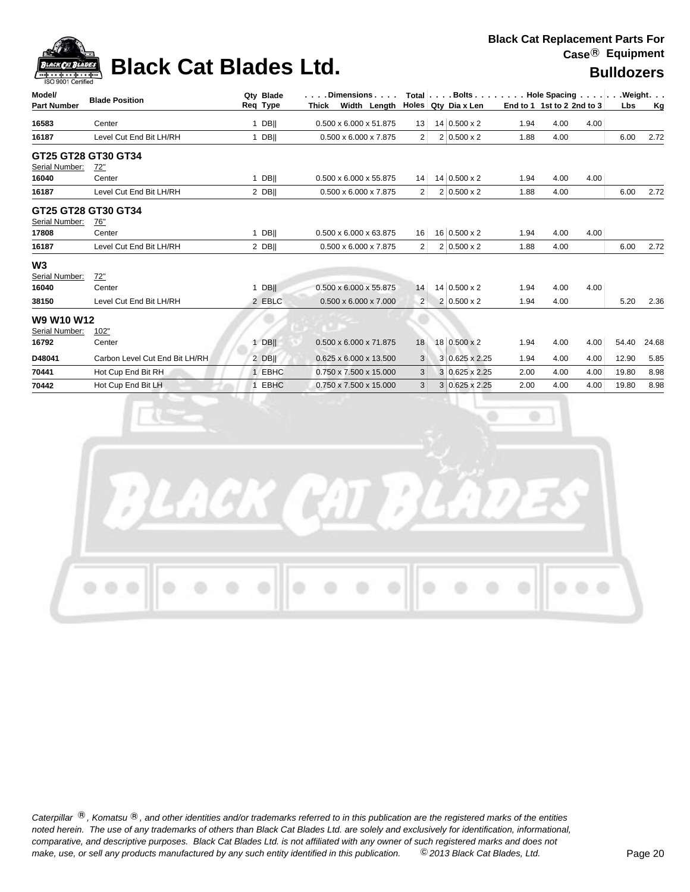# Black Cat Blades Ltd.

**Black Cat Replacement Parts For Case® Equipment**

**Bulldozers**

| Model/ Part Number | Blade Position | Qty Req | Blade Type | Dimensions Thick x Width x Length | Total Holes | Bolts Qty | Bolts Dia x Len | Hole Spacing End to 1 | Hole Spacing 1st to 2 | Hole Spacing 2nd to 3 | Weight Lbs | Weight Kg |
|---|---|---|---|---|---|---|---|---|---|---|---|---|
| 16583 | Center | 1 | DB\|\| | 0.500 x 6.000 x 51.875 | 13 | 14 | 0.500 x 2 | 1.94 | 4.00 | 4.00 | | |
| 16187 | Level Cut End Bit LH/RH | 1 | DB\|\| | 0.500 x 6.000 x 7.875 | 2 | 2 | 0.500 x 2 | 1.88 | 4.00 | | 6.00 | 2.72 |
| **GT25 GT28 GT30 GT34** | | | | | | | | | | | | |
| Serial Number: | 72" | | | | | | | | | | | |
| 16040 | Center | 1 | DB\|\| | 0.500 x 6.000 x 55.875 | 14 | 14 | 0.500 x 2 | 1.94 | 4.00 | 4.00 | | |
| 16187 | Level Cut End Bit LH/RH | 2 | DB\|\| | 0.500 x 6.000 x 7.875 | 2 | 2 | 0.500 x 2 | 1.88 | 4.00 | | 6.00 | 2.72 |
| **GT25 GT28 GT30 GT34** | | | | | | | | | | | | |
| Serial Number: | 76" | | | | | | | | | | | |
| 17808 | Center | 1 | DB\|\| | 0.500 x 6.000 x 63.875 | 16 | 16 | 0.500 x 2 | 1.94 | 4.00 | 4.00 | | |
| 16187 | Level Cut End Bit LH/RH | 2 | DB\|\| | 0.500 x 6.000 x 7.875 | 2 | 2 | 0.500 x 2 | 1.88 | 4.00 | | 6.00 | 2.72 |
| **W3** | | | | | | | | | | | | |
| Serial Number: | 72" | | | | | | | | | | | |
| 16040 | Center | 1 | DB\|\| | 0.500 x 6.000 x 55.875 | 14 | 14 | 0.500 x 2 | 1.94 | 4.00 | 4.00 | | |
| 38150 | Level Cut End Bit LH/RH | 2 | EBLC | 0.500 x 6.000 x 7.000 | 2 | 2 | 0.500 x 2 | 1.94 | 4.00 | | 5.20 | 2.36 |
| **W9 W10 W12** | | | | | | | | | | | | |
| Serial Number: | 102" | | | | | | | | | | | |
| 16792 | Center | 1 | DB\|\| | 0.500 x 6.000 x 71.875 | 18 | 18 | 0.500 x 2 | 1.94 | 4.00 | 4.00 | 54.40 | 24.68 |
| D48041 | Carbon Level Cut End Bit LH/RH | 2 | DB\|\| | 0.625 x 6.000 x 13.500 | 3 | 3 | 0.625 x 2.25 | 1.94 | 4.00 | 4.00 | 12.90 | 5.85 |
| 70441 | Hot Cup End Bit RH | 1 | EBHC | 0.750 x 7.500 x 15.000 | 3 | 3 | 0.625 x 2.25 | 2.00 | 4.00 | 4.00 | 19.80 | 8.98 |
| 70442 | Hot Cup End Bit LH | 1 | EBHC | 0.750 x 7.500 x 15.000 | 3 | 3 | 0.625 x 2.25 | 2.00 | 4.00 | 4.00 | 19.80 | 8.98 |

*Caterpillar ®, Komatsu ®, and other identities and/or trademarks referred to in this publication are the registered marks of the entities noted herein. The use of any trademarks of others than Black Cat Blades Ltd. are solely and exclusively for identification, informational, comparative, and descriptive purposes. Black Cat Blades Ltd. is not affiliated with any owner of such registered marks and does not make, use, or sell any products manufactured by any such entity identified in this publication. © 2013 Black Cat Blades, Ltd.*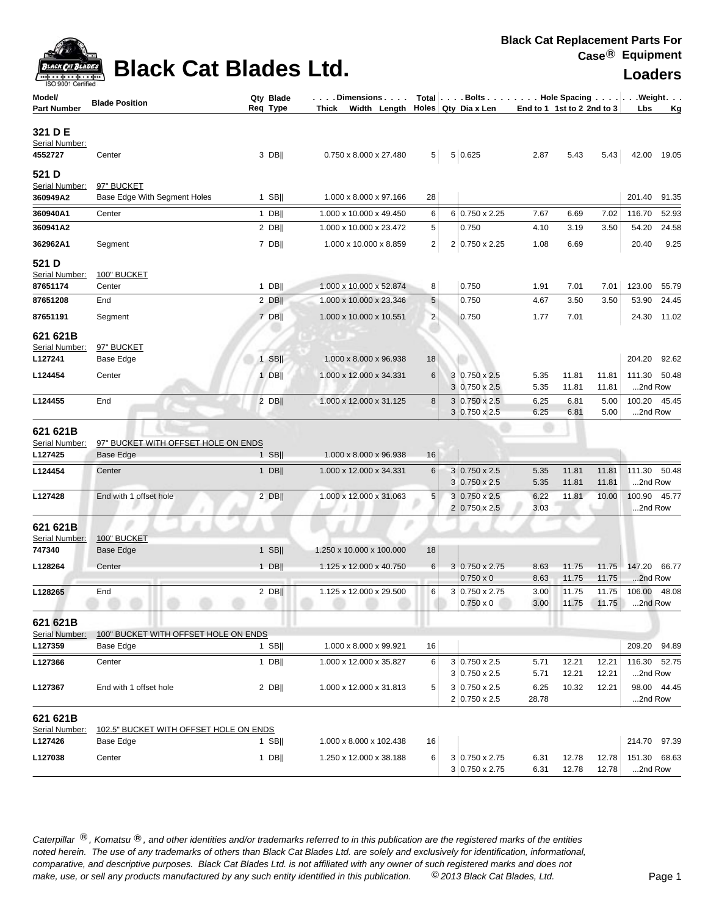# Black Cat Blades Ltd.

**Black Cat Replacement Parts For Case® Equipment**

**Loaders**

| Model/ Part Number | Blade Position | Qty Req | Blade Type | Dimensions Thick x Width x Length | Total Holes | Bolts Qty | Bolts Dia x Len | Hole Spacing End to 1 | 1st to 2 | 2nd to 3 | Weight Lbs | Kg |
|---|---|---|---|---|---|---|---|---|---|---|---|---|
| **321 D E** | | | | | | | | | | | | |
| Serial Number: | | | | | | | | | | | | |
| **4552727** | Center | 3 | DB‖ | 0.750 x 8.000 x 27.480 | 5 | 5 | 0.625 | 2.87 | 5.43 | 5.43 | 42.00 | 19.05 |
| **521 D** | | | | | | | | | | | | |
| Serial Number: | 97" BUCKET | | | | | | | | | | | |
| **360949A2** | Base Edge With Segment Holes | 1 | SB‖ | 1.000 x 8.000 x 97.166 | 28 | | | | | | 201.40 | 91.35 |
| **360940A1** | Center | 1 | DB‖ | 1.000 x 10.000 x 49.450 | 6 | 6 | 0.750 x 2.25 | 7.67 | 6.69 | 7.02 | 116.70 | 52.93 |
| **360941A2** | | 2 | DB‖ | 1.000 x 10.000 x 23.472 | 5 | | 0.750 | 4.10 | 3.19 | 3.50 | 54.20 | 24.58 |
| **362962A1** | Segment | 7 | DB‖ | 1.000 x 10.000 x 8.859 | 2 | 2 | 0.750 x 2.25 | 1.08 | 6.69 | | 20.40 | 9.25 |
| **521 D** | | | | | | | | | | | | |
| Serial Number: | 100" BUCKET | | | | | | | | | | | |
| **87651174** | Center | 1 | DB‖ | 1.000 x 10.000 x 52.874 | 8 | | 0.750 | 1.91 | 7.01 | 7.01 | 123.00 | 55.79 |
| **87651208** | End | 2 | DB‖ | 1.000 x 10.000 x 23.346 | 5 | | 0.750 | 4.67 | 3.50 | 3.50 | 53.90 | 24.45 |
| **87651191** | Segment | 7 | DB‖ | 1.000 x 10.000 x 10.551 | 2 | | 0.750 | 1.77 | 7.01 | | 24.30 | 11.02 |
| **621 621B** | | | | | | | | | | | | |
| Serial Number: | 97" BUCKET | | | | | | | | | | | |
| **L127241** | Base Edge | 1 | SB‖ | 1.000 x 8.000 x 96.938 | 18 | | | | | | 204.20 | 92.62 |
| **L124454** | Center | 1 | DB‖ | 1.000 x 12.000 x 34.331 | 6 | 3 | 0.750 x 2.5 | 5.35 | 11.81 | 11.81 | 111.30 | 50.48 |
| | | | | | | 3 | 0.750 x 2.5 | 5.35 | 11.81 | 11.81 | ...2nd Row | |
| **L124455** | End | 2 | DB‖ | 1.000 x 12.000 x 31.125 | 8 | 3 | 0.750 x 2.5 | 6.25 | 6.81 | 5.00 | 100.20 | 45.45 |
| | | | | | | 3 | 0.750 x 2.5 | 6.25 | 6.81 | 5.00 | ...2nd Row | |
| **621 621B** | | | | | | | | | | | | |
| Serial Number: | 97" BUCKET WITH OFFSET HOLE ON ENDS | | | | | | | | | | | |
| **L127425** | Base Edge | 1 | SB‖ | 1.000 x 8.000 x 96.938 | 16 | | | | | | | |
| **L124454** | Center | 1 | DB‖ | 1.000 x 12.000 x 34.331 | 6 | 3 | 0.750 x 2.5 | 5.35 | 11.81 | 11.81 | 111.30 | 50.48 |
| | | | | | | 3 | 0.750 x 2.5 | 5.35 | 11.81 | 11.81 | ...2nd Row | |
| **L127428** | End with 1 offset hole | 2 | DB‖ | 1.000 x 12.000 x 31.063 | 5 | 3 | 0.750 x 2.5 | 6.22 | 11.81 | 10.00 | 100.90 | 45.77 |
| | | | | | | 2 | 0.750 x 2.5 | 3.03 | | | ...2nd Row | |
| **621 621B** | | | | | | | | | | | | |
| Serial Number: | 100" BUCKET | | | | | | | | | | | |
| **747340** | Base Edge | 1 | SB‖ | 1.250 x 10.000 x 100.000 | 18 | | | | | | | |
| **L128264** | Center | 1 | DB‖ | 1.125 x 12.000 x 40.750 | 6 | 3 | 0.750 x 2.75 | 8.63 | 11.75 | 11.75 | 147.20 | 66.77 |
| | | | | | | | 0.750 x 0 | 8.63 | 11.75 | 11.75 | ...2nd Row | |
| **L128265** | End | 2 | DB‖ | 1.125 x 12.000 x 29.500 | 6 | 3 | 0.750 x 2.75 | 3.00 | 11.75 | 11.75 | 106.00 | 48.08 |
| | | | | | | | 0.750 x 0 | 3.00 | 11.75 | 11.75 | ...2nd Row | |
| **621 621B** | | | | | | | | | | | | |
| Serial Number: | 100" BUCKET WITH OFFSET HOLE ON ENDS | | | | | | | | | | | |
| **L127359** | Base Edge | 1 | SB‖ | 1.000 x 8.000 x 99.921 | 16 | | | | | | 209.20 | 94.89 |
| **L127366** | Center | 1 | DB‖ | 1.000 x 12.000 x 35.827 | 6 | 3 | 0.750 x 2.5 | 5.71 | 12.21 | 12.21 | 116.30 | 52.75 |
| | | | | | | 3 | 0.750 x 2.5 | 5.71 | 12.21 | 12.21 | ...2nd Row | |
| **L127367** | End with 1 offset hole | 2 | DB‖ | 1.000 x 12.000 x 31.813 | 5 | 3 | 0.750 x 2.5 | 6.25 | 10.32 | 12.21 | 98.00 | 44.45 |
| | | | | | | 2 | 0.750 x 2.5 | 28.78 | | | ...2nd Row | |
| **621 621B** | | | | | | | | | | | | |
| Serial Number: | 102.5" BUCKET WITH OFFSET HOLE ON ENDS | | | | | | | | | | | |
| **L127426** | Base Edge | 1 | SB‖ | 1.000 x 8.000 x 102.438 | 16 | | | | | | 214.70 | 97.39 |
| **L127038** | Center | 1 | DB‖ | 1.250 x 12.000 x 38.188 | 6 | 3 | 0.750 x 2.75 | 6.31 | 12.78 | 12.78 | 151.30 | 68.63 |
| | | | | | | 3 | 0.750 x 2.75 | 6.31 | 12.78 | 12.78 | ...2nd Row | |

*Caterpillar ®, Komatsu ®, and other identities and/or trademarks referred to in this publication are the registered marks of the entities noted herein. The use of any trademarks of others than Black Cat Blades Ltd. are solely and exclusively for identification, informational, comparative, and descriptive purposes. Black Cat Blades Ltd. is not affiliated with any owner of such registered marks and does not make, use, or sell any products manufactured by any such entity identified in this publication. © 2013 Black Cat Blades, Ltd.*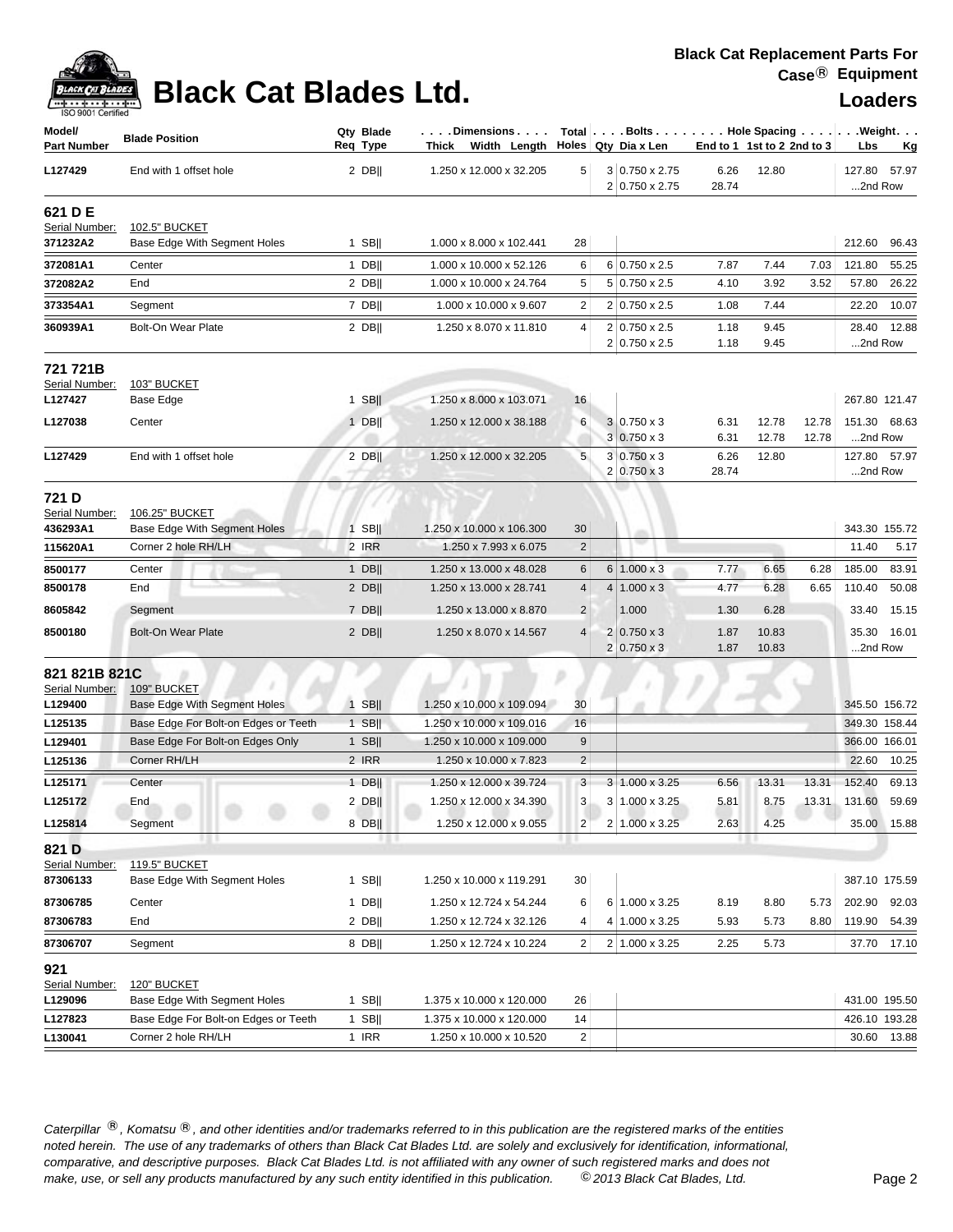# Black Cat Blades Ltd.

**Black Cat Replacement Parts For Case® Equipment**

**Loaders**

| Model/ Part Number | Blade Position | Qty Req | Blade Type | Dimensions Thick x Width x Length | Total Holes | Bolts Qty | Dia x Len | Hole Spacing End to 1 | 1st to 2 | 2nd to 3 | Weight Lbs | Kg |
|---|---|---|---|---|---|---|---|---|---|---|---|---|
| L127429 | End with 1 offset hole | 2 | DB\|\| | 1.250 x 12.000 x 32.205 | 5 | 3 | 0.750 x 2.75 | 6.26 | 12.80 | | 127.80 | 57.97 |
| | | | | | | 2 | 0.750 x 2.75 | 28.74 | | | ...2nd Row | |
| **621 D E** | | | | | | | | | | | | |
| Serial Number: | 102.5" BUCKET | | | | | | | | | | | |
| 371232A2 | Base Edge With Segment Holes | 1 | SB\|\| | 1.000 x 8.000 x 102.441 | 28 | | | | | | 212.60 | 96.43 |
| 372081A1 | Center | 1 | DB\|\| | 1.000 x 10.000 x 52.126 | 6 | 6 | 0.750 x 2.5 | 7.87 | 7.44 | 7.03 | 121.80 | 55.25 |
| 372082A2 | End | 2 | DB\|\| | 1.000 x 10.000 x 24.764 | 5 | 5 | 0.750 x 2.5 | 4.10 | 3.92 | 3.52 | 57.80 | 26.22 |
| 373354A1 | Segment | 7 | DB\|\| | 1.000 x 10.000 x 9.607 | 2 | 2 | 0.750 x 2.5 | 1.08 | 7.44 | | 22.20 | 10.07 |
| 360939A1 | Bolt-On Wear Plate | 2 | DB\|\| | 1.250 x 8.070 x 11.810 | 4 | 2 | 0.750 x 2.5 | 1.18 | 9.45 | | 28.40 | 12.88 |
| | | | | | | 2 | 0.750 x 2.5 | 1.18 | 9.45 | | ...2nd Row | |
| **721 721B** | | | | | | | | | | | | |
| Serial Number: | 103" BUCKET | | | | | | | | | | | |
| L127427 | Base Edge | 1 | SB\|\| | 1.250 x 8.000 x 103.071 | 16 | | | | | | 267.80 | 121.47 |
| L127038 | Center | 1 | DB\|\| | 1.250 x 12.000 x 38.188 | 6 | 3 | 0.750 x 3 | 6.31 | 12.78 | 12.78 | 151.30 | 68.63 |
| | | | | | | 3 | 0.750 x 3 | 6.31 | 12.78 | 12.78 | ...2nd Row | |
| L127429 | End with 1 offset hole | 2 | DB\|\| | 1.250 x 12.000 x 32.205 | 5 | 3 | 0.750 x 3 | 6.26 | 12.80 | | 127.80 | 57.97 |
| | | | | | | 2 | 0.750 x 3 | 28.74 | | | ...2nd Row | |
| **721 D** | | | | | | | | | | | | |
| Serial Number: | 106.25" BUCKET | | | | | | | | | | | |
| 436293A1 | Base Edge With Segment Holes | 1 | SB\|\| | 1.250 x 10.000 x 106.300 | 30 | | | | | | 343.30 | 155.72 |
| 115620A1 | Corner 2 hole RH/LH | 2 | IRR | 1.250 x 7.993 x 6.075 | 2 | | | | | | 11.40 | 5.17 |
| 8500177 | Center | 1 | DB\|\| | 1.250 x 13.000 x 48.028 | 6 | 6 | 1.000 x 3 | 7.77 | 6.65 | 6.28 | 185.00 | 83.91 |
| 8500178 | End | 2 | DB\|\| | 1.250 x 13.000 x 28.741 | 4 | 4 | 1.000 x 3 | 4.77 | 6.28 | 6.65 | 110.40 | 50.08 |
| 8605842 | Segment | 7 | DB\|\| | 1.250 x 13.000 x 8.870 | 2 | | 1.000 | 1.30 | 6.28 | | 33.40 | 15.15 |
| 8500180 | Bolt-On Wear Plate | 2 | DB\|\| | 1.250 x 8.070 x 14.567 | 4 | 2 | 0.750 x 3 | 1.87 | 10.83 | | 35.30 | 16.01 |
| | | | | | | 2 | 0.750 x 3 | 1.87 | 10.83 | | ...2nd Row | |
| **821 821B 821C** | | | | | | | | | | | | |
| Serial Number: | 109" BUCKET | | | | | | | | | | | |
| L129400 | Base Edge With Segment Holes | 1 | SB\|\| | 1.250 x 10.000 x 109.094 | 30 | | | | | | 345.50 | 156.72 |
| L125135 | Base Edge For Bolt-on Edges or Teeth | 1 | SB\|\| | 1.250 x 10.000 x 109.016 | 16 | | | | | | 349.30 | 158.44 |
| L129401 | Base Edge For Bolt-on Edges Only | 1 | SB\|\| | 1.250 x 10.000 x 109.000 | 9 | | | | | | 366.00 | 166.01 |
| L125136 | Corner RH/LH | 2 | IRR | 1.250 x 10.000 x 7.823 | 2 | | | | | | 22.60 | 10.25 |
| L125171 | Center | 1 | DB\|\| | 1.250 x 12.000 x 39.724 | 3 | 3 | 1.000 x 3.25 | 6.56 | 13.31 | 13.31 | 152.40 | 69.13 |
| L125172 | End | 2 | DB\|\| | 1.250 x 12.000 x 34.390 | 3 | 3 | 1.000 x 3.25 | 5.81 | 8.75 | 13.31 | 131.60 | 59.69 |
| L125814 | Segment | 8 | DB\|\| | 1.250 x 12.000 x 9.055 | 2 | 2 | 1.000 x 3.25 | 2.63 | 4.25 | | 35.00 | 15.88 |
| **821 D** | | | | | | | | | | | | |
| Serial Number: | 119.5" BUCKET | | | | | | | | | | | |
| 87306133 | Base Edge With Segment Holes | 1 | SB\|\| | 1.250 x 10.000 x 119.291 | 30 | | | | | | 387.10 | 175.59 |
| 87306785 | Center | 1 | DB\|\| | 1.250 x 12.724 x 54.244 | 6 | 6 | 1.000 x 3.25 | 8.19 | 8.80 | 5.73 | 202.90 | 92.03 |
| 87306783 | End | 2 | DB\|\| | 1.250 x 12.724 x 32.126 | 4 | 4 | 1.000 x 3.25 | 5.93 | 5.73 | 8.80 | 119.90 | 54.39 |
| 87306707 | Segment | 8 | DB\|\| | 1.250 x 12.724 x 10.224 | 2 | 2 | 1.000 x 3.25 | 2.25 | 5.73 | | 37.70 | 17.10 |
| **921** | | | | | | | | | | | | |
| Serial Number: | 120" BUCKET | | | | | | | | | | | |
| L129096 | Base Edge With Segment Holes | 1 | SB\|\| | 1.375 x 10.000 x 120.000 | 26 | | | | | | 431.00 | 195.50 |
| L127823 | Base Edge For Bolt-on Edges or Teeth | 1 | SB\|\| | 1.375 x 10.000 x 120.000 | 14 | | | | | | 426.10 | 193.28 |
| L130041 | Corner 2 hole RH/LH | 1 | IRR | 1.250 x 10.000 x 10.520 | 2 | | | | | | 30.60 | 13.88 |

*Caterpillar ®, Komatsu ®, and other identities and/or trademarks referred to in this publication are the registered marks of the entities noted herein. The use of any trademarks of others than Black Cat Blades Ltd. are solely and exclusively for identification, informational, comparative, and descriptive purposes. Black Cat Blades Ltd. is not affiliated with any owner of such registered marks and does not make, use, or sell any products manufactured by any such entity identified in this publication.* *© 2013 Black Cat Blades, Ltd.*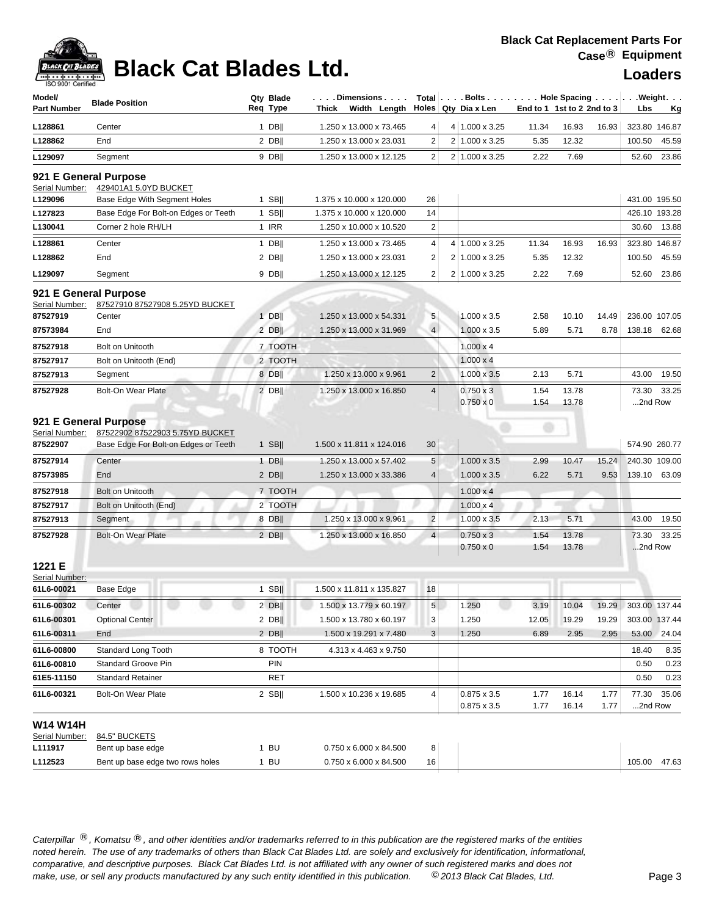# Black Cat Blades Ltd.

**Black Cat Replacement Parts For Case® Equipment**

**Loaders**

| Model/ Part Number | Blade Position | Qty Req | Blade Type | Dimensions Thick x Width x Length | Total Holes | Bolts Qty | Dia x Len | Hole Spacing End to 1 | 1st to 2 | 2nd to 3 | Weight Lbs | Kg |
|---|---|---|---|---|---|---|---|---|---|---|---|---|
| L128861 | Center | 1 | DB‖ | 1.250 x 13.000 x 73.465 | 4 | 4 | 1.000 x 3.25 | 11.34 | 16.93 | 16.93 | 323.80 | 146.87 |
| L128862 | End | 2 | DB‖ | 1.250 x 13.000 x 23.031 | 2 | 2 | 1.000 x 3.25 | 5.35 | 12.32 | | 100.50 | 45.59 |
| L129097 | Segment | 9 | DB‖ | 1.250 x 13.000 x 12.125 | 2 | 2 | 1.000 x 3.25 | 2.22 | 7.69 | | 52.60 | 23.86 |
| **921 E General Purpose** | | | | | | | | | | | | |
| Serial Number: | 429401A1 5.0YD BUCKET | | | | | | | | | | | |
| L129096 | Base Edge With Segment Holes | 1 | SB‖ | 1.375 x 10.000 x 120.000 | 26 | | | | | | 431.00 | 195.50 |
| L127823 | Base Edge For Bolt-on Edges or Teeth | 1 | SB‖ | 1.375 x 10.000 x 120.000 | 14 | | | | | | 426.10 | 193.28 |
| L130041 | Corner 2 hole RH/LH | 1 | IRR | 1.250 x 10.000 x 10.520 | 2 | | | | | | 30.60 | 13.88 |
| L128861 | Center | 1 | DB‖ | 1.250 x 13.000 x 73.465 | 4 | 4 | 1.000 x 3.25 | 11.34 | 16.93 | 16.93 | 323.80 | 146.87 |
| L128862 | End | 2 | DB‖ | 1.250 x 13.000 x 23.031 | 2 | 2 | 1.000 x 3.25 | 5.35 | 12.32 | | 100.50 | 45.59 |
| L129097 | Segment | 9 | DB‖ | 1.250 x 13.000 x 12.125 | 2 | 2 | 1.000 x 3.25 | 2.22 | 7.69 | | 52.60 | 23.86 |
| **921 E General Purpose** | | | | | | | | | | | | |
| Serial Number: | 87527910 87527908 5.25YD BUCKET | | | | | | | | | | | |
| 87527919 | Center | 1 | DB‖ | 1.250 x 13.000 x 54.331 | 5 | | 1.000 x 3.5 | 2.58 | 10.10 | 14.49 | 236.00 | 107.05 |
| 87573984 | End | 2 | DB‖ | 1.250 x 13.000 x 31.969 | 4 | | 1.000 x 3.5 | 5.89 | 5.71 | 8.78 | 138.18 | 62.68 |
| 87527918 | Bolt on Unitooth | 7 | TOOTH | | | | 1.000 x 4 | | | | | |
| 87527917 | Bolt on Unitooth (End) | 2 | TOOTH | | | | 1.000 x 4 | | | | | |
| 87527913 | Segment | 8 | DB‖ | 1.250 x 13.000 x 9.961 | 2 | | 1.000 x 3.5 | 2.13 | 5.71 | | 43.00 | 19.50 |
| 87527928 | Bolt-On Wear Plate | 2 | DB‖ | 1.250 x 13.000 x 16.850 | 4 | | 0.750 x 3 | 1.54 | 13.78 | | 73.30 | 33.25 |
| | | | | | | | 0.750 x 0 | 1.54 | 13.78 | | ...2nd Row | |
| **921 E General Purpose** | | | | | | | | | | | | |
| Serial Number: | 87522902 87522903 5.75YD BUCKET | | | | | | | | | | | |
| 87522907 | Base Edge For Bolt-on Edges or Teeth | 1 | SB‖ | 1.500 x 11.811 x 124.016 | 30 | | | | | | 574.90 | 260.77 |
| 87527914 | Center | 1 | DB‖ | 1.250 x 13.000 x 57.402 | 5 | | 1.000 x 3.5 | 2.99 | 10.47 | 15.24 | 240.30 | 109.00 |
| 87573985 | End | 2 | DB‖ | 1.250 x 13.000 x 33.386 | 4 | | 1.000 x 3.5 | 6.22 | 5.71 | 9.53 | 139.10 | 63.09 |
| 87527918 | Bolt on Unitooth | 7 | TOOTH | | | | 1.000 x 4 | | | | | |
| 87527917 | Bolt on Unitooth (End) | 2 | TOOTH | | | | 1.000 x 4 | | | | | |
| 87527913 | Segment | 8 | DB‖ | 1.250 x 13.000 x 9.961 | 2 | | 1.000 x 3.5 | 2.13 | 5.71 | | 43.00 | 19.50 |
| 87527928 | Bolt-On Wear Plate | 2 | DB‖ | 1.250 x 13.000 x 16.850 | 4 | | 0.750 x 3 | 1.54 | 13.78 | | 73.30 | 33.25 |
| | | | | | | | 0.750 x 0 | 1.54 | 13.78 | | ...2nd Row | |
| **1221 E** | | | | | | | | | | | | |
| Serial Number: | | | | | | | | | | | | |
| 61L6-00021 | Base Edge | 1 | SB‖ | 1.500 x 11.811 x 135.827 | 18 | | | | | | | |
| 61L6-00302 | Center | 2 | DB‖ | 1.500 x 13.779 x 60.197 | 5 | | 1.250 | 3.19 | 10.04 | 19.29 | 303.00 | 137.44 |
| 61L6-00301 | Optional Center | 2 | DB‖ | 1.500 x 13.780 x 60.197 | 3 | | 1.250 | 12.05 | 19.29 | 19.29 | 303.00 | 137.44 |
| 61L6-00311 | End | 2 | DB‖ | 1.500 x 19.291 x 7.480 | 3 | | 1.250 | 6.89 | 2.95 | 2.95 | 53.00 | 24.04 |
| 61L6-00800 | Standard Long Tooth | 8 | TOOTH | 4.313 x 4.463 x 9.750 | | | | | | | 18.40 | 8.35 |
| 61L6-00810 | Standard Groove Pin | | PIN | | | | | | | | 0.50 | 0.23 |
| 61E5-11150 | Standard Retainer | | RET | | | | | | | | 0.50 | 0.23 |
| 61L6-00321 | Bolt-On Wear Plate | 2 | SB‖ | 1.500 x 10.236 x 19.685 | 4 | | 0.875 x 3.5 | 1.77 | 16.14 | 1.77 | 77.30 | 35.06 |
| | | | | | | | 0.875 x 3.5 | 1.77 | 16.14 | 1.77 | ...2nd Row | |
| **W14 W14H** | | | | | | | | | | | | |
| Serial Number: | 84.5" BUCKETS | | | | | | | | | | | |
| L111917 | Bent up base edge | 1 | BU | 0.750 x 6.000 x 84.500 | 8 | | | | | | | |
| L112523 | Bent up base edge two rows holes | 1 | BU | 0.750 x 6.000 x 84.500 | 16 | | | | | | 105.00 | 47.63 |

*Caterpillar ®, Komatsu ®, and other identities and/or trademarks referred to in this publication are the registered marks of the entities noted herein. The use of any trademarks of others than Black Cat Blades Ltd. are solely and exclusively for identification, informational, comparative, and descriptive purposes. Black Cat Blades Ltd. is not affiliated with any owner of such registered marks and does not make, use, or sell any products manufactured by any such entity identified in this publication. © 2013 Black Cat Blades, Ltd.*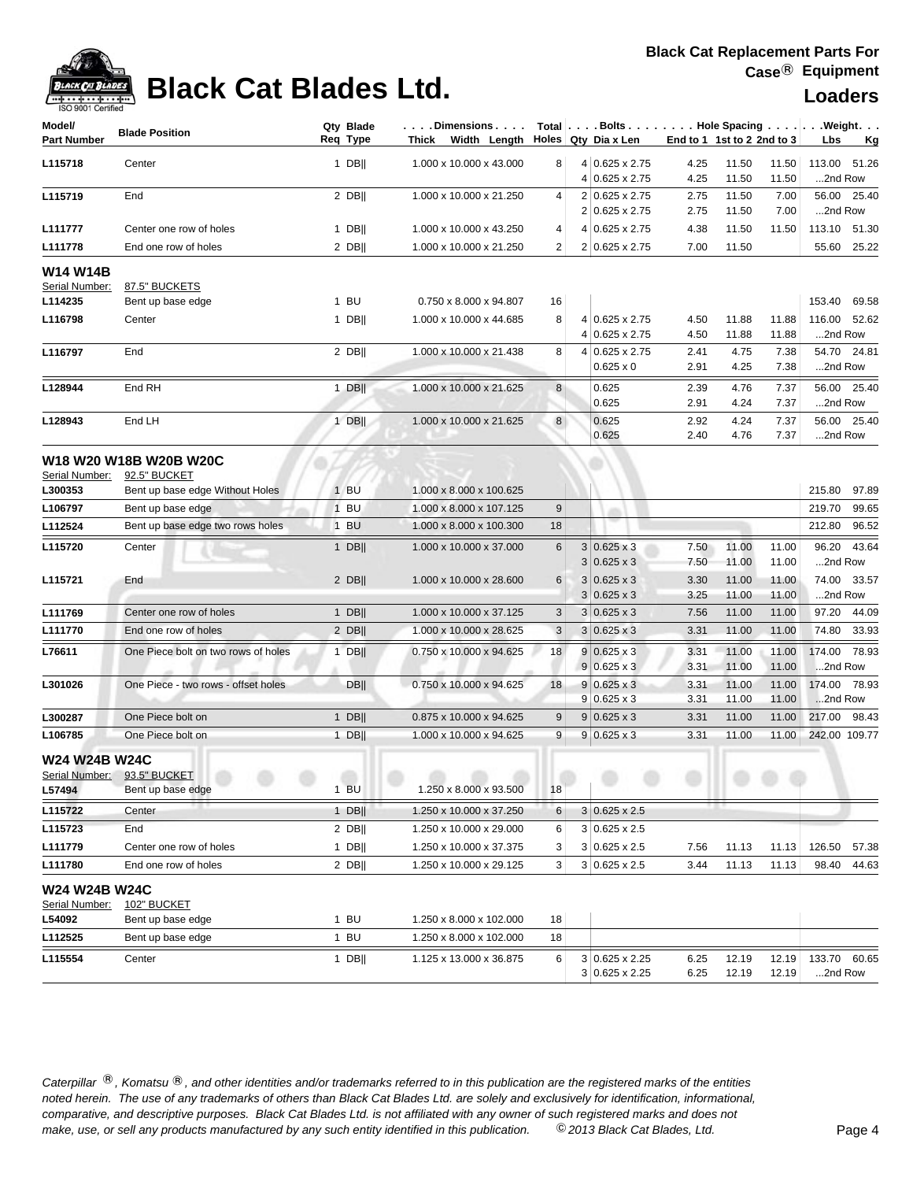# Black Cat Blades Ltd.

**Black Cat Replacement Parts For Case® Equipment**

**Loaders**

| Model/ Part Number | Blade Position | Qty Req | Blade Type | Dimensions Thick Width Length | Total Holes | Bolts Qty | Dia x Len | Hole Spacing End to 1 | 1st to 2 | 2nd to 3 | Weight Lbs | Kg |
|---|---|---|---|---|---|---|---|---|---|---|---|---|
| L115718 | Center | 1 | DB‖ | 1.000 x 10.000 x 43.000 | 8 | 4 | 0.625 x 2.75 | 4.25 | 11.50 | 11.50 | 113.00 | 51.26 |
| | | | | | | 4 | 0.625 x 2.75 | 4.25 | 11.50 | 11.50 | ...2nd Row | |
| L115719 | End | 2 | DB‖ | 1.000 x 10.000 x 21.250 | 4 | 2 | 0.625 x 2.75 | 2.75 | 11.50 | 7.00 | 56.00 | 25.40 |
| | | | | | | 2 | 0.625 x 2.75 | 2.75 | 11.50 | 7.00 | ...2nd Row | |
| L111777 | Center one row of holes | 1 | DB‖ | 1.000 x 10.000 x 43.250 | 4 | 4 | 0.625 x 2.75 | 4.38 | 11.50 | 11.50 | 113.10 | 51.30 |
| L111778 | End one row of holes | 2 | DB‖ | 1.000 x 10.000 x 21.250 | 2 | 2 | 0.625 x 2.75 | 7.00 | 11.50 | | 55.60 | 25.22 |
| **W14 W14B** | | | | | | | | | | | | |
| Serial Number: | 87.5" BUCKETS | | | | | | | | | | | |
| L114235 | Bent up base edge | 1 | BU | 0.750 x 8.000 x 94.807 | 16 | | | | | | 153.40 | 69.58 |
| L116798 | Center | 1 | DB‖ | 1.000 x 10.000 x 44.685 | 8 | 4 | 0.625 x 2.75 | 4.50 | 11.88 | 11.88 | 116.00 | 52.62 |
| | | | | | | 4 | 0.625 x 2.75 | 4.50 | 11.88 | 11.88 | ...2nd Row | |
| L116797 | End | 2 | DB‖ | 1.000 x 10.000 x 21.438 | 8 | 4 | 0.625 x 2.75 | 2.41 | 4.75 | 7.38 | 54.70 | 24.81 |
| | | | | | | | 0.625 x 0 | 2.91 | 4.25 | 7.38 | ...2nd Row | |
| L128944 | End RH | 1 | DB‖ | 1.000 x 10.000 x 21.625 | 8 | | 0.625 | 2.39 | 4.76 | 7.37 | 56.00 | 25.40 |
| | | | | | | | 0.625 | 2.91 | 4.24 | 7.37 | ...2nd Row | |
| L128943 | End LH | 1 | DB‖ | 1.000 x 10.000 x 21.625 | 8 | | 0.625 | 2.92 | 4.24 | 7.37 | 56.00 | 25.40 |
| | | | | | | | 0.625 | 2.40 | 4.76 | 7.37 | ...2nd Row | |
| **W18 W20 W18B W20B W20C** | | | | | | | | | | | | |
| Serial Number: | 92.5" BUCKET | | | | | | | | | | | |
| L300353 | Bent up base edge Without Holes | 1 | BU | 1.000 x 8.000 x 100.625 | | | | | | | 215.80 | 97.89 |
| L106797 | Bent up base edge | 1 | BU | 1.000 x 8.000 x 107.125 | 9 | | | | | | 219.70 | 99.65 |
| L112524 | Bent up base edge two rows holes | 1 | BU | 1.000 x 8.000 x 100.300 | 18 | | | | | | 212.80 | 96.52 |
| L115720 | Center | 1 | DB‖ | 1.000 x 10.000 x 37.000 | 6 | 3 | 0.625 x 3 | 7.50 | 11.00 | 11.00 | 96.20 | 43.64 |
| | | | | | | 3 | 0.625 x 3 | 7.50 | 11.00 | 11.00 | ...2nd Row | |
| L115721 | End | 2 | DB‖ | 1.000 x 10.000 x 28.600 | 6 | 3 | 0.625 x 3 | 3.30 | 11.00 | 11.00 | 74.00 | 33.57 |
| | | | | | | 3 | 0.625 x 3 | 3.25 | 11.00 | 11.00 | ...2nd Row | |
| L111769 | Center one row of holes | 1 | DB‖ | 1.000 x 10.000 x 37.125 | 3 | 3 | 0.625 x 3 | 7.56 | 11.00 | 11.00 | 97.20 | 44.09 |
| L111770 | End one row of holes | 2 | DB‖ | 1.000 x 10.000 x 28.625 | 3 | 3 | 0.625 x 3 | 3.31 | 11.00 | 11.00 | 74.80 | 33.93 |
| L76611 | One Piece bolt on two rows of holes | 1 | DB‖ | 0.750 x 10.000 x 94.625 | 18 | 9 | 0.625 x 3 | 3.31 | 11.00 | 11.00 | 174.00 | 78.93 |
| | | | | | | 9 | 0.625 x 3 | 3.31 | 11.00 | 11.00 | ...2nd Row | |
| L301026 | One Piece - two rows - offset holes | | DB‖ | 0.750 x 10.000 x 94.625 | 18 | 9 | 0.625 x 3 | 3.31 | 11.00 | 11.00 | 174.00 | 78.93 |
| | | | | | | 9 | 0.625 x 3 | 3.31 | 11.00 | 11.00 | ...2nd Row | |
| L300287 | One Piece bolt on | 1 | DB‖ | 0.875 x 10.000 x 94.625 | 9 | 9 | 0.625 x 3 | 3.31 | 11.00 | 11.00 | 217.00 | 98.43 |
| L106785 | One Piece bolt on | 1 | DB‖ | 1.000 x 10.000 x 94.625 | 9 | 9 | 0.625 x 3 | 3.31 | 11.00 | 11.00 | 242.00 | 109.77 |
| **W24 W24B W24C** | | | | | | | | | | | | |
| Serial Number: | 93.5" BUCKET | | | | | | | | | | | |
| L57494 | Bent up base edge | 1 | BU | 1.250 x 8.000 x 93.500 | 18 | | | | | | | |
| L115722 | Center | 1 | DB‖ | 1.250 x 10.000 x 37.250 | 6 | 3 | 0.625 x 2.5 | | | | | |
| L115723 | End | 2 | DB‖ | 1.250 x 10.000 x 29.000 | 6 | 3 | 0.625 x 2.5 | | | | | |
| L111779 | Center one row of holes | 1 | DB‖ | 1.250 x 10.000 x 37.375 | 3 | 3 | 0.625 x 2.5 | 7.56 | 11.13 | 11.13 | 126.50 | 57.38 |
| L111780 | End one row of holes | 2 | DB‖ | 1.250 x 10.000 x 29.125 | 3 | 3 | 0.625 x 2.5 | 3.44 | 11.13 | 11.13 | 98.40 | 44.63 |
| **W24 W24B W24C** | | | | | | | | | | | | |
| Serial Number: | 102" BUCKET | | | | | | | | | | | |
| L54092 | Bent up base edge | 1 | BU | 1.250 x 8.000 x 102.000 | 18 | | | | | | | |
| L112525 | Bent up base edge | 1 | BU | 1.250 x 8.000 x 102.000 | 18 | | | | | | | |
| L115554 | Center | 1 | DB‖ | 1.125 x 13.000 x 36.875 | 6 | 3 | 0.625 x 2.25 | 6.25 | 12.19 | 12.19 | 133.70 | 60.65 |
| | | | | | | 3 | 0.625 x 2.25 | 6.25 | 12.19 | 12.19 | ...2nd Row | |

*Caterpillar ®, Komatsu ®, and other identities and/or trademarks referred to in this publication are the registered marks of the entities noted herein. The use of any trademarks of others than Black Cat Blades Ltd. are solely and exclusively for identification, informational, comparative, and descriptive purposes. Black Cat Blades Ltd. is not affiliated with any owner of such registered marks and does not make, use, or sell any products manufactured by any such entity identified in this publication. © 2013 Black Cat Blades, Ltd.*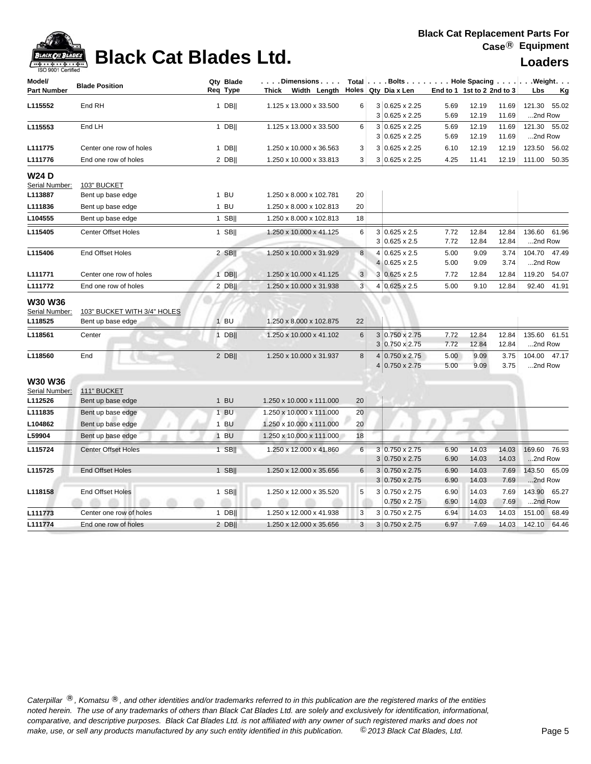# Black Cat Blades Ltd.

**Black Cat Replacement Parts For Case® Equipment**

**Loaders**

| Model/ Part Number | Blade Position | Qty Req | Blade Type | Dimensions Thick x Width x Length | Total Holes | Bolts Qty | Dia x Len | Hole Spacing End to 1 | 1st to 2 | 2nd to 3 | Weight Lbs | Kg |
|---|---|---|---|---|---|---|---|---|---|---|---|---|
| L115552 | End RH | 1 | DB\|\| | 1.125 x 13.000 x 33.500 | 6 | 3 | 0.625 x 2.25 | 5.69 | 12.19 | 11.69 | 121.30 | 55.02 |
| | | | | | | 3 | 0.625 x 2.25 | 5.69 | 12.19 | 11.69 | ...2nd Row | |
| L115553 | End LH | 1 | DB\|\| | 1.125 x 13.000 x 33.500 | 6 | 3 | 0.625 x 2.25 | 5.69 | 12.19 | 11.69 | 121.30 | 55.02 |
| | | | | | | 3 | 0.625 x 2.25 | 5.69 | 12.19 | 11.69 | ...2nd Row | |
| L111775 | Center one row of holes | 1 | DB\|\| | 1.250 x 10.000 x 36.563 | 3 | 3 | 0.625 x 2.25 | 6.10 | 12.19 | 12.19 | 123.50 | 56.02 |
| L111776 | End one row of holes | 2 | DB\|\| | 1.250 x 10.000 x 33.813 | 3 | 3 | 0.625 x 2.25 | 4.25 | 11.41 | 12.19 | 111.00 | 50.35 |
| **W24 D** | | | | | | | | | | | | |
| Serial Number: | 103" BUCKET | | | | | | | | | | | |
| L113887 | Bent up base edge | 1 | BU | 1.250 x 8.000 x 102.781 | 20 | | | | | | | |
| L111836 | Bent up base edge | 1 | BU | 1.250 x 8.000 x 102.813 | 20 | | | | | | | |
| L104555 | Bent up base edge | 1 | SB\|\| | 1.250 x 8.000 x 102.813 | 18 | | | | | | | |
| L115405 | Center Offset Holes | 1 | SB\|\| | 1.250 x 10.000 x 41.125 | 6 | 3 | 0.625 x 2.5 | 7.72 | 12.84 | 12.84 | 136.60 | 61.96 |
| | | | | | | 3 | 0.625 x 2.5 | 7.72 | 12.84 | 12.84 | ...2nd Row | |
| L115406 | End Offset Holes | 2 | SB\|\| | 1.250 x 10.000 x 31.929 | 8 | 4 | 0.625 x 2.5 | 5.00 | 9.09 | 3.74 | 104.70 | 47.49 |
| | | | | | | 4 | 0.625 x 2.5 | 5.00 | 9.09 | 3.74 | ...2nd Row | |
| L111771 | Center one row of holes | 1 | DB\|\| | 1.250 x 10.000 x 41.125 | 3 | 3 | 0.625 x 2.5 | 7.72 | 12.84 | 12.84 | 119.20 | 54.07 |
| L111772 | End one row of holes | 2 | DB\|\| | 1.250 x 10.000 x 31.938 | 3 | 4 | 0.625 x 2.5 | 5.00 | 9.10 | 12.84 | 92.40 | 41.91 |
| **W30 W36** | | | | | | | | | | | | |
| Serial Number: | 103" BUCKET WITH 3/4" HOLES | | | | | | | | | | | |
| L118525 | Bent up base edge | 1 | BU | 1.250 x 8.000 x 102.875 | 22 | | | | | | | |
| L118561 | Center | 1 | DB\|\| | 1.250 x 10.000 x 41.102 | 6 | 3 | 0.750 x 2.75 | 7.72 | 12.84 | 12.84 | 135.60 | 61.51 |
| | | | | | | 3 | 0.750 x 2.75 | 7.72 | 12.84 | 12.84 | ...2nd Row | |
| L118560 | End | 2 | DB\|\| | 1.250 x 10.000 x 31.937 | 8 | 4 | 0.750 x 2.75 | 5.00 | 9.09 | 3.75 | 104.00 | 47.17 |
| | | | | | | 4 | 0.750 x 2.75 | 5.00 | 9.09 | 3.75 | ...2nd Row | |
| **W30 W36** | | | | | | | | | | | | |
| Serial Number: | 111" BUCKET | | | | | | | | | | | |
| L112526 | Bent up base edge | 1 | BU | 1.250 x 10.000 x 111.000 | 20 | | | | | | | |
| L111835 | Bent up base edge | 1 | BU | 1.250 x 10.000 x 111.000 | 20 | | | | | | | |
| L104862 | Bent up base edge | 1 | BU | 1.250 x 10.000 x 111.000 | 20 | | | | | | | |
| L59904 | Bent up base edge | 1 | BU | 1.250 x 10.000 x 111.000 | 18 | | | | | | | |
| L115724 | Center Offset Holes | 1 | SB\|\| | 1.250 x 12.000 x 41.860 | 6 | 3 | 0.750 x 2.75 | 6.90 | 14.03 | 14.03 | 169.60 | 76.93 |
| | | | | | | 3 | 0.750 x 2.75 | 6.90 | 14.03 | 14.03 | ...2nd Row | |
| L115725 | End Offset Holes | 1 | SB\|\| | 1.250 x 12.000 x 35.656 | 6 | 3 | 0.750 x 2.75 | 6.90 | 14.03 | 7.69 | 143.50 | 65.09 |
| | | | | | | 3 | 0.750 x 2.75 | 6.90 | 14.03 | 7.69 | ...2nd Row | |
| L118158 | End Offset Holes | 1 | SB\|\| | 1.250 x 12.000 x 35.520 | 5 | 3 | 0.750 x 2.75 | 6.90 | 14.03 | 7.69 | 143.90 | 65.27 |
| | | | | | | | 0.750 x 2.75 | 6.90 | 14.03 | 7.69 | ...2nd Row | |
| L111773 | Center one row of holes | 1 | DB\|\| | 1.250 x 12.000 x 41.938 | 3 | 3 | 0.750 x 2.75 | 6.94 | 14.03 | 14.03 | 151.00 | 68.49 |
| L111774 | End one row of holes | 2 | DB\|\| | 1.250 x 12.000 x 35.656 | 3 | 3 | 0.750 x 2.75 | 6.97 | 7.69 | 14.03 | 142.10 | 64.46 |

*Caterpillar ®, Komatsu ®, and other identities and/or trademarks referred to in this publication are the registered marks of the entities noted herein. The use of any trademarks of others than Black Cat Blades Ltd. are solely and exclusively for identification, informational, comparative, and descriptive purposes. Black Cat Blades Ltd. is not affiliated with any owner of such registered marks and does not make, use, or sell any products manufactured by any such entity identified in this publication. © 2013 Black Cat Blades, Ltd.*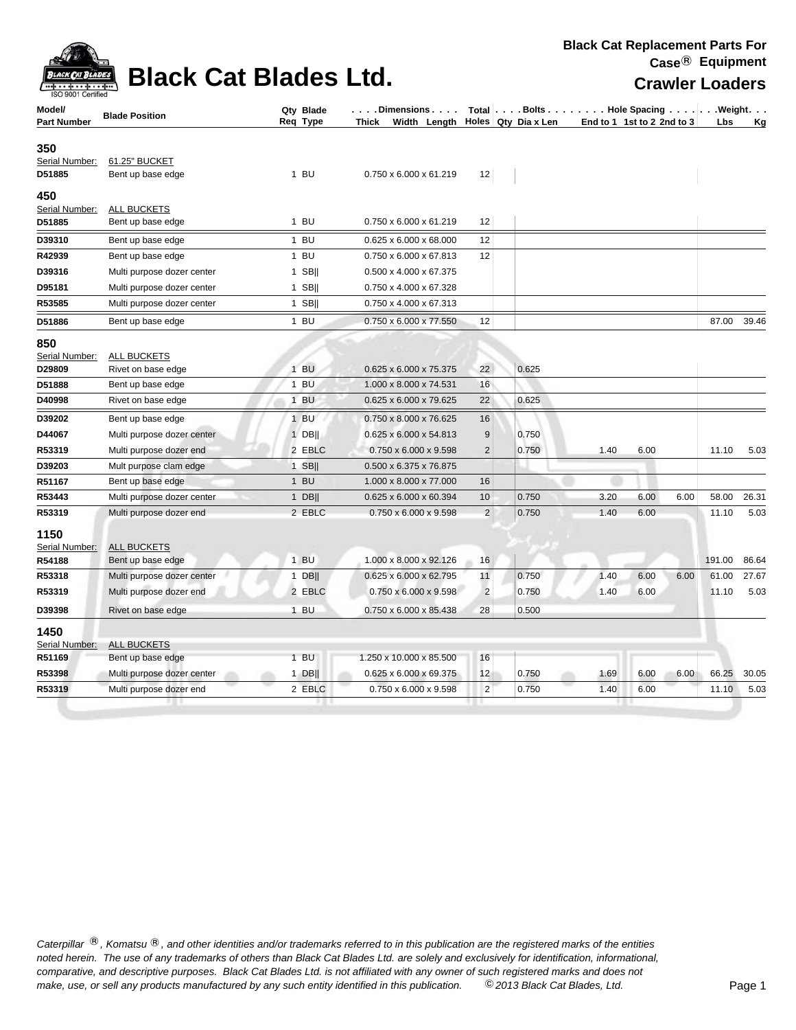# Black Cat Blades Ltd.

**Black Cat Replacement Parts For Case® Equipment**

**Crawler Loaders**

| Model/ Part Number | Blade Position | Qty Req | Blade Type | Dimensions Thick x Width x Length | Total Holes | Bolts Qty | Bolts Dia x Len | Hole Spacing End to 1 | 1st to 2 | 2nd to 3 | Weight Lbs | Kg |
|---|---|---|---|---|---|---|---|---|---|---|---|---|
| **350** | | | | | | | | | | | | |
| Serial Number: | 61.25" BUCKET | | | | | | | | | | | |
| D51885 | Bent up base edge | 1 | BU | 0.750 x 6.000 x 61.219 | 12 | | | | | | | |
| **450** | | | | | | | | | | | | |
| Serial Number: | ALL BUCKETS | | | | | | | | | | | |
| D51885 | Bent up base edge | 1 | BU | 0.750 x 6.000 x 61.219 | 12 | | | | | | | |
| D39310 | Bent up base edge | 1 | BU | 0.625 x 6.000 x 68.000 | 12 | | | | | | | |
| R42939 | Bent up base edge | 1 | BU | 0.750 x 6.000 x 67.813 | 12 | | | | | | | |
| D39316 | Multi purpose dozer center | 1 | SB‖ | 0.500 x 4.000 x 67.375 | | | | | | | | |
| D95181 | Multi purpose dozer center | 1 | SB‖ | 0.750 x 4.000 x 67.328 | | | | | | | | |
| R53585 | Multi purpose dozer center | 1 | SB‖ | 0.750 x 4.000 x 67.313 | | | | | | | | |
| D51886 | Bent up base edge | 1 | BU | 0.750 x 6.000 x 77.550 | 12 | | | | | | 87.00 | 39.46 |
| **850** | | | | | | | | | | | | |
| Serial Number: | ALL BUCKETS | | | | | | | | | | | |
| D29809 | Rivet on base edge | 1 | BU | 0.625 x 6.000 x 75.375 | 22 | | 0.625 | | | | | |
| D51888 | Bent up base edge | 1 | BU | 1.000 x 8.000 x 74.531 | 16 | | | | | | | |
| D40998 | Rivet on base edge | 1 | BU | 0.625 x 6.000 x 79.625 | 22 | | 0.625 | | | | | |
| D39202 | Bent up base edge | 1 | BU | 0.750 x 8.000 x 76.625 | 16 | | | | | | | |
| D44067 | Multi purpose dozer center | 1 | DB‖ | 0.625 x 6.000 x 54.813 | 9 | | 0.750 | | | | | |
| R53319 | Multi purpose dozer end | 2 | EBLC | 0.750 x 6.000 x 9.598 | 2 | | 0.750 | 1.40 | 6.00 | | 11.10 | 5.03 |
| D39203 | Mult purpose clam edge | 1 | SB‖ | 0.500 x 6.375 x 76.875 | | | | | | | | |
| R51167 | Bent up base edge | 1 | BU | 1.000 x 8.000 x 77.000 | 16 | | | | | | | |
| R53443 | Multi purpose dozer center | 1 | DB‖ | 0.625 x 6.000 x 60.394 | 10 | | 0.750 | 3.20 | 6.00 | 6.00 | 58.00 | 26.31 |
| R53319 | Multi purpose dozer end | 2 | EBLC | 0.750 x 6.000 x 9.598 | 2 | | 0.750 | 1.40 | 6.00 | | 11.10 | 5.03 |
| **1150** | | | | | | | | | | | | |
| Serial Number: | ALL BUCKETS | | | | | | | | | | | |
| R54188 | Bent up base edge | 1 | BU | 1.000 x 8.000 x 92.126 | 16 | | | | | | 191.00 | 86.64 |
| R53318 | Multi purpose dozer center | 1 | DB‖ | 0.625 x 6.000 x 62.795 | 11 | | 0.750 | 1.40 | 6.00 | 6.00 | 61.00 | 27.67 |
| R53319 | Multi purpose dozer end | 2 | EBLC | 0.750 x 6.000 x 9.598 | 2 | | 0.750 | 1.40 | 6.00 | | 11.10 | 5.03 |
| D39398 | Rivet on base edge | 1 | BU | 0.750 x 6.000 x 85.438 | 28 | | 0.500 | | | | | |
| **1450** | | | | | | | | | | | | |
| Serial Number: | ALL BUCKETS | | | | | | | | | | | |
| R51169 | Bent up base edge | 1 | BU | 1.250 x 10.000 x 85.500 | 16 | | | | | | | |
| R53398 | Multi purpose dozer center | 1 | DB‖ | 0.625 x 6.000 x 69.375 | 12 | | 0.750 | 1.69 | 6.00 | 6.00 | 66.25 | 30.05 |
| R53319 | Multi purpose dozer end | 2 | EBLC | 0.750 x 6.000 x 9.598 | 2 | | 0.750 | 1.40 | 6.00 | | 11.10 | 5.03 |

*Caterpillar ®, Komatsu ®, and other identities and/or trademarks referred to in this publication are the registered marks of the entities noted herein. The use of any trademarks of others than Black Cat Blades Ltd. are solely and exclusively for identification, informational, comparative, and descriptive purposes. Black Cat Blades Ltd. is not affiliated with any owner of such registered marks and does not make, use, or sell any products manufactured by any such entity identified in this publication. © 2013 Black Cat Blades, Ltd.*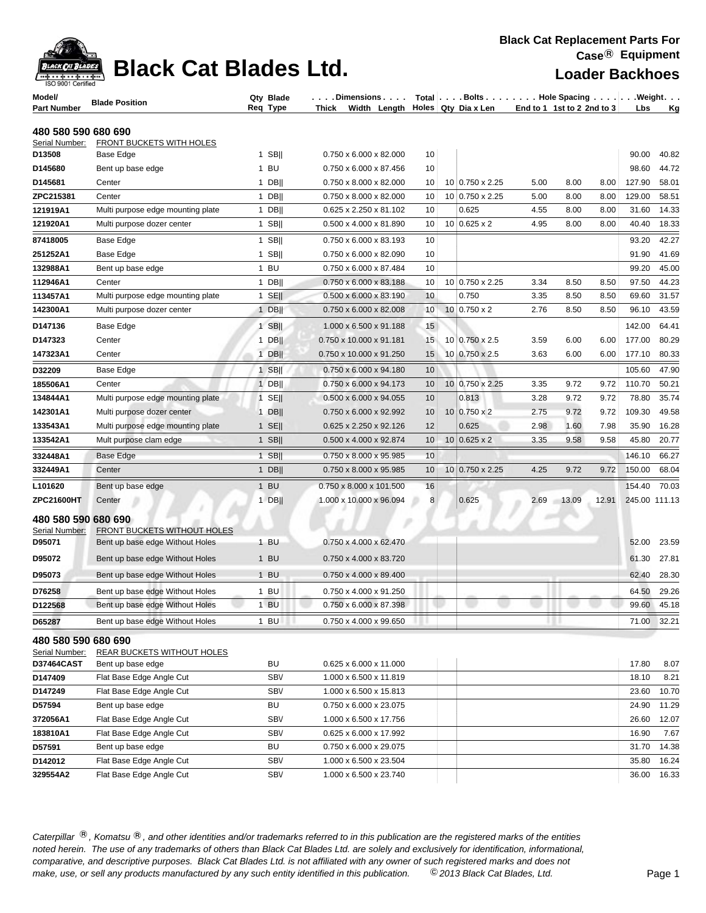# Black Cat Blades Ltd.

**Black Cat Replacement Parts For Case® Equipment**

**Loader Backhoes**

| Model/ Part Number | Blade Position | Qty Req | Blade Type | Dimensions Thick Width Length | Total Holes | Bolts Qty | Dia x Len | Hole Spacing End to 1 | 1st to 2 | 2nd to 3 | Weight Lbs | Kg |
|---|---|---|---|---|---|---|---|---|---|---|---|---|
| **480 580 590 680 690** | | | | | | | | | | | | |
| Serial Number: | FRONT BUCKETS WITH HOLES | | | | | | | | | | | |
| **D13508** | Base Edge | 1 | SB\|\| | 0.750 x 6.000 x 82.000 | 10 | | | | | | 90.00 | 40.82 |
| **D145680** | Bent up base edge | 1 | BU | 0.750 x 6.000 x 87.456 | 10 | | | | | | 98.60 | 44.72 |
| **D145681** | Center | 1 | DB\|\| | 0.750 x 8.000 x 82.000 | 10 | 10 | 0.750 x 2.25 | 5.00 | 8.00 | 8.00 | 127.90 | 58.01 |
| **ZPC215381** | Center | 1 | DB\|\| | 0.750 x 8.000 x 82.000 | 10 | 10 | 0.750 x 2.25 | 5.00 | 8.00 | 8.00 | 129.00 | 58.51 |
| **121919A1** | Multi purpose edge mounting plate | 1 | DB\|\| | 0.625 x 2.250 x 81.102 | 10 | | 0.625 | 4.55 | 8.00 | 8.00 | 31.60 | 14.33 |
| **121920A1** | Multi purpose dozer center | 1 | SB\|\| | 0.500 x 4.000 x 81.890 | 10 | 10 | 0.625 x 2 | 4.95 | 8.00 | 8.00 | 40.40 | 18.33 |
| **87418005** | Base Edge | 1 | SB\|\| | 0.750 x 6.000 x 83.193 | 10 | | | | | | 93.20 | 42.27 |
| **251252A1** | Base Edge | 1 | SB\|\| | 0.750 x 6.000 x 82.090 | 10 | | | | | | 91.90 | 41.69 |
| **132988A1** | Bent up base edge | 1 | BU | 0.750 x 6.000 x 87.484 | 10 | | | | | | 99.20 | 45.00 |
| **112946A1** | Center | 1 | DB\|\| | 0.750 x 6.000 x 83.188 | 10 | 10 | 0.750 x 2.25 | 3.34 | 8.50 | 8.50 | 97.50 | 44.23 |
| **113457A1** | Multi purpose edge mounting plate | 1 | SE\|\| | 0.500 x 6.000 x 83.190 | 10 | | 0.750 | 3.35 | 8.50 | 8.50 | 69.60 | 31.57 |
| **142300A1** | Multi purpose dozer center | 1 | DB\|\| | 0.750 x 6.000 x 82.008 | 10 | 10 | 0.750 x 2 | 2.76 | 8.50 | 8.50 | 96.10 | 43.59 |
| **D147136** | Base Edge | 1 | SB\|\| | 1.000 x 6.500 x 91.188 | 15 | | | | | | 142.00 | 64.41 |
| **D147323** | Center | 1 | DB\|\| | 0.750 x 10.000 x 91.181 | 15 | 10 | 0.750 x 2.5 | 3.59 | 6.00 | 6.00 | 177.00 | 80.29 |
| **147323A1** | Center | 1 | DB\|\| | 0.750 x 10.000 x 91.250 | 15 | 10 | 0.750 x 2.5 | 3.63 | 6.00 | 6.00 | 177.10 | 80.33 |
| **D32209** | Base Edge | 1 | SB\|\| | 0.750 x 6.000 x 94.180 | 10 | | | | | | 105.60 | 47.90 |
| **185506A1** | Center | 1 | DB\|\| | 0.750 x 6.000 x 94.173 | 10 | 10 | 0.750 x 2.25 | 3.35 | 9.72 | 9.72 | 110.70 | 50.21 |
| **134844A1** | Multi purpose edge mounting plate | 1 | SE\|\| | 0.500 x 6.000 x 94.055 | 10 | | 0.813 | 3.28 | 9.72 | 9.72 | 78.80 | 35.74 |
| **142301A1** | Multi purpose dozer center | 1 | DB\|\| | 0.750 x 6.000 x 92.992 | 10 | 10 | 0.750 x 2 | 2.75 | 9.72 | 9.72 | 109.30 | 49.58 |
| **133543A1** | Multi purpose edge mounting plate | 1 | SE\|\| | 0.625 x 2.250 x 92.126 | 12 | | 0.625 | 2.98 | 1.60 | 7.98 | 35.90 | 16.28 |
| **133542A1** | Mult purpose clam edge | 1 | SB\|\| | 0.500 x 4.000 x 92.874 | 10 | 10 | 0.625 x 2 | 3.35 | 9.58 | 9.58 | 45.80 | 20.77 |
| **332448A1** | Base Edge | 1 | SB\|\| | 0.750 x 8.000 x 95.985 | 10 | | | | | | 146.10 | 66.27 |
| **332449A1** | Center | 1 | DB\|\| | 0.750 x 8.000 x 95.985 | 10 | 10 | 0.750 x 2.25 | 4.25 | 9.72 | 9.72 | 150.00 | 68.04 |
| **L101620** | Bent up base edge | 1 | BU | 0.750 x 8.000 x 101.500 | 16 | | | | | | 154.40 | 70.03 |
| **ZPC21600HT** | Center | 1 | DB\|\| | 1.000 x 10.000 x 96.094 | 8 | | 0.625 | 2.69 | 13.09 | 12.91 | 245.00 | 111.13 |
| **480 580 590 680 690** | | | | | | | | | | | | |
| Serial Number: | FRONT BUCKETS WITHOUT HOLES | | | | | | | | | | | |
| **D95071** | Bent up base edge Without Holes | 1 | BU | 0.750 x 4.000 x 62.470 | | | | | | | 52.00 | 23.59 |
| **D95072** | Bent up base edge Without Holes | 1 | BU | 0.750 x 4.000 x 83.720 | | | | | | | 61.30 | 27.81 |
| **D95073** | Bent up base edge Without Holes | 1 | BU | 0.750 x 4.000 x 89.400 | | | | | | | 62.40 | 28.30 |
| **D76258** | Bent up base edge Without Holes | 1 | BU | 0.750 x 4.000 x 91.250 | | | | | | | 64.50 | 29.26 |
| **D122568** | Bent up base edge Without Holes | 1 | BU | 0.750 x 6.000 x 87.398 | | | | | | | 99.60 | 45.18 |
| **D65287** | Bent up base edge Without Holes | 1 | BU | 0.750 x 4.000 x 99.650 | | | | | | | 71.00 | 32.21 |
| **480 580 590 680 690** | | | | | | | | | | | | |
| Serial Number: | REAR BUCKETS WITHOUT HOLES | | | | | | | | | | | |
| **D37464CAST** | Bent up base edge | | BU | 0.625 x 6.000 x 11.000 | | | | | | | 17.80 | 8.07 |
| **D147409** | Flat Base Edge Angle Cut | | SBV | 1.000 x 6.500 x 11.819 | | | | | | | 18.10 | 8.21 |
| **D147249** | Flat Base Edge Angle Cut | | SBV | 1.000 x 6.500 x 15.813 | | | | | | | 23.60 | 10.70 |
| **D57594** | Bent up base edge | | BU | 0.750 x 6.000 x 23.075 | | | | | | | 24.90 | 11.29 |
| **372056A1** | Flat Base Edge Angle Cut | | SBV | 1.000 x 6.500 x 17.756 | | | | | | | 26.60 | 12.07 |
| **183810A1** | Flat Base Edge Angle Cut | | SBV | 0.625 x 6.000 x 17.992 | | | | | | | 16.90 | 7.67 |
| **D57591** | Bent up base edge | | BU | 0.750 x 6.000 x 29.075 | | | | | | | 31.70 | 14.38 |
| **D142012** | Flat Base Edge Angle Cut | | SBV | 1.000 x 6.500 x 23.504 | | | | | | | 35.80 | 16.24 |
| **329554A2** | Flat Base Edge Angle Cut | | SBV | 1.000 x 6.500 x 23.740 | | | | | | | 36.00 | 16.33 |

*Caterpillar ®, Komatsu ®, and other identities and/or trademarks referred to in this publication are the registered marks of the entities noted herein. The use of any trademarks of others than Black Cat Blades Ltd. are solely and exclusively for identification, informational, comparative, and descriptive purposes. Black Cat Blades Ltd. is not affiliated with any owner of such registered marks and does not make, use, or sell any products manufactured by any such entity identified in this publication. © 2013 Black Cat Blades, Ltd.*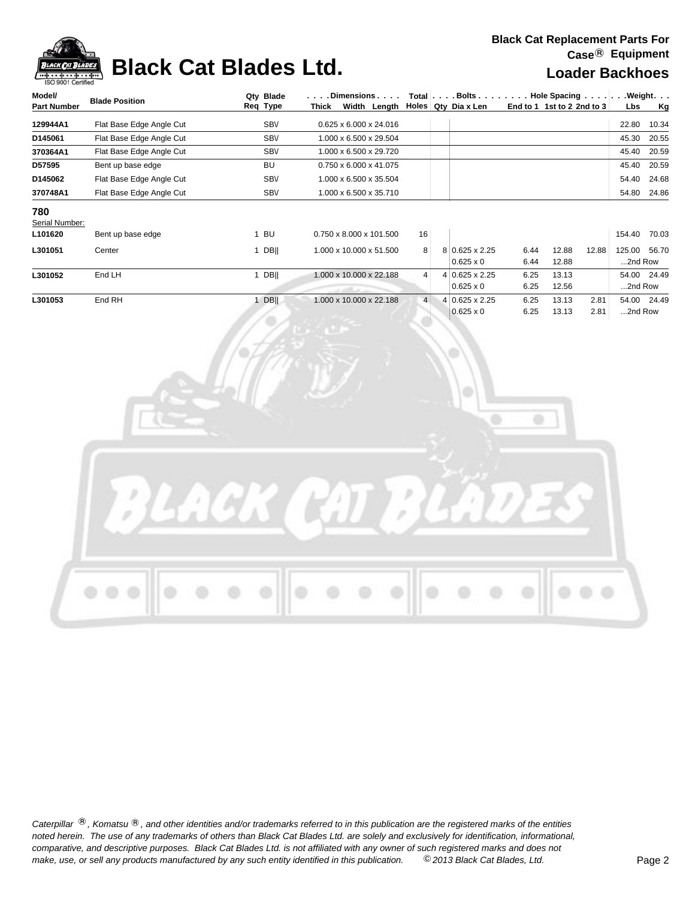# Black Cat Blades Ltd.

**Black Cat Replacement Parts For Case® Equipment**

## Loader Backhoes

| Model/ Part Number | Blade Position | Qty Req | Blade Type | Dimensions Thick Width Length | Total Holes | Bolts Qty | Dia x Len | Hole Spacing End to 1 | 1st to 2 | 2nd to 3 | Weight Lbs | Kg |
|---|---|---|---|---|---|---|---|---|---|---|---|---|
| **129944A1** | Flat Base Edge Angle Cut | | SBV | 0.625 x 6.000 x 24.016 | | | | | | | 22.80 | 10.34 |
| **D145061** | Flat Base Edge Angle Cut | | SBV | 1.000 x 6.500 x 29.504 | | | | | | | 45.30 | 20.55 |
| **370364A1** | Flat Base Edge Angle Cut | | SBV | 1.000 x 6.500 x 29.720 | | | | | | | 45.40 | 20.59 |
| **D57595** | Bent up base edge | | BU | 0.750 x 6.000 x 41.075 | | | | | | | 45.40 | 20.59 |
| **D145062** | Flat Base Edge Angle Cut | | SBV | 1.000 x 6.500 x 35.504 | | | | | | | 54.40 | 24.68 |
| **370748A1** | Flat Base Edge Angle Cut | | SBV | 1.000 x 6.500 x 35.710 | | | | | | | 54.80 | 24.86 |
| **780** | | | | | | | | | | | | |
| Serial Number: | | | | | | | | | | | | |
| **L101620** | Bent up base edge | 1 | BU | 0.750 x 8.000 x 101.500 | 16 | | | | | | 154.40 | 70.03 |
| **L301051** | Center | 1 | DB‖ | 1.000 x 10.000 x 51.500 | 8 | 8 | 0.625 x 2.25 | 6.44 | 12.88 | 12.88 | 125.00 | 56.70 |
| | | | | | | | 0.625 x 0 | 6.44 | 12.88 | | ...2nd Row | |
| **L301052** | End LH | 1 | DB‖ | 1.000 x 10.000 x 22.188 | 4 | 4 | 0.625 x 2.25 | 6.25 | 13.13 | | 54.00 | 24.49 |
| | | | | | | | 0.625 x 0 | 6.25 | 12.56 | | ...2nd Row | |
| **L301053** | End RH | 1 | DB‖ | 1.000 x 10.000 x 22.188 | 4 | 4 | 0.625 x 2.25 | 6.25 | 13.13 | 2.81 | 54.00 | 24.49 |
| | | | | | | | 0.625 x 0 | 6.25 | 13.13 | 2.81 | ...2nd Row | |

*Caterpillar ®, Komatsu ®, and other identities and/or trademarks referred to in this publication are the registered marks of the entities noted herein. The use of any trademarks of others than Black Cat Blades Ltd. are solely and exclusively for identification, informational, comparative, and descriptive purposes. Black Cat Blades Ltd. is not affiliated with any owner of such registered marks and does not make, use, or sell any products manufactured by any such entity identified in this publication. © 2013 Black Cat Blades, Ltd.*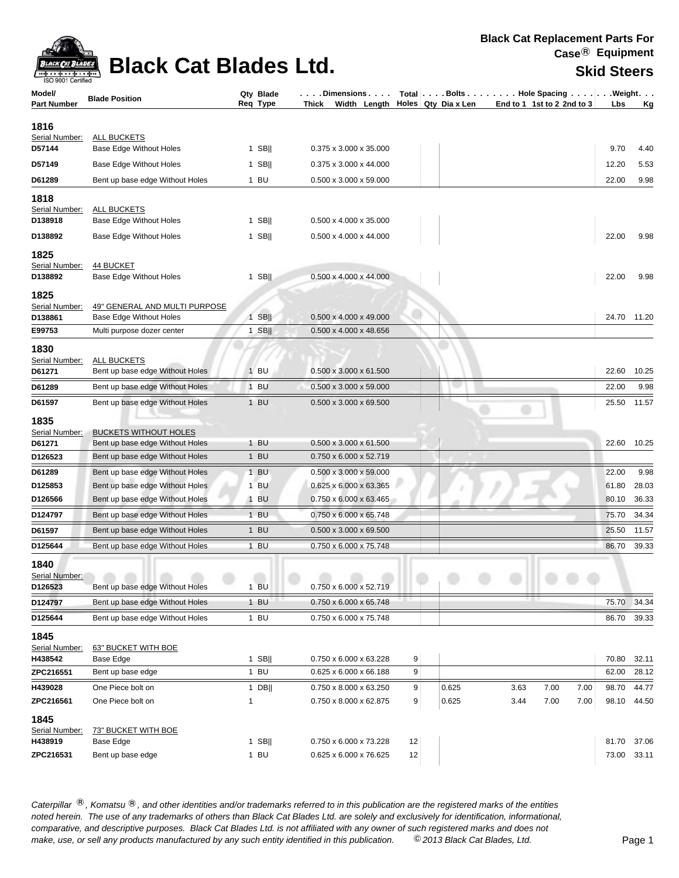# Black Cat Blades Ltd.

**Black Cat Replacement Parts For Case® Equipment**

**Skid Steers**

| Model/ Part Number | Blade Position | Qty Req | Blade Type | Dimensions Thick Width Length | Total Holes | Bolts Qty | Dia x Len | Hole Spacing End to 1 | 1st to 2 | 2nd to 3 | Weight Lbs | Kg |
|---|---|---|---|---|---|---|---|---|---|---|---|---|
| **1816** | | | | | | | | | | | | |
| Serial Number: | ALL BUCKETS | | | | | | | | | | | |
| D57144 | Base Edge Without Holes | 1 | SB\|\| | 0.375 x 3.000 x 35.000 | | | | | | | 9.70 | 4.40 |
| D57149 | Base Edge Without Holes | 1 | SB\|\| | 0.375 x 3.000 x 44.000 | | | | | | | 12.20 | 5.53 |
| D61289 | Bent up base edge Without Holes | 1 | BU | 0.500 x 3.000 x 59.000 | | | | | | | 22.00 | 9.98 |
| **1818** | | | | | | | | | | | | |
| Serial Number: | ALL BUCKETS | | | | | | | | | | | |
| D138918 | Base Edge Without Holes | 1 | SB\|\| | 0.500 x 4.000 x 35.000 | | | | | | | | |
| D138892 | Base Edge Without Holes | 1 | SB\|\| | 0.500 x 4.000 x 44.000 | | | | | | | 22.00 | 9.98 |
| **1825** | | | | | | | | | | | | |
| Serial Number: | 44 BUCKET | | | | | | | | | | | |
| D138892 | Base Edge Without Holes | 1 | SB\|\| | 0.500 x 4.000 x 44.000 | | | | | | | 22.00 | 9.98 |
| **1825** | | | | | | | | | | | | |
| Serial Number: | 49" GENERAL AND MULTI PURPOSE | | | | | | | | | | | |
| D138861 | Base Edge Without Holes | 1 | SB\|\| | 0.500 x 4.000 x 49.000 | | | | | | | 24.70 | 11.20 |
| E99753 | Multi purpose dozer center | 1 | SB\|\| | 0.500 x 4.000 x 48.656 | | | | | | | | |
| **1830** | | | | | | | | | | | | |
| Serial Number: | ALL BUCKETS | | | | | | | | | | | |
| D61271 | Bent up base edge Without Holes | 1 | BU | 0.500 x 3.000 x 61.500 | | | | | | | 22.60 | 10.25 |
| D61289 | Bent up base edge Without Holes | 1 | BU | 0.500 x 3.000 x 59.000 | | | | | | | 22.00 | 9.98 |
| D61597 | Bent up base edge Without Holes | 1 | BU | 0.500 x 3.000 x 69.500 | | | | | | | 25.50 | 11.57 |
| **1835** | | | | | | | | | | | | |
| Serial Number: | BUCKETS WITHOUT HOLES | | | | | | | | | | | |
| D61271 | Bent up base edge Without Holes | 1 | BU | 0.500 x 3.000 x 61.500 | | | | | | | 22.60 | 10.25 |
| D126523 | Bent up base edge Without Holes | 1 | BU | 0.750 x 6.000 x 52.719 | | | | | | | | |
| D61289 | Bent up base edge Without Holes | 1 | BU | 0.500 x 3.000 x 59.000 | | | | | | | 22.00 | 9.98 |
| D125853 | Bent up base edge Without Holes | 1 | BU | 0.625 x 6.000 x 63.365 | | | | | | | 61.80 | 28.03 |
| D126566 | Bent up base edge Without Holes | 1 | BU | 0.750 x 6.000 x 63.465 | | | | | | | 80.10 | 36.33 |
| D124797 | Bent up base edge Without Holes | 1 | BU | 0.750 x 6.000 x 65.748 | | | | | | | 75.70 | 34.34 |
| D61597 | Bent up base edge Without Holes | 1 | BU | 0.500 x 3.000 x 69.500 | | | | | | | 25.50 | 11.57 |
| D125644 | Bent up base edge Without Holes | 1 | BU | 0.750 x 6.000 x 75.748 | | | | | | | 86.70 | 39.33 |
| **1840** | | | | | | | | | | | | |
| Serial Number: | | | | | | | | | | | | |
| D126523 | Bent up base edge Without Holes | 1 | BU | 0.750 x 6.000 x 52.719 | | | | | | | | |
| D124797 | Bent up base edge Without Holes | 1 | BU | 0.750 x 6.000 x 65.748 | | | | | | | 75.70 | 34.34 |
| D125644 | Bent up base edge Without Holes | 1 | BU | 0.750 x 6.000 x 75.748 | | | | | | | 86.70 | 39.33 |
| **1845** | | | | | | | | | | | | |
| Serial Number: | 63" BUCKET WITH BOE | | | | | | | | | | | |
| H438542 | Base Edge | 1 | SB\|\| | 0.750 x 6.000 x 63.228 | 9 | | | | | | 70.80 | 32.11 |
| ZPC216551 | Bent up base edge | 1 | BU | 0.625 x 6.000 x 66.188 | 9 | | | | | | 62.00 | 28.12 |
| H439028 | One Piece bolt on | 1 | DB\|\| | 0.750 x 8.000 x 63.250 | 9 | | 0.625 | 3.63 | 7.00 | 7.00 | 98.70 | 44.77 |
| ZPC216561 | One Piece bolt on | 1 | | 0.750 x 8.000 x 62.875 | 9 | | 0.625 | 3.44 | 7.00 | 7.00 | 98.10 | 44.50 |
| **1845** | | | | | | | | | | | | |
| Serial Number: | 73" BUCKET WITH BOE | | | | | | | | | | | |
| H438919 | Base Edge | 1 | SB\|\| | 0.750 x 6.000 x 73.228 | 12 | | | | | | 81.70 | 37.06 |
| ZPC216531 | Bent up base edge | 1 | BU | 0.625 x 6.000 x 76.625 | 12 | | | | | | 73.00 | 33.11 |

*Caterpillar ®, Komatsu ®, and other identities and/or trademarks referred to in this publication are the registered marks of the entities noted herein. The use of any trademarks of others than Black Cat Blades Ltd. are solely and exclusively for identification, informational, comparative, and descriptive purposes. Black Cat Blades Ltd. is not affiliated with any owner of such registered marks and does not make, use, or sell any products manufactured by any such entity identified in this publication. © 2013 Black Cat Blades, Ltd.*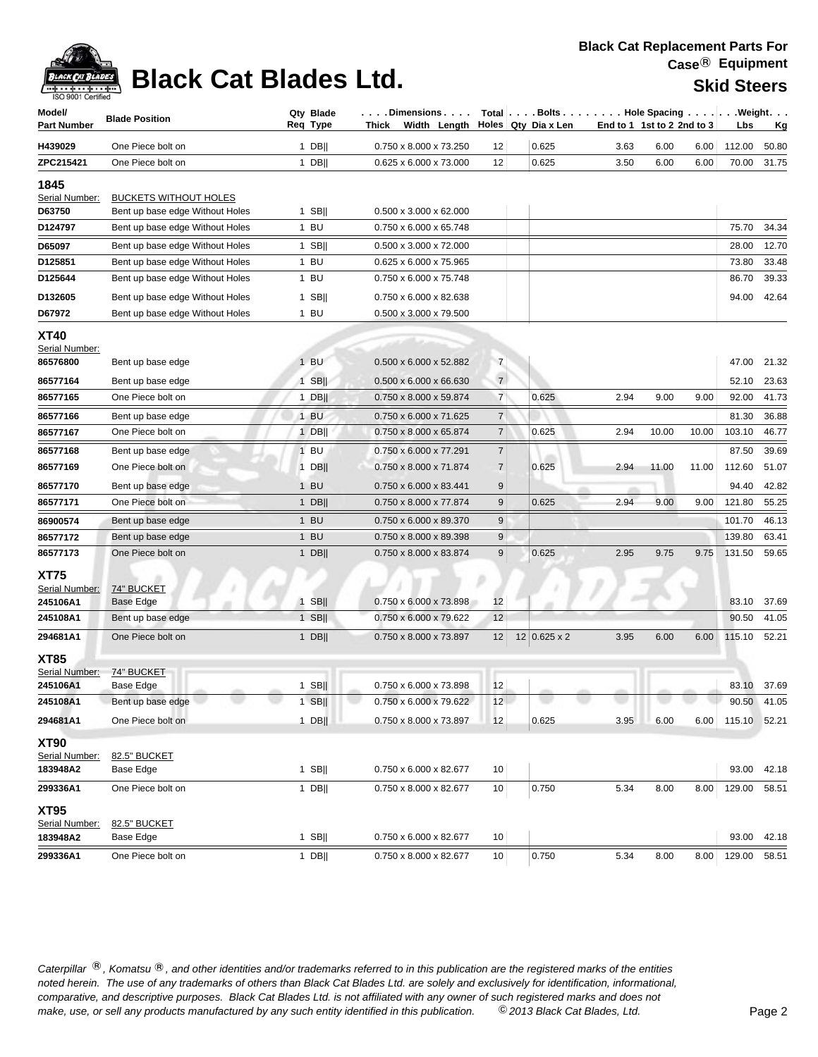# Black Cat Blades Ltd.

**Black Cat Replacement Parts For Case® Equipment**

**Skid Steers**

| Model/ Part Number | Blade Position | Qty Req | Blade Type | Dimensions Thick x Width x Length | Total Holes | Bolts Qty | Bolts Dia x Len | Hole Spacing End to 1 | 1st to 2 | 2nd to 3 | Weight Lbs | Weight Kg |
|---|---|---|---|---|---|---|---|---|---|---|---|---|
| H439029 | One Piece bolt on | 1 | DB\|\| | 0.750 x 8.000 x 73.250 | 12 | | 0.625 | 3.63 | 6.00 | 6.00 | 112.00 | 50.80 |
| ZPC215421 | One Piece bolt on | 1 | DB\|\| | 0.625 x 6.000 x 73.000 | 12 | | 0.625 | 3.50 | 6.00 | 6.00 | 70.00 | 31.75 |
| **1845** | | | | | | | | | | | | |
| Serial Number: | BUCKETS WITHOUT HOLES | | | | | | | | | | | |
| D63750 | Bent up base edge Without Holes | 1 | SB\|\| | 0.500 x 3.000 x 62.000 | | | | | | | | |
| D124797 | Bent up base edge Without Holes | 1 | BU | 0.750 x 6.000 x 65.748 | | | | | | | 75.70 | 34.34 |
| D65097 | Bent up base edge Without Holes | 1 | SB\|\| | 0.500 x 3.000 x 72.000 | | | | | | | 28.00 | 12.70 |
| D125851 | Bent up base edge Without Holes | 1 | BU | 0.625 x 6.000 x 75.965 | | | | | | | 73.80 | 33.48 |
| D125644 | Bent up base edge Without Holes | 1 | BU | 0.750 x 6.000 x 75.748 | | | | | | | 86.70 | 39.33 |
| D132605 | Bent up base edge Without Holes | 1 | SB\|\| | 0.750 x 6.000 x 82.638 | | | | | | | 94.00 | 42.64 |
| D67972 | Bent up base edge Without Holes | 1 | BU | 0.500 x 3.000 x 79.500 | | | | | | | | |
| **XT40** | | | | | | | | | | | | |
| Serial Number: | | | | | | | | | | | | |
| 86576800 | Bent up base edge | 1 | BU | 0.500 x 6.000 x 52.882 | 7 | | | | | | 47.00 | 21.32 |
| 86577164 | Bent up base edge | 1 | SB\|\| | 0.500 x 6.000 x 66.630 | 7 | | | | | | 52.10 | 23.63 |
| 86577165 | One Piece bolt on | 1 | DB\|\| | 0.750 x 8.000 x 59.874 | 7 | | 0.625 | 2.94 | 9.00 | 9.00 | 92.00 | 41.73 |
| 86577166 | Bent up base edge | 1 | BU | 0.750 x 6.000 x 71.625 | 7 | | | | | | 81.30 | 36.88 |
| 86577167 | One Piece bolt on | 1 | DB\|\| | 0.750 x 8.000 x 65.874 | 7 | | 0.625 | 2.94 | 10.00 | 10.00 | 103.10 | 46.77 |
| 86577168 | Bent up base edge | 1 | BU | 0.750 x 6.000 x 77.291 | 7 | | | | | | 87.50 | 39.69 |
| 86577169 | One Piece bolt on | 1 | DB\|\| | 0.750 x 8.000 x 71.874 | 7 | | 0.625 | 2.94 | 11.00 | 11.00 | 112.60 | 51.07 |
| 86577170 | Bent up base edge | 1 | BU | 0.750 x 6.000 x 83.441 | 9 | | | | | | 94.40 | 42.82 |
| 86577171 | One Piece bolt on | 1 | DB\|\| | 0.750 x 8.000 x 77.874 | 9 | | 0.625 | 2.94 | 9.00 | 9.00 | 121.80 | 55.25 |
| 86900574 | Bent up base edge | 1 | BU | 0.750 x 6.000 x 89.370 | 9 | | | | | | 101.70 | 46.13 |
| 86577172 | Bent up base edge | 1 | BU | 0.750 x 8.000 x 89.398 | 9 | | | | | | 139.80 | 63.41 |
| 86577173 | One Piece bolt on | 1 | DB\|\| | 0.750 x 8.000 x 83.874 | 9 | | 0.625 | 2.95 | 9.75 | 9.75 | 131.50 | 59.65 |
| **XT75** | | | | | | | | | | | | |
| Serial Number: | 74" BUCKET | | | | | | | | | | | |
| 245106A1 | Base Edge | 1 | SB\|\| | 0.750 x 6.000 x 73.898 | 12 | | | | | | 83.10 | 37.69 |
| 245108A1 | Bent up base edge | 1 | SB\|\| | 0.750 x 6.000 x 79.622 | 12 | | | | | | 90.50 | 41.05 |
| 294681A1 | One Piece bolt on | 1 | DB\|\| | 0.750 x 8.000 x 73.897 | 12 | 12 | 0.625 x 2 | 3.95 | 6.00 | 6.00 | 115.10 | 52.21 |
| **XT85** | | | | | | | | | | | | |
| Serial Number: | 74" BUCKET | | | | | | | | | | | |
| 245106A1 | Base Edge | 1 | SB\|\| | 0.750 x 6.000 x 73.898 | 12 | | | | | | 83.10 | 37.69 |
| 245108A1 | Bent up base edge | 1 | SB\|\| | 0.750 x 6.000 x 79.622 | 12 | | | | | | 90.50 | 41.05 |
| 294681A1 | One Piece bolt on | 1 | DB\|\| | 0.750 x 8.000 x 73.897 | 12 | | 0.625 | 3.95 | 6.00 | 6.00 | 115.10 | 52.21 |
| **XT90** | | | | | | | | | | | | |
| Serial Number: | 82.5" BUCKET | | | | | | | | | | | |
| 183948A2 | Base Edge | 1 | SB\|\| | 0.750 x 6.000 x 82.677 | 10 | | | | | | 93.00 | 42.18 |
| 299336A1 | One Piece bolt on | 1 | DB\|\| | 0.750 x 8.000 x 82.677 | 10 | | 0.750 | 5.34 | 8.00 | 8.00 | 129.00 | 58.51 |
| **XT95** | | | | | | | | | | | | |
| Serial Number: | 82.5" BUCKET | | | | | | | | | | | |
| 183948A2 | Base Edge | 1 | SB\|\| | 0.750 x 6.000 x 82.677 | 10 | | | | | | 93.00 | 42.18 |
| 299336A1 | One Piece bolt on | 1 | DB\|\| | 0.750 x 8.000 x 82.677 | 10 | | 0.750 | 5.34 | 8.00 | 8.00 | 129.00 | 58.51 |

*Caterpillar ®, Komatsu ®, and other identities and/or trademarks referred to in this publication are the registered marks of the entities noted herein. The use of any trademarks of others than Black Cat Blades Ltd. are solely and exclusively for identification, informational, comparative, and descriptive purposes. Black Cat Blades Ltd. is not affiliated with any owner of such registered marks and does not make, use, or sell any products manufactured by any such entity identified in this publication. © 2013 Black Cat Blades, Ltd.*